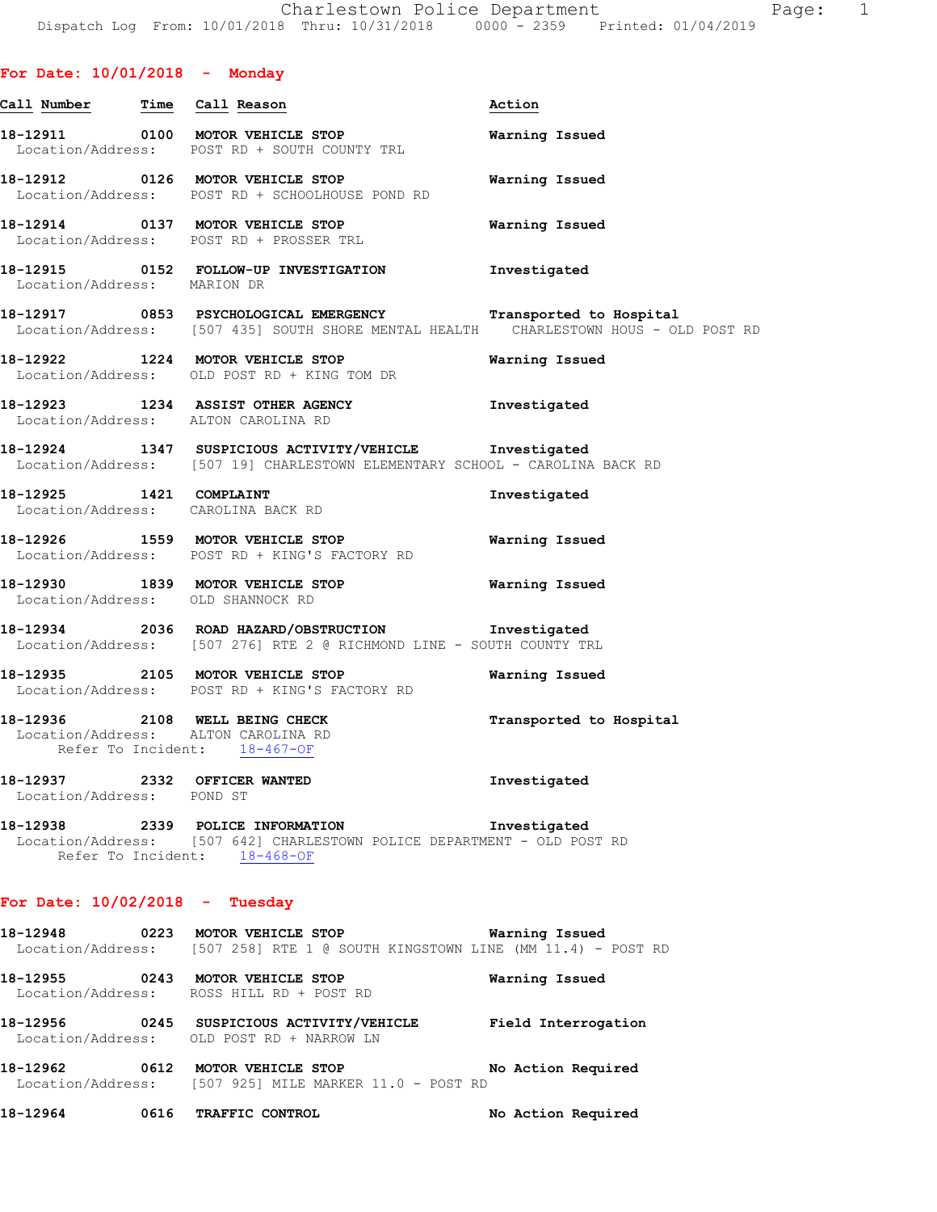Charlestown Police Department

Dispatch Log From: 10/01/2018 Thru: 10/31/2018 0000 - 2359 Printed: 01/04/2019

## For Date: 10/01/2018 - Monday

| Call Number | Time | Call Reason | Action |
|---|---|---|---|
| 18-12911 | 0100 | MOTOR VEHICLE STOP | Warning Issued |
| Location/Address: POST RD + SOUTH COUNTY TRL | | | |
| 18-12912 | 0126 | MOTOR VEHICLE STOP | Warning Issued |
| Location/Address: POST RD + SCHOOLHOUSE POND RD | | | |
| 18-12914 | 0137 | MOTOR VEHICLE STOP | Warning Issued |
| Location/Address: POST RD + PROSSER TRL | | | |
| 18-12915 | 0152 | FOLLOW-UP INVESTIGATION | Investigated |
| Location/Address: MARION DR | | | |
| 18-12917 | 0853 | PSYCHOLOGICAL EMERGENCY | Transported to Hospital |
| Location/Address: [507 435] SOUTH SHORE MENTAL HEALTH CHARLESTOWN HOUS - OLD POST RD | | | |
| 18-12922 | 1224 | MOTOR VEHICLE STOP | Warning Issued |
| Location/Address: OLD POST RD + KING TOM DR | | | |
| 18-12923 | 1234 | ASSIST OTHER AGENCY | Investigated |
| Location/Address: ALTON CAROLINA RD | | | |
| 18-12924 | 1347 | SUSPICIOUS ACTIVITY/VEHICLE | Investigated |
| Location/Address: [507 19] CHARLESTOWN ELEMENTARY SCHOOL - CAROLINA BACK RD | | | |
| 18-12925 | 1421 | COMPLAINT | Investigated |
| Location/Address: CAROLINA BACK RD | | | |
| 18-12926 | 1559 | MOTOR VEHICLE STOP | Warning Issued |
| Location/Address: POST RD + KING'S FACTORY RD | | | |
| 18-12930 | 1839 | MOTOR VEHICLE STOP | Warning Issued |
| Location/Address: OLD SHANNOCK RD | | | |
| 18-12934 | 2036 | ROAD HAZARD/OBSTRUCTION | Investigated |
| Location/Address: [507 276] RTE 2 @ RICHMOND LINE - SOUTH COUNTY TRL | | | |
| 18-12935 | 2105 | MOTOR VEHICLE STOP | Warning Issued |
| Location/Address: POST RD + KING'S FACTORY RD | | | |
| 18-12936 | 2108 | WELL BEING CHECK | Transported to Hospital |
| Location/Address: ALTON CAROLINA RD — Refer To Incident: 18-467-OF | | | |
| 18-12937 | 2332 | OFFICER WANTED | Investigated |
| Location/Address: POND ST | | | |
| 18-12938 | 2339 | POLICE INFORMATION | Investigated |
| Location/Address: [507 642] CHARLESTOWN POLICE DEPARTMENT - OLD POST RD — Refer To Incident: 18-468-OF | | | |

## For Date: 10/02/2018 - Tuesday

| Call Number | Time | Call Reason | Action |
|---|---|---|---|
| 18-12948 | 0223 | MOTOR VEHICLE STOP | Warning Issued |
| Location/Address: [507 258] RTE 1 @ SOUTH KINGSTOWN LINE (MM 11.4) - POST RD | | | |
| 18-12955 | 0243 | MOTOR VEHICLE STOP | Warning Issued |
| Location/Address: ROSS HILL RD + POST RD | | | |
| 18-12956 | 0245 | SUSPICIOUS ACTIVITY/VEHICLE | Field Interrogation |
| Location/Address: OLD POST RD + NARROW LN | | | |
| 18-12962 | 0612 | MOTOR VEHICLE STOP | No Action Required |
| Location/Address: [507 925] MILE MARKER 11.0 - POST RD | | | |
| 18-12964 | 0616 | TRAFFIC CONTROL | No Action Required |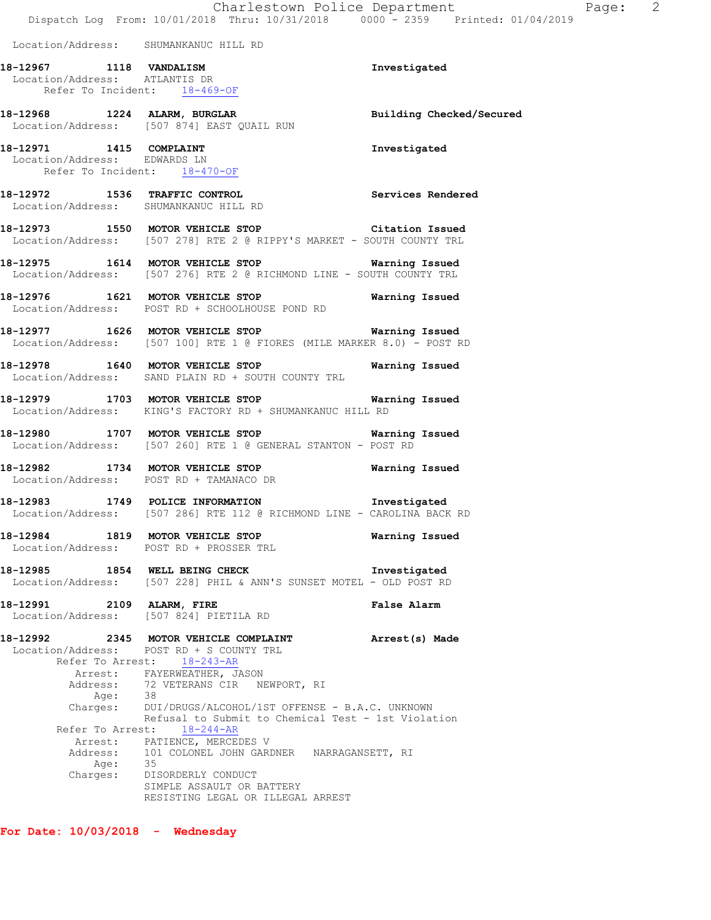Location/Address: SHUMANKANUC HILL RD

**18-12967 1118 VANDALISM** — **Investigated**
Location/Address: ATLANTIS DR
Refer To Incident: 18-469-OF

**18-12968 1224 ALARM, BURGLAR** — **Building Checked/Secured**
Location/Address: [507 874] EAST QUAIL RUN

**18-12971 1415 COMPLAINT** — **Investigated**
Location/Address: EDWARDS LN
Refer To Incident: 18-470-OF

**18-12972 1536 TRAFFIC CONTROL** — **Services Rendered**
Location/Address: SHUMANKANUC HILL RD

**18-12973 1550 MOTOR VEHICLE STOP** — **Citation Issued**
Location/Address: [507 278] RTE 2 @ RIPPY'S MARKET - SOUTH COUNTY TRL

**18-12975 1614 MOTOR VEHICLE STOP** — **Warning Issued**
Location/Address: [507 276] RTE 2 @ RICHMOND LINE - SOUTH COUNTY TRL

**18-12976 1621 MOTOR VEHICLE STOP** — **Warning Issued**
Location/Address: POST RD + SCHOOLHOUSE POND RD

**18-12977 1626 MOTOR VEHICLE STOP** — **Warning Issued**
Location/Address: [507 100] RTE 1 @ FIORES (MILE MARKER 8.0) - POST RD

**18-12978 1640 MOTOR VEHICLE STOP** — **Warning Issued**
Location/Address: SAND PLAIN RD + SOUTH COUNTY TRL

**18-12979 1703 MOTOR VEHICLE STOP** — **Warning Issued**
Location/Address: KING'S FACTORY RD + SHUMANKANUC HILL RD

**18-12980 1707 MOTOR VEHICLE STOP** — **Warning Issued**
Location/Address: [507 260] RTE 1 @ GENERAL STANTON - POST RD

**18-12982 1734 MOTOR VEHICLE STOP** — **Warning Issued**
Location/Address: POST RD + TAMANACO DR

**18-12983 1749 POLICE INFORMATION** — **Investigated**
Location/Address: [507 286] RTE 112 @ RICHMOND LINE - CAROLINA BACK RD

**18-12984 1819 MOTOR VEHICLE STOP** — **Warning Issued**
Location/Address: POST RD + PROSSER TRL

**18-12985 1854 WELL BEING CHECK** — **Investigated**
Location/Address: [507 228] PHIL & ANN'S SUNSET MOTEL - OLD POST RD

**18-12991 2109 ALARM, FIRE** — **False Alarm**
Location/Address: [507 824] PIETILA RD

**18-12992 2345 MOTOR VEHICLE COMPLAINT** — **Arrest(s) Made**
Location/Address: POST RD + S COUNTY TRL
Refer To Arrest: 18-243-AR
Arrest: FAYERWEATHER, JASON
Address: 72 VETERANS CIR NEWPORT, RI
Age: 38
Charges: DUI/DRUGS/ALCOHOL/1ST OFFENSE - B.A.C. UNKNOWN
Refusal to Submit to Chemical Test - 1st Violation
Refer To Arrest: 18-244-AR
Arrest: PATIENCE, MERCEDES V
Address: 101 COLONEL JOHN GARDNER NARRAGANSETT, RI
Age: 35
Charges: DISORDERLY CONDUCT
SIMPLE ASSAULT OR BATTERY
RESISTING LEGAL OR ILLEGAL ARREST

**For Date: 10/03/2018 - Wednesday**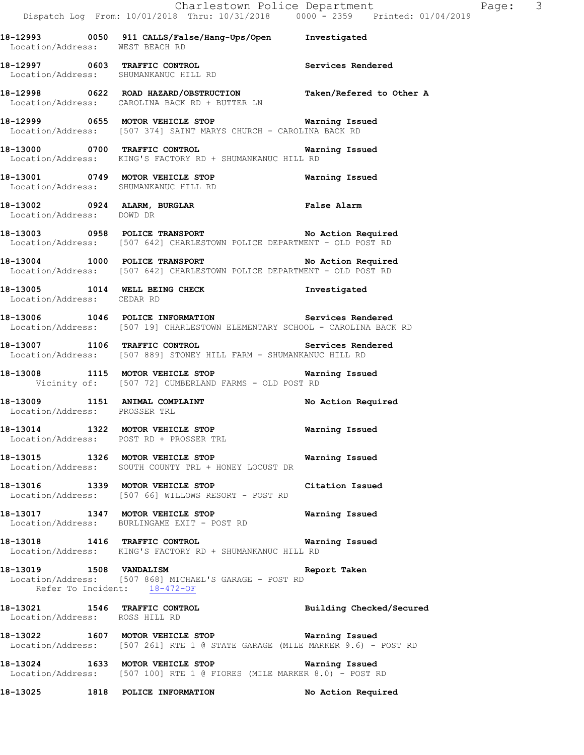18-12993 0050 911 CALLS/False/Hang-Ups/Open Investigated
Location/Address: WEST BEACH RD

18-12997 0603 TRAFFIC CONTROL Services Rendered
Location/Address: SHUMANKANUC HILL RD

18-12998 0622 ROAD HAZARD/OBSTRUCTION Taken/Refered to Other A
Location/Address: CAROLINA BACK RD + BUTTER LN

18-12999 0655 MOTOR VEHICLE STOP Warning Issued
Location/Address: [507 374] SAINT MARYS CHURCH - CAROLINA BACK RD

18-13000 0700 TRAFFIC CONTROL Warning Issued
Location/Address: KING'S FACTORY RD + SHUMANKANUC HILL RD

18-13001 0749 MOTOR VEHICLE STOP Warning Issued
Location/Address: SHUMANKANUC HILL RD

18-13002 0924 ALARM, BURGLAR False Alarm
Location/Address: DOWD DR

18-13003 0958 POLICE TRANSPORT No Action Required
Location/Address: [507 642] CHARLESTOWN POLICE DEPARTMENT - OLD POST RD

18-13004 1000 POLICE TRANSPORT No Action Required
Location/Address: [507 642] CHARLESTOWN POLICE DEPARTMENT - OLD POST RD

18-13005 1014 WELL BEING CHECK Investigated
Location/Address: CEDAR RD

18-13006 1046 POLICE INFORMATION Services Rendered
Location/Address: [507 19] CHARLESTOWN ELEMENTARY SCHOOL - CAROLINA BACK RD

18-13007 1106 TRAFFIC CONTROL Services Rendered
Location/Address: [507 889] STONEY HILL FARM - SHUMANKANUC HILL RD

18-13008 1115 MOTOR VEHICLE STOP Warning Issued
Vicinity of: [507 72] CUMBERLAND FARMS - OLD POST RD

18-13009 1151 ANIMAL COMPLAINT No Action Required
Location/Address: PROSSER TRL

18-13014 1322 MOTOR VEHICLE STOP Warning Issued
Location/Address: POST RD + PROSSER TRL

18-13015 1326 MOTOR VEHICLE STOP Warning Issued
Location/Address: SOUTH COUNTY TRL + HONEY LOCUST DR

18-13016 1339 MOTOR VEHICLE STOP Citation Issued
Location/Address: [507 66] WILLOWS RESORT - POST RD

18-13017 1347 MOTOR VEHICLE STOP Warning Issued
Location/Address: BURLINGAME EXIT - POST RD

18-13018 1416 TRAFFIC CONTROL Warning Issued
Location/Address: KING'S FACTORY RD + SHUMANKANUC HILL RD

18-13019 1508 VANDALISM Report Taken
Location/Address: [507 868] MICHAEL'S GARAGE - POST RD
Refer To Incident: 18-472-OF

18-13021 1546 TRAFFIC CONTROL Building Checked/Secured
Location/Address: ROSS HILL RD

18-13022 1607 MOTOR VEHICLE STOP Warning Issued
Location/Address: [507 261] RTE 1 @ STATE GARAGE (MILE MARKER 9.6) - POST RD

18-13024 1633 MOTOR VEHICLE STOP Warning Issued
Location/Address: [507 100] RTE 1 @ FIORES (MILE MARKER 8.0) - POST RD

18-13025 1818 POLICE INFORMATION No Action Required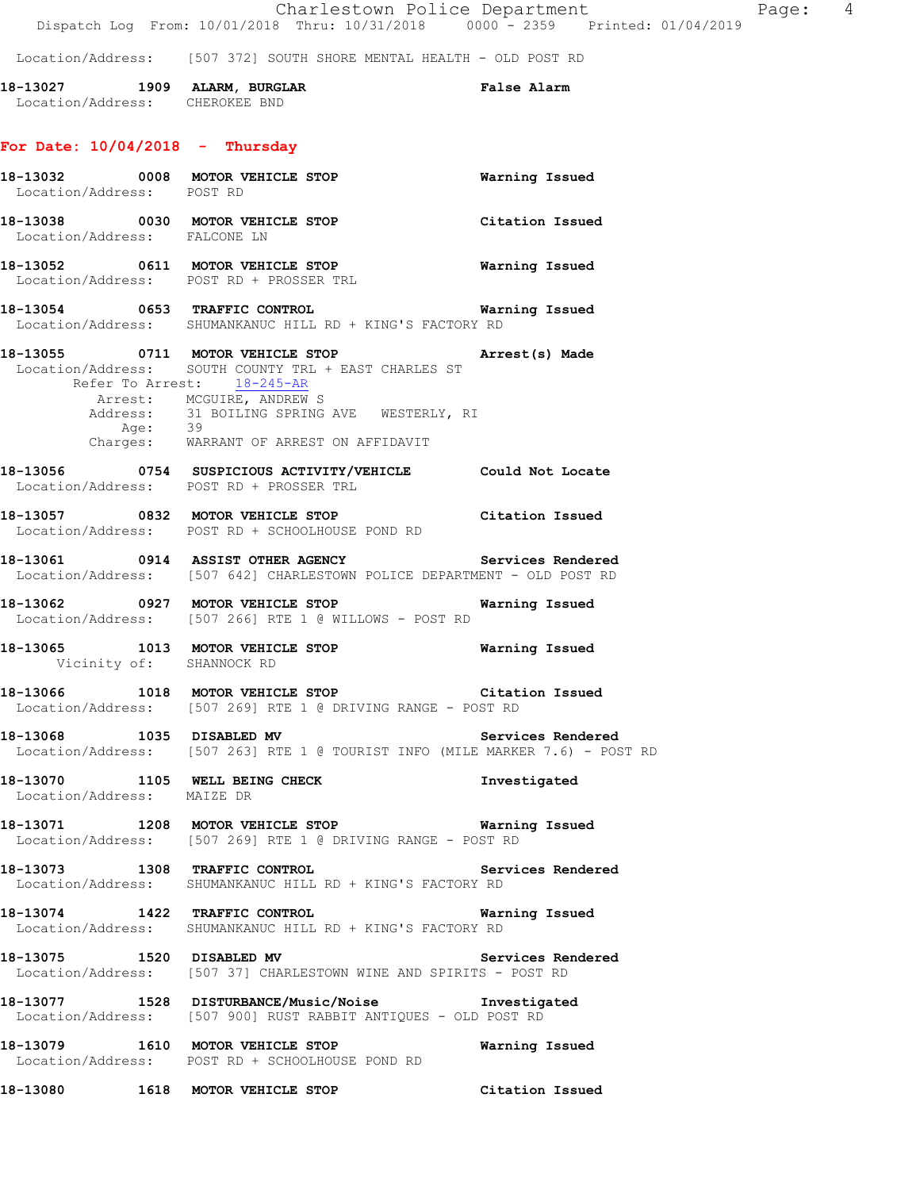Location/Address: [507 372] SOUTH SHORE MENTAL HEALTH - OLD POST RD

**18-13027 1909 ALARM, BURGLAR** False Alarm
Location/Address: CHEROKEE BND

## For Date: 10/04/2018 - Thursday

**18-13032 0008 MOTOR VEHICLE STOP** Warning Issued
Location/Address: POST RD

**18-13038 0030 MOTOR VEHICLE STOP** Citation Issued
Location/Address: FALCONE LN

**18-13052 0611 MOTOR VEHICLE STOP** Warning Issued
Location/Address: POST RD + PROSSER TRL

**18-13054 0653 TRAFFIC CONTROL** Warning Issued
Location/Address: SHUMANKANUC HILL RD + KING'S FACTORY RD

**18-13055 0711 MOTOR VEHICLE STOP** Arrest(s) Made
Location/Address: SOUTH COUNTY TRL + EAST CHARLES ST
Refer To Arrest: 18-245-AR
Arrest: MCGUIRE, ANDREW S
Address: 31 BOILING SPRING AVE WESTERLY, RI
Age: 39
Charges: WARRANT OF ARREST ON AFFIDAVIT

**18-13056 0754 SUSPICIOUS ACTIVITY/VEHICLE** Could Not Locate
Location/Address: POST RD + PROSSER TRL

**18-13057 0832 MOTOR VEHICLE STOP** Citation Issued
Location/Address: POST RD + SCHOOLHOUSE POND RD

**18-13061 0914 ASSIST OTHER AGENCY** Services Rendered
Location/Address: [507 642] CHARLESTOWN POLICE DEPARTMENT - OLD POST RD

**18-13062 0927 MOTOR VEHICLE STOP** Warning Issued
Location/Address: [507 266] RTE 1 @ WILLOWS - POST RD

**18-13065 1013 MOTOR VEHICLE STOP** Warning Issued
Vicinity of: SHANNOCK RD

**18-13066 1018 MOTOR VEHICLE STOP** Citation Issued
Location/Address: [507 269] RTE 1 @ DRIVING RANGE - POST RD

**18-13068 1035 DISABLED MV** Services Rendered
Location/Address: [507 263] RTE 1 @ TOURIST INFO (MILE MARKER 7.6) - POST RD

**18-13070 1105 WELL BEING CHECK** Investigated
Location/Address: MAIZE DR

**18-13071 1208 MOTOR VEHICLE STOP** Warning Issued
Location/Address: [507 269] RTE 1 @ DRIVING RANGE - POST RD

**18-13073 1308 TRAFFIC CONTROL** Services Rendered
Location/Address: SHUMANKANUC HILL RD + KING'S FACTORY RD

**18-13074 1422 TRAFFIC CONTROL** Warning Issued
Location/Address: SHUMANKANUC HILL RD + KING'S FACTORY RD

**18-13075 1520 DISABLED MV** Services Rendered
Location/Address: [507 37] CHARLESTOWN WINE AND SPIRITS - POST RD

**18-13077 1528 DISTURBANCE/Music/Noise** Investigated
Location/Address: [507 900] RUST RABBIT ANTIQUES - OLD POST RD

**18-13079 1610 MOTOR VEHICLE STOP** Warning Issued
Location/Address: POST RD + SCHOOLHOUSE POND RD

**18-13080 1618 MOTOR VEHICLE STOP** Citation Issued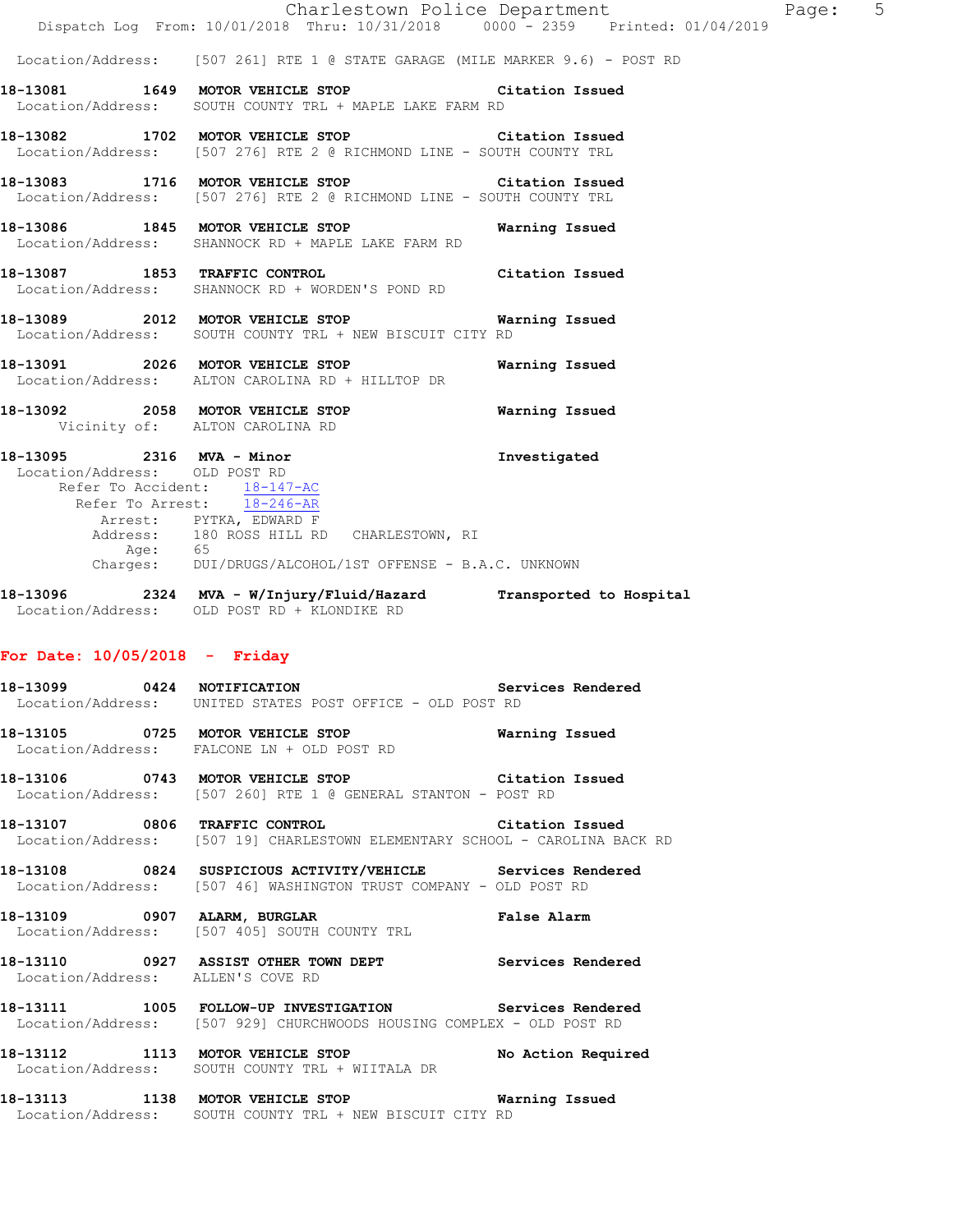Location/Address: [507 261] RTE 1 @ STATE GARAGE (MILE MARKER 9.6) - POST RD

**18-13081 1649 MOTOR VEHICLE STOP** Citation Issued
Location/Address: SOUTH COUNTY TRL + MAPLE LAKE FARM RD

**18-13082 1702 MOTOR VEHICLE STOP** Citation Issued
Location/Address: [507 276] RTE 2 @ RICHMOND LINE - SOUTH COUNTY TRL

**18-13083 1716 MOTOR VEHICLE STOP** Citation Issued
Location/Address: [507 276] RTE 2 @ RICHMOND LINE - SOUTH COUNTY TRL

**18-13086 1845 MOTOR VEHICLE STOP** Warning Issued
Location/Address: SHANNOCK RD + MAPLE LAKE FARM RD

**18-13087 1853 TRAFFIC CONTROL** Citation Issued
Location/Address: SHANNOCK RD + WORDEN'S POND RD

**18-13089 2012 MOTOR VEHICLE STOP** Warning Issued
Location/Address: SOUTH COUNTY TRL + NEW BISCUIT CITY RD

**18-13091 2026 MOTOR VEHICLE STOP** Warning Issued
Location/Address: ALTON CAROLINA RD + HILLTOP DR

**18-13092 2058 MOTOR VEHICLE STOP** Warning Issued
Vicinity of: ALTON CAROLINA RD

**18-13095 2316 MVA - Minor** Investigated
Location/Address: OLD POST RD
Refer To Accident: 18-147-AC
Refer To Arrest: 18-246-AR
Arrest: PYTKA, EDWARD F
Address: 180 ROSS HILL RD CHARLESTOWN, RI
Age: 65
Charges: DUI/DRUGS/ALCOHOL/1ST OFFENSE - B.A.C. UNKNOWN

**18-13096 2324 MVA - W/Injury/Fluid/Hazard** Transported to Hospital
Location/Address: OLD POST RD + KLONDIKE RD

## For Date: 10/05/2018 - Friday

**18-13099 0424 NOTIFICATION** Services Rendered
Location/Address: UNITED STATES POST OFFICE - OLD POST RD

**18-13105 0725 MOTOR VEHICLE STOP** Warning Issued
Location/Address: FALCONE LN + OLD POST RD

**18-13106 0743 MOTOR VEHICLE STOP** Citation Issued
Location/Address: [507 260] RTE 1 @ GENERAL STANTON - POST RD

**18-13107 0806 TRAFFIC CONTROL** Citation Issued
Location/Address: [507 19] CHARLESTOWN ELEMENTARY SCHOOL - CAROLINA BACK RD

**18-13108 0824 SUSPICIOUS ACTIVITY/VEHICLE** Services Rendered
Location/Address: [507 46] WASHINGTON TRUST COMPANY - OLD POST RD

**18-13109 0907 ALARM, BURGLAR** False Alarm
Location/Address: [507 405] SOUTH COUNTY TRL

**18-13110 0927 ASSIST OTHER TOWN DEPT** Services Rendered
Location/Address: ALLEN'S COVE RD

**18-13111 1005 FOLLOW-UP INVESTIGATION** Services Rendered
Location/Address: [507 929] CHURCHWOODS HOUSING COMPLEX - OLD POST RD

**18-13112 1113 MOTOR VEHICLE STOP** No Action Required
Location/Address: SOUTH COUNTY TRL + WIITALA DR

**18-13113 1138 MOTOR VEHICLE STOP** Warning Issued
Location/Address: SOUTH COUNTY TRL + NEW BISCUIT CITY RD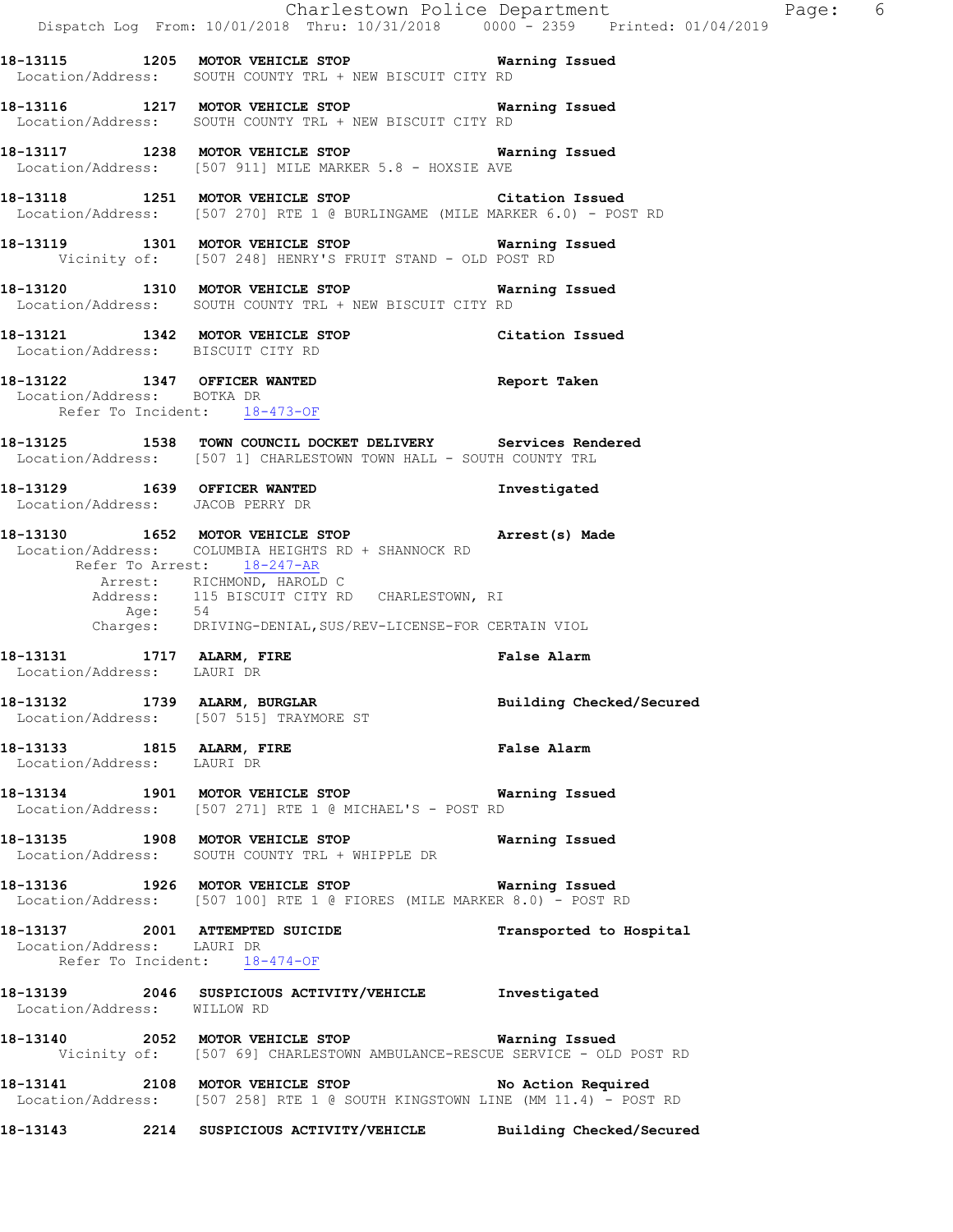**18-13115 1205 MOTOR VEHICLE STOP** Warning Issued
Location/Address: SOUTH COUNTY TRL + NEW BISCUIT CITY RD

**18-13116 1217 MOTOR VEHICLE STOP** Warning Issued
Location/Address: SOUTH COUNTY TRL + NEW BISCUIT CITY RD

**18-13117 1238 MOTOR VEHICLE STOP** Warning Issued
Location/Address: [507 911] MILE MARKER 5.8 - HOXSIE AVE

**18-13118 1251 MOTOR VEHICLE STOP** Citation Issued
Location/Address: [507 270] RTE 1 @ BURLINGAME (MILE MARKER 6.0) - POST RD

**18-13119 1301 MOTOR VEHICLE STOP** Warning Issued
Vicinity of: [507 248] HENRY'S FRUIT STAND - OLD POST RD

**18-13120 1310 MOTOR VEHICLE STOP** Warning Issued
Location/Address: SOUTH COUNTY TRL + NEW BISCUIT CITY RD

**18-13121 1342 MOTOR VEHICLE STOP** Citation Issued
Location/Address: BISCUIT CITY RD

**18-13122 1347 OFFICER WANTED** Report Taken
Location/Address: BOTKA DR
Refer To Incident: 18-473-OF

**18-13125 1538 TOWN COUNCIL DOCKET DELIVERY** Services Rendered
Location/Address: [507 1] CHARLESTOWN TOWN HALL - SOUTH COUNTY TRL

**18-13129 1639 OFFICER WANTED** Investigated
Location/Address: JACOB PERRY DR

**18-13130 1652 MOTOR VEHICLE STOP** Arrest(s) Made
Location/Address: COLUMBIA HEIGHTS RD + SHANNOCK RD
Refer To Arrest: 18-247-AR
Arrest: RICHMOND, HAROLD C
Address: 115 BISCUIT CITY RD CHARLESTOWN, RI
Age: 54
Charges: DRIVING-DENIAL,SUS/REV-LICENSE-FOR CERTAIN VIOL

**18-13131 1717 ALARM, FIRE** False Alarm
Location/Address: LAURI DR

**18-13132 1739 ALARM, BURGLAR** Building Checked/Secured
Location/Address: [507 515] TRAYMORE ST

**18-13133 1815 ALARM, FIRE** False Alarm
Location/Address: LAURI DR

**18-13134 1901 MOTOR VEHICLE STOP** Warning Issued
Location/Address: [507 271] RTE 1 @ MICHAEL'S - POST RD

**18-13135 1908 MOTOR VEHICLE STOP** Warning Issued
Location/Address: SOUTH COUNTY TRL + WHIPPLE DR

**18-13136 1926 MOTOR VEHICLE STOP** Warning Issued
Location/Address: [507 100] RTE 1 @ FIORES (MILE MARKER 8.0) - POST RD

**18-13137 2001 ATTEMPTED SUICIDE** Transported to Hospital
Location/Address: LAURI DR
Refer To Incident: 18-474-OF

**18-13139 2046 SUSPICIOUS ACTIVITY/VEHICLE** Investigated
Location/Address: WILLOW RD

**18-13140 2052 MOTOR VEHICLE STOP** Warning Issued
Vicinity of: [507 69] CHARLESTOWN AMBULANCE-RESCUE SERVICE - OLD POST RD

**18-13141 2108 MOTOR VEHICLE STOP** No Action Required
Location/Address: [507 258] RTE 1 @ SOUTH KINGSTOWN LINE (MM 11.4) - POST RD

**18-13143 2214 SUSPICIOUS ACTIVITY/VEHICLE** Building Checked/Secured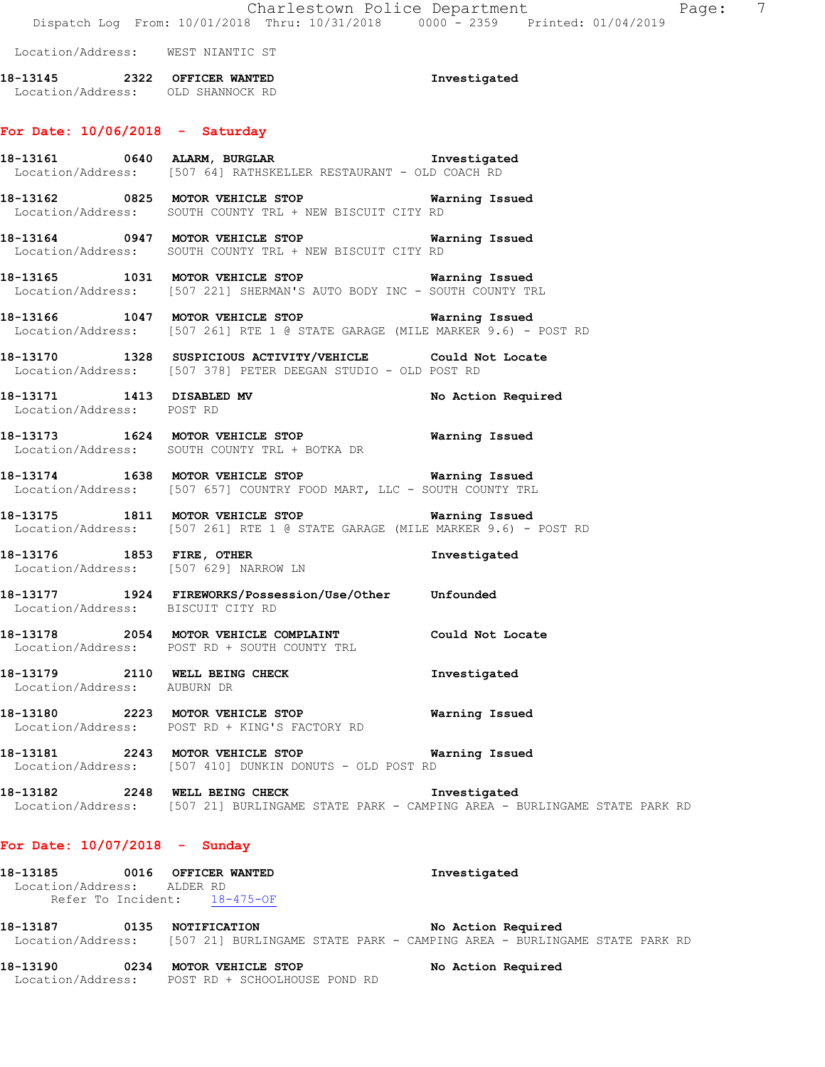Location/Address: WEST NIANTIC ST

**18-13145** 2322 **OFFICER WANTED** **Investigated**
Location/Address: OLD SHANNOCK RD

## For Date: 10/06/2018 - Saturday

**18-13161** 0640 **ALARM, BURGLAR** **Investigated**
Location/Address: [507 64] RATHSKELLER RESTAURANT - OLD COACH RD

**18-13162** 0825 **MOTOR VEHICLE STOP** **Warning Issued**
Location/Address: SOUTH COUNTY TRL + NEW BISCUIT CITY RD

**18-13164** 0947 **MOTOR VEHICLE STOP** **Warning Issued**
Location/Address: SOUTH COUNTY TRL + NEW BISCUIT CITY RD

**18-13165** 1031 **MOTOR VEHICLE STOP** **Warning Issued**
Location/Address: [507 221] SHERMAN'S AUTO BODY INC - SOUTH COUNTY TRL

**18-13166** 1047 **MOTOR VEHICLE STOP** **Warning Issued**
Location/Address: [507 261] RTE 1 @ STATE GARAGE (MILE MARKER 9.6) - POST RD

**18-13170** 1328 **SUSPICIOUS ACTIVITY/VEHICLE** **Could Not Locate**
Location/Address: [507 378] PETER DEEGAN STUDIO - OLD POST RD

**18-13171** 1413 **DISABLED MV** **No Action Required**
Location/Address: POST RD

**18-13173** 1624 **MOTOR VEHICLE STOP** **Warning Issued**
Location/Address: SOUTH COUNTY TRL + BOTKA DR

**18-13174** 1638 **MOTOR VEHICLE STOP** **Warning Issued**
Location/Address: [507 657] COUNTRY FOOD MART, LLC - SOUTH COUNTY TRL

**18-13175** 1811 **MOTOR VEHICLE STOP** **Warning Issued**
Location/Address: [507 261] RTE 1 @ STATE GARAGE (MILE MARKER 9.6) - POST RD

**18-13176** 1853 **FIRE, OTHER** **Investigated**
Location/Address: [507 629] NARROW LN

**18-13177** 1924 **FIREWORKS/Possession/Use/Other** **Unfounded**
Location/Address: BISCUIT CITY RD

**18-13178** 2054 **MOTOR VEHICLE COMPLAINT** **Could Not Locate**
Location/Address: POST RD + SOUTH COUNTY TRL

**18-13179** 2110 **WELL BEING CHECK** **Investigated**
Location/Address: AUBURN DR

**18-13180** 2223 **MOTOR VEHICLE STOP** **Warning Issued**
Location/Address: POST RD + KING'S FACTORY RD

**18-13181** 2243 **MOTOR VEHICLE STOP** **Warning Issued**
Location/Address: [507 410] DUNKIN DONUTS - OLD POST RD

**18-13182** 2248 **WELL BEING CHECK** **Investigated**
Location/Address: [507 21] BURLINGAME STATE PARK - CAMPING AREA - BURLINGAME STATE PARK RD

## For Date: 10/07/2018 - Sunday

**18-13185** 0016 **OFFICER WANTED** **Investigated**
Location/Address: ALDER RD
Refer To Incident: 18-475-OF

**18-13187** 0135 **NOTIFICATION** **No Action Required**
Location/Address: [507 21] BURLINGAME STATE PARK - CAMPING AREA - BURLINGAME STATE PARK RD

**18-13190** 0234 **MOTOR VEHICLE STOP** **No Action Required**
Location/Address: POST RD + SCHOOLHOUSE POND RD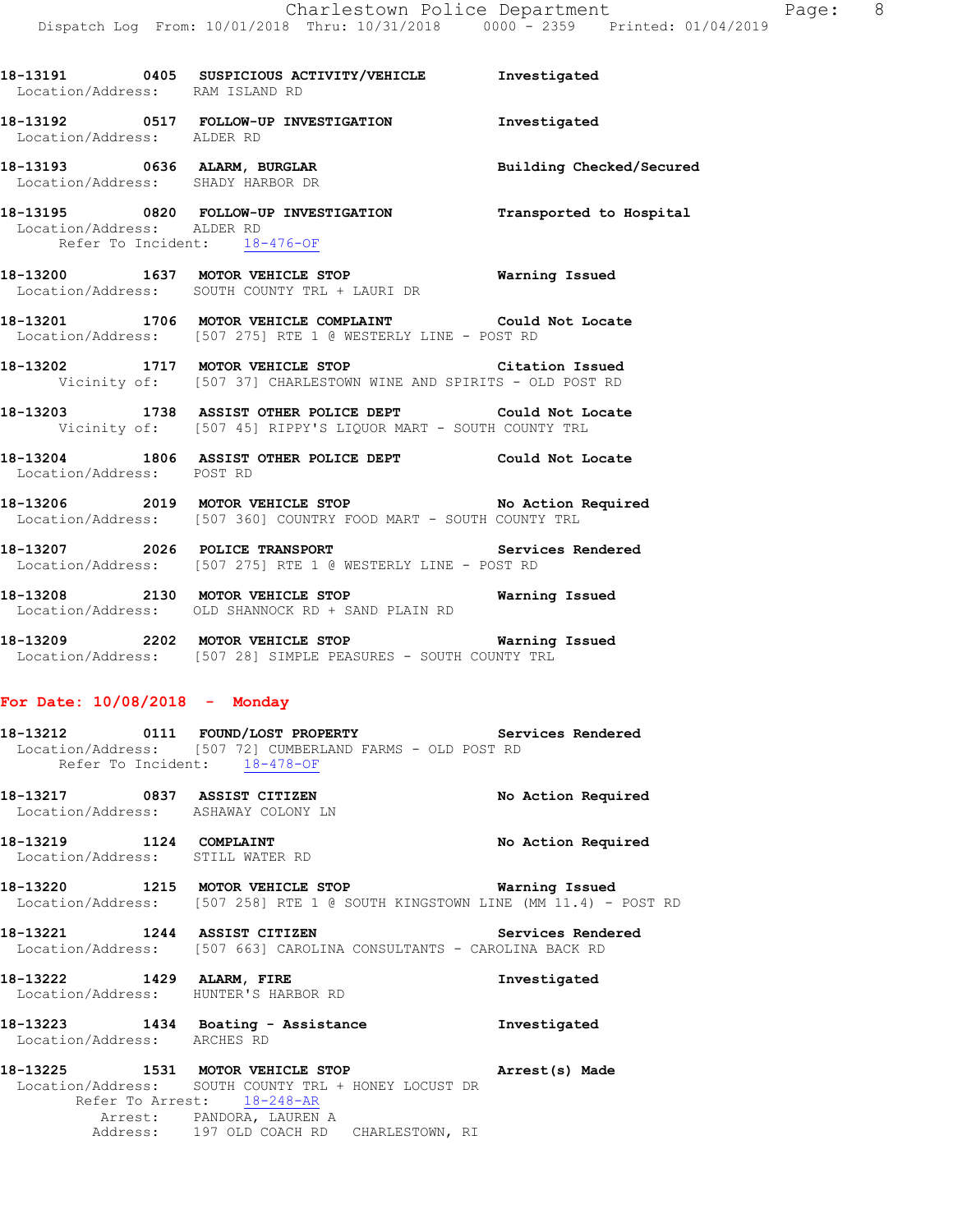**18-13191 0405 SUSPICIOUS ACTIVITY/VEHICLE Investigated**
Location/Address: RAM ISLAND RD

**18-13192 0517 FOLLOW-UP INVESTIGATION Investigated**
Location/Address: ALDER RD

**18-13193 0636 ALARM, BURGLAR Building Checked/Secured**
Location/Address: SHADY HARBOR DR

**18-13195 0820 FOLLOW-UP INVESTIGATION Transported to Hospital**
Location/Address: ALDER RD
Refer To Incident: 18-476-OF

**18-13200 1637 MOTOR VEHICLE STOP Warning Issued**
Location/Address: SOUTH COUNTY TRL + LAURI DR

**18-13201 1706 MOTOR VEHICLE COMPLAINT Could Not Locate**
Location/Address: [507 275] RTE 1 @ WESTERLY LINE - POST RD

**18-13202 1717 MOTOR VEHICLE STOP Citation Issued**
Vicinity of: [507 37] CHARLESTOWN WINE AND SPIRITS - OLD POST RD

**18-13203 1738 ASSIST OTHER POLICE DEPT Could Not Locate**
Vicinity of: [507 45] RIPPY'S LIQUOR MART - SOUTH COUNTY TRL

**18-13204 1806 ASSIST OTHER POLICE DEPT Could Not Locate**
Location/Address: POST RD

**18-13206 2019 MOTOR VEHICLE STOP No Action Required**
Location/Address: [507 360] COUNTRY FOOD MART - SOUTH COUNTY TRL

**18-13207 2026 POLICE TRANSPORT Services Rendered**
Location/Address: [507 275] RTE 1 @ WESTERLY LINE - POST RD

**18-13208 2130 MOTOR VEHICLE STOP Warning Issued**
Location/Address: OLD SHANNOCK RD + SAND PLAIN RD

**18-13209 2202 MOTOR VEHICLE STOP Warning Issued**
Location/Address: [507 28] SIMPLE PEASURES - SOUTH COUNTY TRL

## For Date: 10/08/2018 - Monday

**18-13212 0111 FOUND/LOST PROPERTY Services Rendered**
Location/Address: [507 72] CUMBERLAND FARMS - OLD POST RD
Refer To Incident: 18-478-OF

**18-13217 0837 ASSIST CITIZEN No Action Required**
Location/Address: ASHAWAY COLONY LN

**18-13219 1124 COMPLAINT No Action Required**
Location/Address: STILL WATER RD

**18-13220 1215 MOTOR VEHICLE STOP Warning Issued**
Location/Address: [507 258] RTE 1 @ SOUTH KINGSTOWN LINE (MM 11.4) - POST RD

**18-13221 1244 ASSIST CITIZEN Services Rendered**
Location/Address: [507 663] CAROLINA CONSULTANTS - CAROLINA BACK RD

**18-13222 1429 ALARM, FIRE Investigated**
Location/Address: HUNTER'S HARBOR RD

**18-13223 1434 Boating - Assistance Investigated**
Location/Address: ARCHES RD

**18-13225 1531 MOTOR VEHICLE STOP Arrest(s) Made**
Location/Address: SOUTH COUNTY TRL + HONEY LOCUST DR
Refer To Arrest: 18-248-AR
Arrest: PANDORA, LAUREN A
Address: 197 OLD COACH RD CHARLESTOWN, RI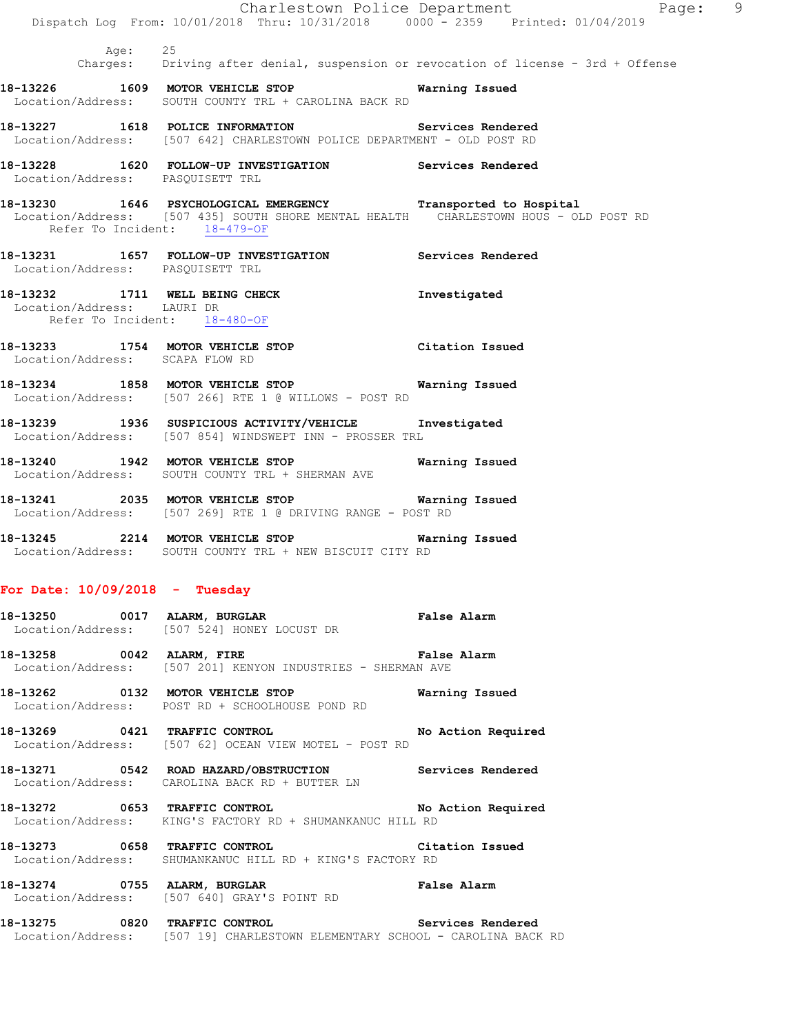Age: 25
Charges: Driving after denial, suspension or revocation of license - 3rd + Offense

**18-13226 1609 MOTOR VEHICLE STOP** **Warning Issued**
Location/Address: SOUTH COUNTY TRL + CAROLINA BACK RD

**18-13227 1618 POLICE INFORMATION** **Services Rendered**
Location/Address: [507 642] CHARLESTOWN POLICE DEPARTMENT - OLD POST RD

**18-13228 1620 FOLLOW-UP INVESTIGATION** **Services Rendered**
Location/Address: PASQUISETT TRL

**18-13230 1646 PSYCHOLOGICAL EMERGENCY** **Transported to Hospital**
Location/Address: [507 435] SOUTH SHORE MENTAL HEALTH CHARLESTOWN HOUS - OLD POST RD
Refer To Incident: 18-479-OF

**18-13231 1657 FOLLOW-UP INVESTIGATION** **Services Rendered**
Location/Address: PASQUISETT TRL

**18-13232 1711 WELL BEING CHECK** **Investigated**
Location/Address: LAURI DR
Refer To Incident: 18-480-OF

**18-13233 1754 MOTOR VEHICLE STOP** **Citation Issued**
Location/Address: SCAPA FLOW RD

**18-13234 1858 MOTOR VEHICLE STOP** **Warning Issued**
Location/Address: [507 266] RTE 1 @ WILLOWS - POST RD

**18-13239 1936 SUSPICIOUS ACTIVITY/VEHICLE** **Investigated**
Location/Address: [507 854] WINDSWEPT INN - PROSSER TRL

**18-13240 1942 MOTOR VEHICLE STOP** **Warning Issued**
Location/Address: SOUTH COUNTY TRL + SHERMAN AVE

**18-13241 2035 MOTOR VEHICLE STOP** **Warning Issued**
Location/Address: [507 269] RTE 1 @ DRIVING RANGE - POST RD

**18-13245 2214 MOTOR VEHICLE STOP** **Warning Issued**
Location/Address: SOUTH COUNTY TRL + NEW BISCUIT CITY RD

## For Date: 10/09/2018 - Tuesday

**18-13250 0017 ALARM, BURGLAR** **False Alarm**
Location/Address: [507 524] HONEY LOCUST DR

**18-13258 0042 ALARM, FIRE** **False Alarm**
Location/Address: [507 201] KENYON INDUSTRIES - SHERMAN AVE

**18-13262 0132 MOTOR VEHICLE STOP** **Warning Issued**
Location/Address: POST RD + SCHOOLHOUSE POND RD

**18-13269 0421 TRAFFIC CONTROL** **No Action Required**
Location/Address: [507 62] OCEAN VIEW MOTEL - POST RD

**18-13271 0542 ROAD HAZARD/OBSTRUCTION** **Services Rendered**
Location/Address: CAROLINA BACK RD + BUTTER LN

**18-13272 0653 TRAFFIC CONTROL** **No Action Required**
Location/Address: KING'S FACTORY RD + SHUMANKANUC HILL RD

**18-13273 0658 TRAFFIC CONTROL** **Citation Issued**
Location/Address: SHUMANKANUC HILL RD + KING'S FACTORY RD

**18-13274 0755 ALARM, BURGLAR** **False Alarm**
Location/Address: [507 640] GRAY'S POINT RD

**18-13275 0820 TRAFFIC CONTROL** **Services Rendered**
Location/Address: [507 19] CHARLESTOWN ELEMENTARY SCHOOL - CAROLINA BACK RD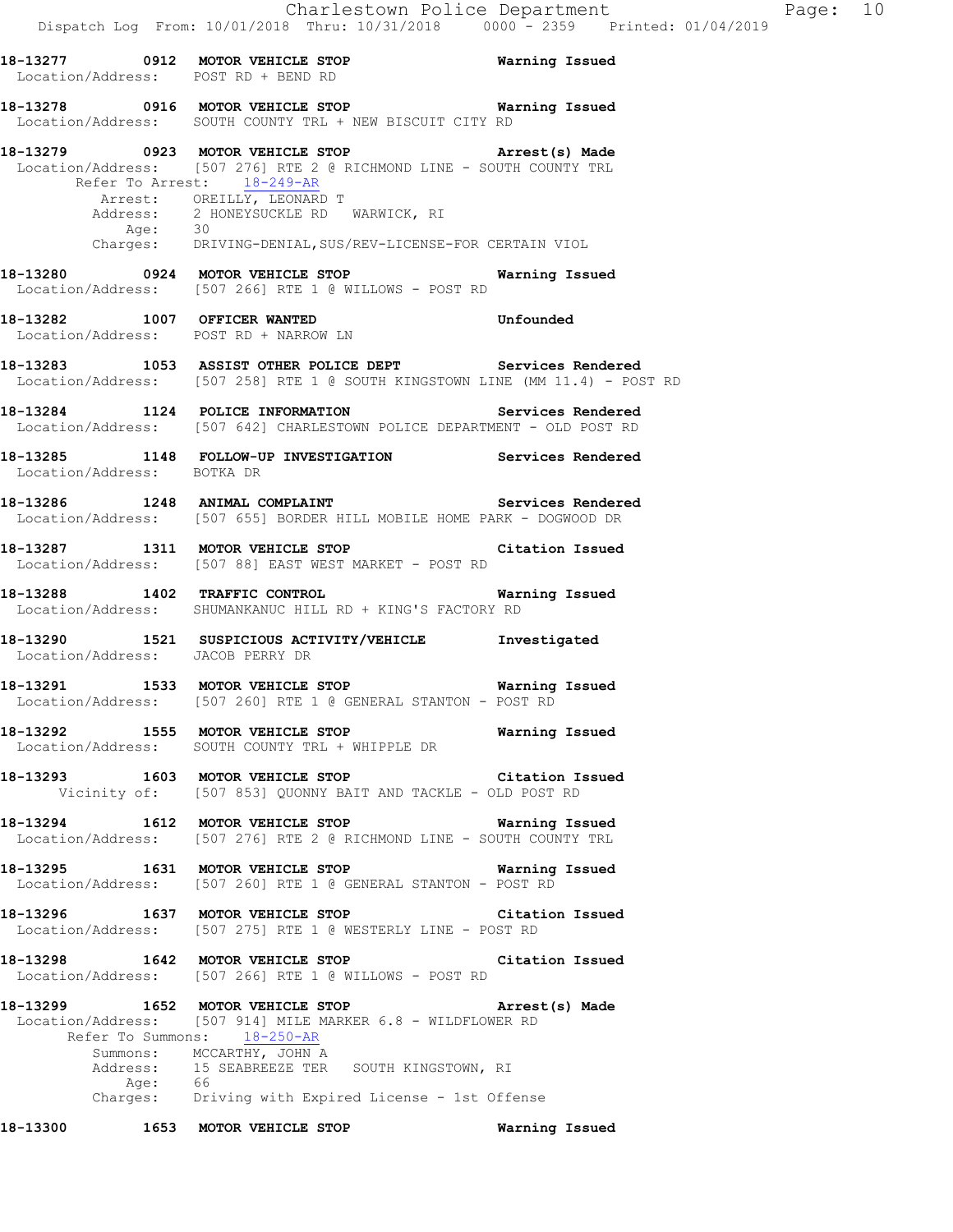**18-13277 0912 MOTOR VEHICLE STOP Warning Issued**
Location/Address: POST RD + BEND RD

**18-13278 0916 MOTOR VEHICLE STOP Warning Issued**
Location/Address: SOUTH COUNTY TRL + NEW BISCUIT CITY RD

**18-13279 0923 MOTOR VEHICLE STOP Arrest(s) Made**
Location/Address: [507 276] RTE 2 @ RICHMOND LINE - SOUTH COUNTY TRL
Refer To Arrest: 18-249-AR
Arrest: OREILLY, LEONARD T
Address: 2 HONEYSUCKLE RD WARWICK, RI
Age: 30
Charges: DRIVING-DENIAL,SUS/REV-LICENSE-FOR CERTAIN VIOL

**18-13280 0924 MOTOR VEHICLE STOP Warning Issued**
Location/Address: [507 266] RTE 1 @ WILLOWS - POST RD

**18-13282 1007 OFFICER WANTED Unfounded**
Location/Address: POST RD + NARROW LN

**18-13283 1053 ASSIST OTHER POLICE DEPT Services Rendered**
Location/Address: [507 258] RTE 1 @ SOUTH KINGSTOWN LINE (MM 11.4) - POST RD

**18-13284 1124 POLICE INFORMATION Services Rendered**
Location/Address: [507 642] CHARLESTOWN POLICE DEPARTMENT - OLD POST RD

**18-13285 1148 FOLLOW-UP INVESTIGATION Services Rendered**
Location/Address: BOTKA DR

**18-13286 1248 ANIMAL COMPLAINT Services Rendered**
Location/Address: [507 655] BORDER HILL MOBILE HOME PARK - DOGWOOD DR

**18-13287 1311 MOTOR VEHICLE STOP Citation Issued**
Location/Address: [507 88] EAST WEST MARKET - POST RD

**18-13288 1402 TRAFFIC CONTROL Warning Issued**
Location/Address: SHUMANKANUC HILL RD + KING'S FACTORY RD

**18-13290 1521 SUSPICIOUS ACTIVITY/VEHICLE Investigated**
Location/Address: JACOB PERRY DR

**18-13291 1533 MOTOR VEHICLE STOP Warning Issued**
Location/Address: [507 260] RTE 1 @ GENERAL STANTON - POST RD

**18-13292 1555 MOTOR VEHICLE STOP Warning Issued**
Location/Address: SOUTH COUNTY TRL + WHIPPLE DR

**18-13293 1603 MOTOR VEHICLE STOP Citation Issued**
Vicinity of: [507 853] QUONNY BAIT AND TACKLE - OLD POST RD

**18-13294 1612 MOTOR VEHICLE STOP Warning Issued**
Location/Address: [507 276] RTE 2 @ RICHMOND LINE - SOUTH COUNTY TRL

**18-13295 1631 MOTOR VEHICLE STOP Warning Issued**
Location/Address: [507 260] RTE 1 @ GENERAL STANTON - POST RD

**18-13296 1637 MOTOR VEHICLE STOP Citation Issued**
Location/Address: [507 275] RTE 1 @ WESTERLY LINE - POST RD

**18-13298 1642 MOTOR VEHICLE STOP Citation Issued**
Location/Address: [507 266] RTE 1 @ WILLOWS - POST RD

**18-13299 1652 MOTOR VEHICLE STOP Arrest(s) Made**
Location/Address: [507 914] MILE MARKER 6.8 - WILDFLOWER RD
Refer To Summons: 18-250-AR
Summons: MCCARTHY, JOHN A
Address: 15 SEABREEZE TER SOUTH KINGSTOWN, RI
Age: 66
Charges: Driving with Expired License - 1st Offense

**18-13300 1653 MOTOR VEHICLE STOP Warning Issued**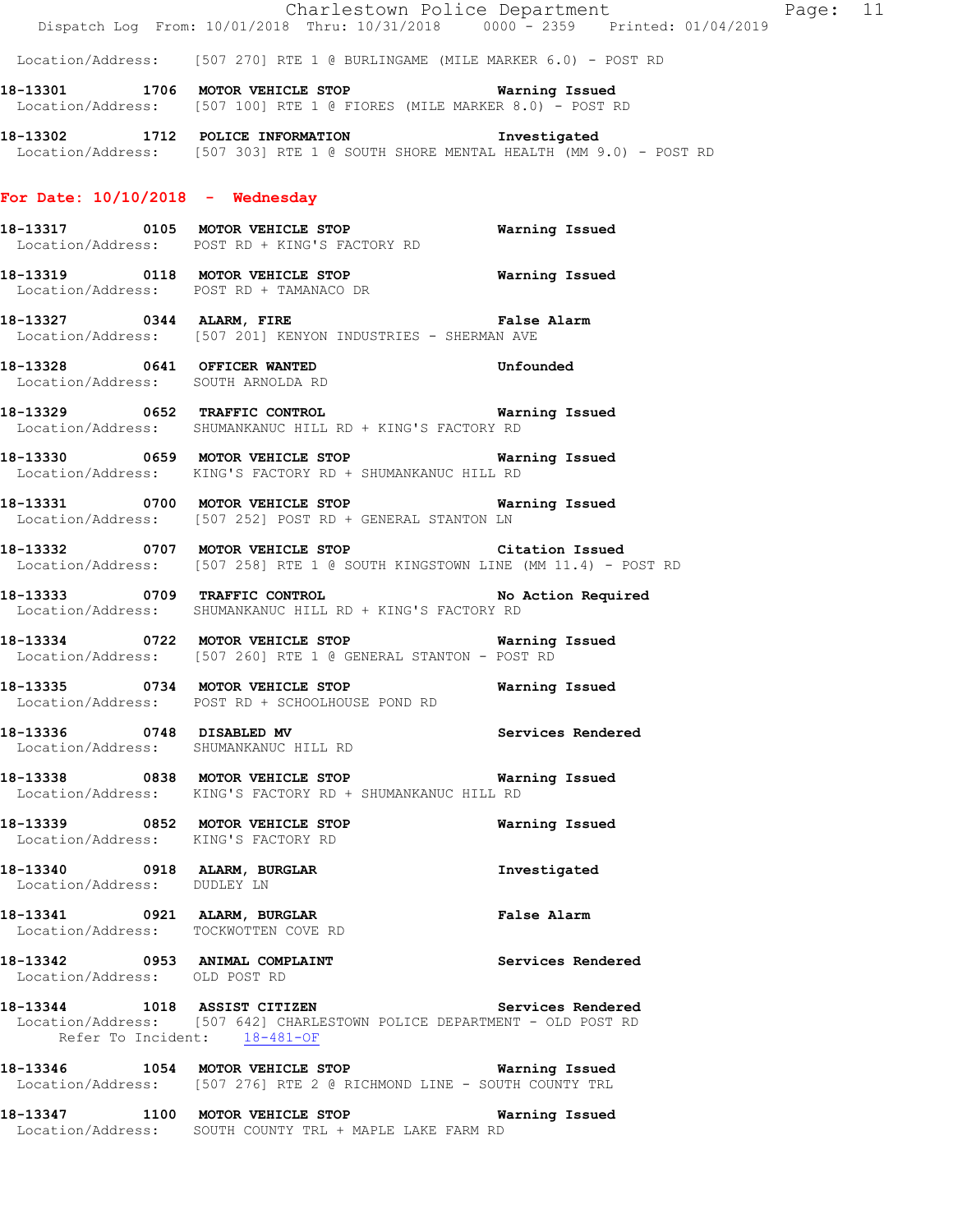Location/Address: [507 270] RTE 1 @ BURLINGAME (MILE MARKER 6.0) - POST RD

**18-13301 1706 MOTOR VEHICLE STOP** **Warning Issued**
Location/Address: [507 100] RTE 1 @ FIORES (MILE MARKER 8.0) - POST RD

**18-13302 1712 POLICE INFORMATION** **Investigated**
Location/Address: [507 303] RTE 1 @ SOUTH SHORE MENTAL HEALTH (MM 9.0) - POST RD

## For Date: 10/10/2018 - Wednesday

**18-13317 0105 MOTOR VEHICLE STOP** **Warning Issued**
Location/Address: POST RD + KING'S FACTORY RD

**18-13319 0118 MOTOR VEHICLE STOP** **Warning Issued**
Location/Address: POST RD + TAMANACO DR

**18-13327 0344 ALARM, FIRE** **False Alarm**
Location/Address: [507 201] KENYON INDUSTRIES - SHERMAN AVE

**18-13328 0641 OFFICER WANTED** **Unfounded**
Location/Address: SOUTH ARNOLDA RD

**18-13329 0652 TRAFFIC CONTROL** **Warning Issued**
Location/Address: SHUMANKANUC HILL RD + KING'S FACTORY RD

**18-13330 0659 MOTOR VEHICLE STOP** **Warning Issued**
Location/Address: KING'S FACTORY RD + SHUMANKANUC HILL RD

**18-13331 0700 MOTOR VEHICLE STOP** **Warning Issued**
Location/Address: [507 252] POST RD + GENERAL STANTON LN

**18-13332 0707 MOTOR VEHICLE STOP** **Citation Issued**
Location/Address: [507 258] RTE 1 @ SOUTH KINGSTOWN LINE (MM 11.4) - POST RD

**18-13333 0709 TRAFFIC CONTROL** **No Action Required**
Location/Address: SHUMANKANUC HILL RD + KING'S FACTORY RD

**18-13334 0722 MOTOR VEHICLE STOP** **Warning Issued**
Location/Address: [507 260] RTE 1 @ GENERAL STANTON - POST RD

**18-13335 0734 MOTOR VEHICLE STOP** **Warning Issued**
Location/Address: POST RD + SCHOOLHOUSE POND RD

**18-13336 0748 DISABLED MV** **Services Rendered**
Location/Address: SHUMANKANUC HILL RD

**18-13338 0838 MOTOR VEHICLE STOP** **Warning Issued**
Location/Address: KING'S FACTORY RD + SHUMANKANUC HILL RD

**18-13339 0852 MOTOR VEHICLE STOP** **Warning Issued**
Location/Address: KING'S FACTORY RD

**18-13340 0918 ALARM, BURGLAR** **Investigated**
Location/Address: DUDLEY LN

**18-13341 0921 ALARM, BURGLAR** **False Alarm**
Location/Address: TOCKWOTTEN COVE RD

**18-13342 0953 ANIMAL COMPLAINT** **Services Rendered**
Location/Address: OLD POST RD

**18-13344 1018 ASSIST CITIZEN** **Services Rendered**
Location/Address: [507 642] CHARLESTOWN POLICE DEPARTMENT - OLD POST RD
Refer To Incident: 18-481-OF

**18-13346 1054 MOTOR VEHICLE STOP** **Warning Issued**
Location/Address: [507 276] RTE 2 @ RICHMOND LINE - SOUTH COUNTY TRL

**18-13347 1100 MOTOR VEHICLE STOP** **Warning Issued**
Location/Address: SOUTH COUNTY TRL + MAPLE LAKE FARM RD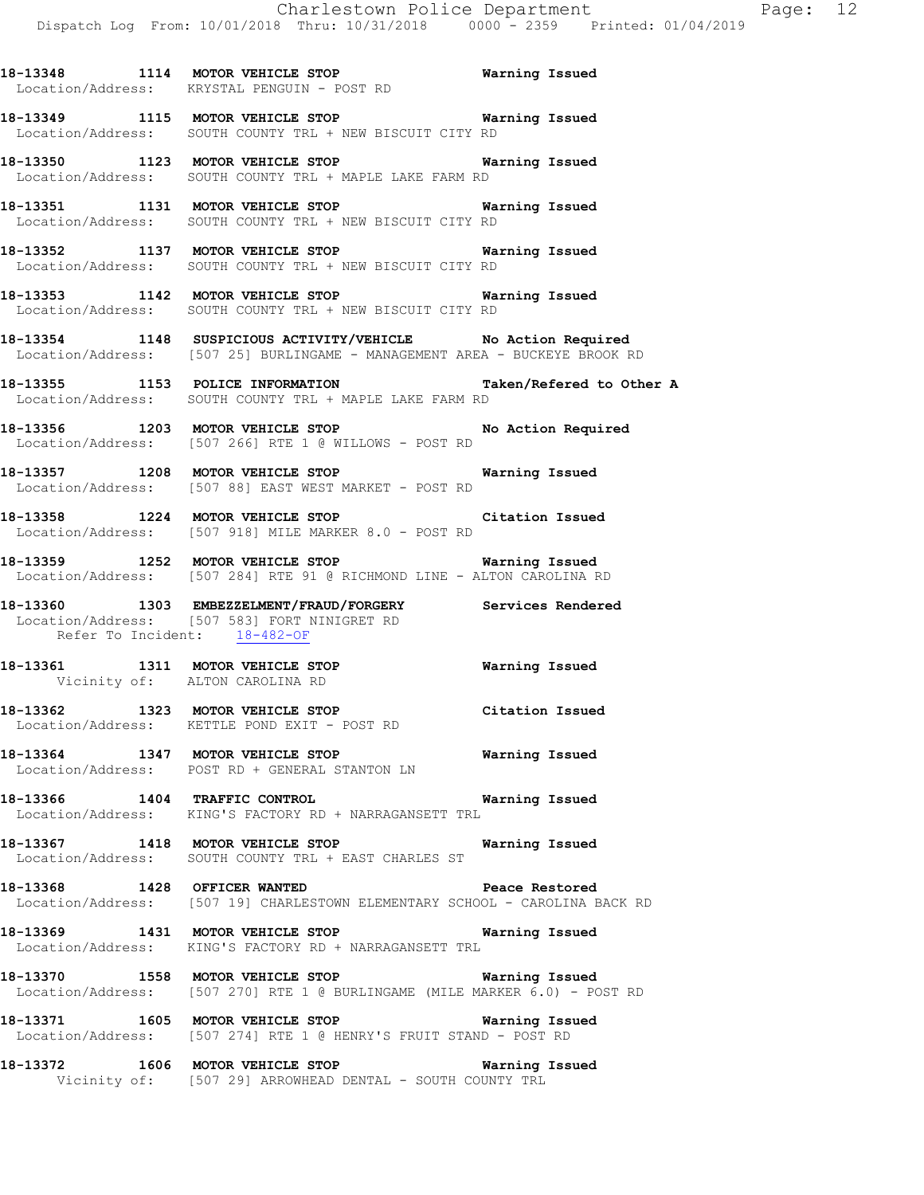**18-13348 1114 MOTOR VEHICLE STOP Warning Issued**
Location/Address: KRYSTAL PENGUIN - POST RD

**18-13349 1115 MOTOR VEHICLE STOP Warning Issued**
Location/Address: SOUTH COUNTY TRL + NEW BISCUIT CITY RD

**18-13350 1123 MOTOR VEHICLE STOP Warning Issued**
Location/Address: SOUTH COUNTY TRL + MAPLE LAKE FARM RD

**18-13351 1131 MOTOR VEHICLE STOP Warning Issued**
Location/Address: SOUTH COUNTY TRL + NEW BISCUIT CITY RD

**18-13352 1137 MOTOR VEHICLE STOP Warning Issued**
Location/Address: SOUTH COUNTY TRL + NEW BISCUIT CITY RD

**18-13353 1142 MOTOR VEHICLE STOP Warning Issued**
Location/Address: SOUTH COUNTY TRL + NEW BISCUIT CITY RD

**18-13354 1148 SUSPICIOUS ACTIVITY/VEHICLE No Action Required**
Location/Address: [507 25] BURLINGAME - MANAGEMENT AREA - BUCKEYE BROOK RD

**18-13355 1153 POLICE INFORMATION Taken/Refered to Other A**
Location/Address: SOUTH COUNTY TRL + MAPLE LAKE FARM RD

**18-13356 1203 MOTOR VEHICLE STOP No Action Required**
Location/Address: [507 266] RTE 1 @ WILLOWS - POST RD

**18-13357 1208 MOTOR VEHICLE STOP Warning Issued**
Location/Address: [507 88] EAST WEST MARKET - POST RD

**18-13358 1224 MOTOR VEHICLE STOP Citation Issued**
Location/Address: [507 918] MILE MARKER 8.0 - POST RD

**18-13359 1252 MOTOR VEHICLE STOP Warning Issued**
Location/Address: [507 284] RTE 91 @ RICHMOND LINE - ALTON CAROLINA RD

**18-13360 1303 EMBEZZELMENT/FRAUD/FORGERY Services Rendered**
Location/Address: [507 583] FORT NINIGRET RD
Refer To Incident: 18-482-OF

**18-13361 1311 MOTOR VEHICLE STOP Warning Issued**
Vicinity of: ALTON CAROLINA RD

**18-13362 1323 MOTOR VEHICLE STOP Citation Issued**
Location/Address: KETTLE POND EXIT - POST RD

**18-13364 1347 MOTOR VEHICLE STOP Warning Issued**
Location/Address: POST RD + GENERAL STANTON LN

**18-13366 1404 TRAFFIC CONTROL Warning Issued**
Location/Address: KING'S FACTORY RD + NARRAGANSETT TRL

**18-13367 1418 MOTOR VEHICLE STOP Warning Issued**
Location/Address: SOUTH COUNTY TRL + EAST CHARLES ST

**18-13368 1428 OFFICER WANTED Peace Restored**
Location/Address: [507 19] CHARLESTOWN ELEMENTARY SCHOOL - CAROLINA BACK RD

**18-13369 1431 MOTOR VEHICLE STOP Warning Issued**
Location/Address: KING'S FACTORY RD + NARRAGANSETT TRL

**18-13370 1558 MOTOR VEHICLE STOP Warning Issued**
Location/Address: [507 270] RTE 1 @ BURLINGAME (MILE MARKER 6.0) - POST RD

**18-13371 1605 MOTOR VEHICLE STOP Warning Issued**
Location/Address: [507 274] RTE 1 @ HENRY'S FRUIT STAND - POST RD

**18-13372 1606 MOTOR VEHICLE STOP Warning Issued**
Vicinity of: [507 29] ARROWHEAD DENTAL - SOUTH COUNTY TRL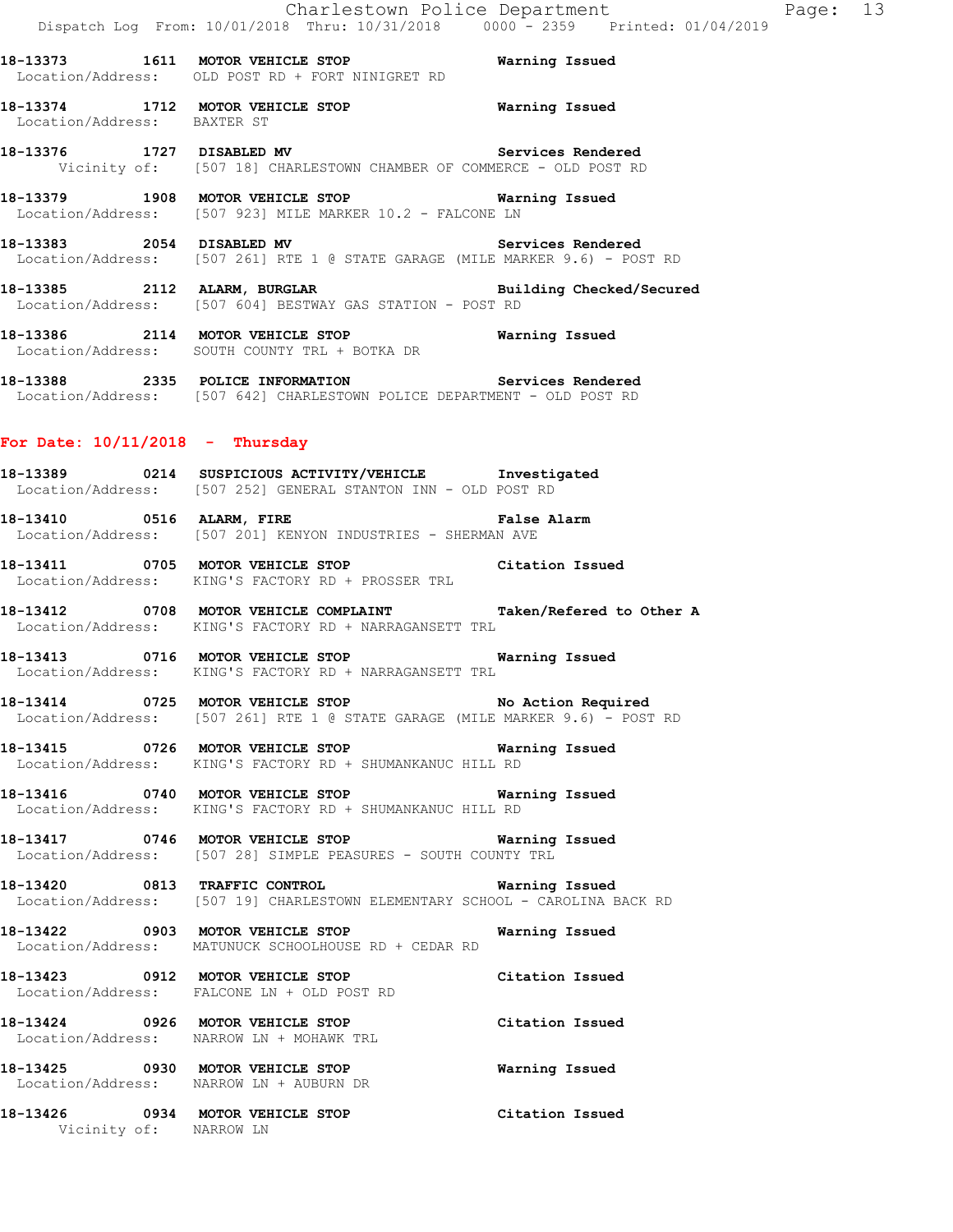**18-13373 1611 MOTOR VEHICLE STOP** Warning Issued
Location/Address: OLD POST RD + FORT NINIGRET RD

**18-13374 1712 MOTOR VEHICLE STOP** Warning Issued
Location/Address: BAXTER ST

**18-13376 1727 DISABLED MV** Services Rendered
Vicinity of: [507 18] CHARLESTOWN CHAMBER OF COMMERCE - OLD POST RD

**18-13379 1908 MOTOR VEHICLE STOP** Warning Issued
Location/Address: [507 923] MILE MARKER 10.2 - FALCONE LN

**18-13383 2054 DISABLED MV** Services Rendered
Location/Address: [507 261] RTE 1 @ STATE GARAGE (MILE MARKER 9.6) - POST RD

**18-13385 2112 ALARM, BURGLAR** Building Checked/Secured
Location/Address: [507 604] BESTWAY GAS STATION - POST RD

**18-13386 2114 MOTOR VEHICLE STOP** Warning Issued
Location/Address: SOUTH COUNTY TRL + BOTKA DR

**18-13388 2335 POLICE INFORMATION** Services Rendered
Location/Address: [507 642] CHARLESTOWN POLICE DEPARTMENT - OLD POST RD

## For Date: 10/11/2018 - Thursday

**18-13389 0214 SUSPICIOUS ACTIVITY/VEHICLE** Investigated
Location/Address: [507 252] GENERAL STANTON INN - OLD POST RD

**18-13410 0516 ALARM, FIRE** False Alarm
Location/Address: [507 201] KENYON INDUSTRIES - SHERMAN AVE

**18-13411 0705 MOTOR VEHICLE STOP** Citation Issued
Location/Address: KING'S FACTORY RD + PROSSER TRL

**18-13412 0708 MOTOR VEHICLE COMPLAINT** Taken/Refered to Other A
Location/Address: KING'S FACTORY RD + NARRAGANSETT TRL

**18-13413 0716 MOTOR VEHICLE STOP** Warning Issued
Location/Address: KING'S FACTORY RD + NARRAGANSETT TRL

**18-13414 0725 MOTOR VEHICLE STOP** No Action Required
Location/Address: [507 261] RTE 1 @ STATE GARAGE (MILE MARKER 9.6) - POST RD

**18-13415 0726 MOTOR VEHICLE STOP** Warning Issued
Location/Address: KING'S FACTORY RD + SHUMANKANUC HILL RD

**18-13416 0740 MOTOR VEHICLE STOP** Warning Issued
Location/Address: KING'S FACTORY RD + SHUMANKANUC HILL RD

**18-13417 0746 MOTOR VEHICLE STOP** Warning Issued
Location/Address: [507 28] SIMPLE PEASURES - SOUTH COUNTY TRL

**18-13420 0813 TRAFFIC CONTROL** Warning Issued
Location/Address: [507 19] CHARLESTOWN ELEMENTARY SCHOOL - CAROLINA BACK RD

**18-13422 0903 MOTOR VEHICLE STOP** Warning Issued
Location/Address: MATUNUCK SCHOOLHOUSE RD + CEDAR RD

**18-13423 0912 MOTOR VEHICLE STOP** Citation Issued
Location/Address: FALCONE LN + OLD POST RD

**18-13424 0926 MOTOR VEHICLE STOP** Citation Issued
Location/Address: NARROW LN + MOHAWK TRL

**18-13425 0930 MOTOR VEHICLE STOP** Warning Issued
Location/Address: NARROW LN + AUBURN DR

**18-13426 0934 MOTOR VEHICLE STOP** Citation Issued
Vicinity of: NARROW LN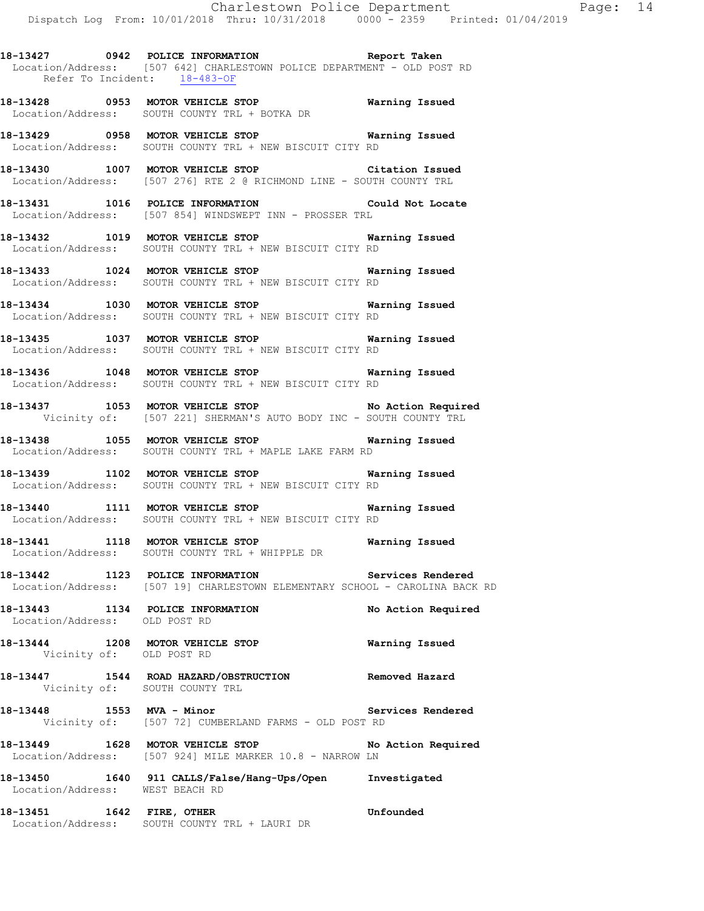**18-13427 0942 POLICE INFORMATION Report Taken**
Location/Address: [507 642] CHARLESTOWN POLICE DEPARTMENT - OLD POST RD
Refer To Incident: 18-483-OF

**18-13428 0953 MOTOR VEHICLE STOP Warning Issued**
Location/Address: SOUTH COUNTY TRL + BOTKA DR

**18-13429 0958 MOTOR VEHICLE STOP Warning Issued**
Location/Address: SOUTH COUNTY TRL + NEW BISCUIT CITY RD

**18-13430 1007 MOTOR VEHICLE STOP Citation Issued**
Location/Address: [507 276] RTE 2 @ RICHMOND LINE - SOUTH COUNTY TRL

**18-13431 1016 POLICE INFORMATION Could Not Locate**
Location/Address: [507 854] WINDSWEPT INN - PROSSER TRL

**18-13432 1019 MOTOR VEHICLE STOP Warning Issued**
Location/Address: SOUTH COUNTY TRL + NEW BISCUIT CITY RD

**18-13433 1024 MOTOR VEHICLE STOP Warning Issued**
Location/Address: SOUTH COUNTY TRL + NEW BISCUIT CITY RD

**18-13434 1030 MOTOR VEHICLE STOP Warning Issued**
Location/Address: SOUTH COUNTY TRL + NEW BISCUIT CITY RD

**18-13435 1037 MOTOR VEHICLE STOP Warning Issued**
Location/Address: SOUTH COUNTY TRL + NEW BISCUIT CITY RD

**18-13436 1048 MOTOR VEHICLE STOP Warning Issued**
Location/Address: SOUTH COUNTY TRL + NEW BISCUIT CITY RD

**18-13437 1053 MOTOR VEHICLE STOP No Action Required**
Vicinity of: [507 221] SHERMAN'S AUTO BODY INC - SOUTH COUNTY TRL

**18-13438 1055 MOTOR VEHICLE STOP Warning Issued**
Location/Address: SOUTH COUNTY TRL + MAPLE LAKE FARM RD

**18-13439 1102 MOTOR VEHICLE STOP Warning Issued**
Location/Address: SOUTH COUNTY TRL + NEW BISCUIT CITY RD

**18-13440 1111 MOTOR VEHICLE STOP Warning Issued**
Location/Address: SOUTH COUNTY TRL + NEW BISCUIT CITY RD

**18-13441 1118 MOTOR VEHICLE STOP Warning Issued**
Location/Address: SOUTH COUNTY TRL + WHIPPLE DR

**18-13442 1123 POLICE INFORMATION Services Rendered**
Location/Address: [507 19] CHARLESTOWN ELEMENTARY SCHOOL - CAROLINA BACK RD

**18-13443 1134 POLICE INFORMATION No Action Required**
Location/Address: OLD POST RD

**18-13444 1208 MOTOR VEHICLE STOP Warning Issued**
Vicinity of: OLD POST RD

**18-13447 1544 ROAD HAZARD/OBSTRUCTION Removed Hazard**
Vicinity of: SOUTH COUNTY TRL

**18-13448 1553 MVA - Minor Services Rendered**
Vicinity of: [507 72] CUMBERLAND FARMS - OLD POST RD

**18-13449 1628 MOTOR VEHICLE STOP No Action Required**
Location/Address: [507 924] MILE MARKER 10.8 - NARROW LN

**18-13450 1640 911 CALLS/False/Hang-Ups/Open Investigated**
Location/Address: WEST BEACH RD

**18-13451 1642 FIRE, OTHER Unfounded**
Location/Address: SOUTH COUNTY TRL + LAURI DR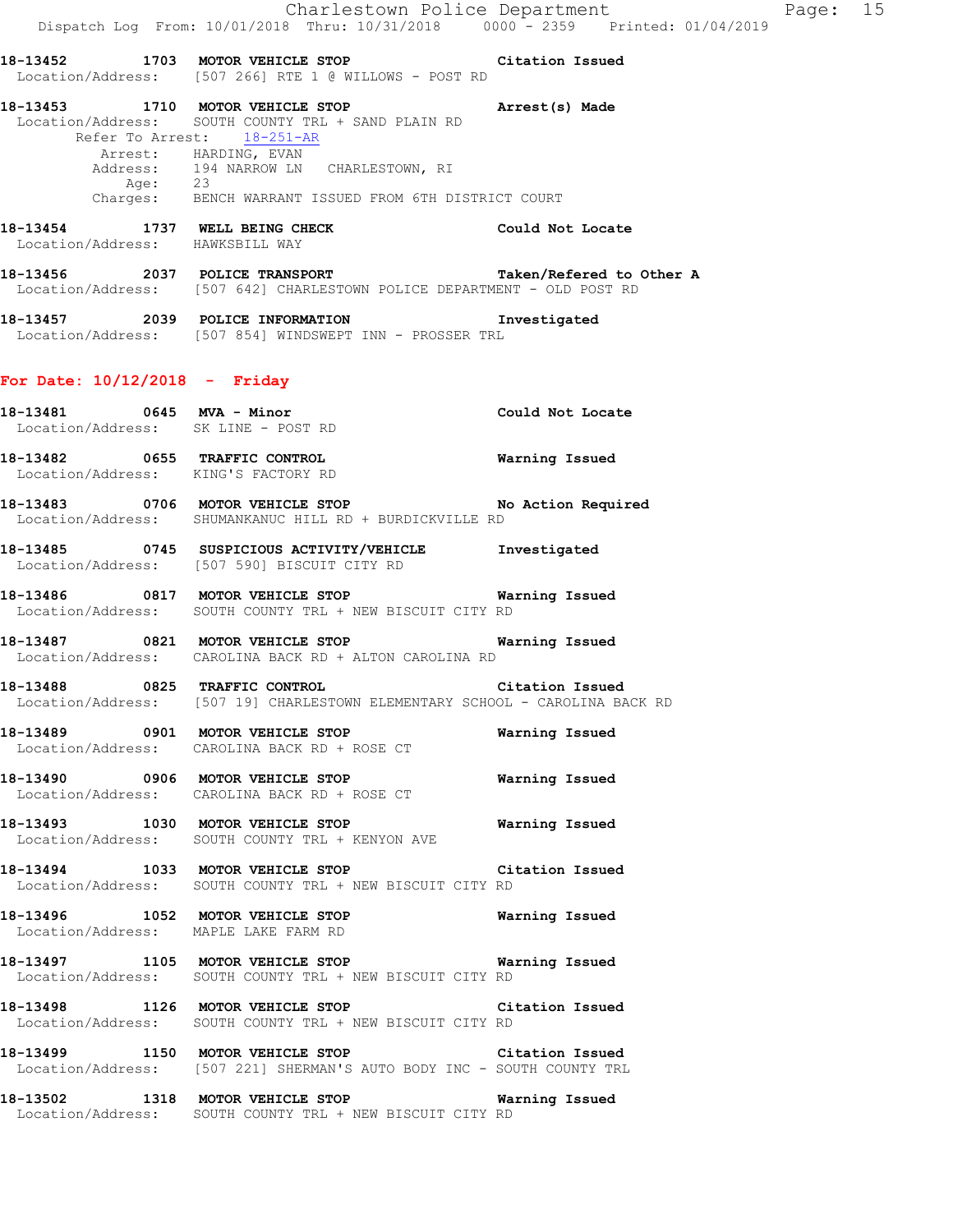18-13452 1703 **MOTOR VEHICLE STOP** **Citation Issued**
Location/Address: [507 266] RTE 1 @ WILLOWS - POST RD

18-13453 1710 **MOTOR VEHICLE STOP** **Arrest(s) Made**
Location/Address: SOUTH COUNTY TRL + SAND PLAIN RD
Refer To Arrest: 18-251-AR
Arrest: HARDING, EVAN
Address: 194 NARROW LN CHARLESTOWN, RI
Age: 23
Charges: BENCH WARRANT ISSUED FROM 6TH DISTRICT COURT

18-13454 1737 **WELL BEING CHECK** **Could Not Locate**
Location/Address: HAWKSBILL WAY

18-13456 2037 **POLICE TRANSPORT** **Taken/Refered to Other A**
Location/Address: [507 642] CHARLESTOWN POLICE DEPARTMENT - OLD POST RD

18-13457 2039 **POLICE INFORMATION** **Investigated**
Location/Address: [507 854] WINDSWEPT INN - PROSSER TRL

## For Date: 10/12/2018 - Friday

18-13481 0645 **MVA - Minor** **Could Not Locate**
Location/Address: SK LINE - POST RD

18-13482 0655 **TRAFFIC CONTROL** **Warning Issued**
Location/Address: KING'S FACTORY RD

18-13483 0706 **MOTOR VEHICLE STOP** **No Action Required**
Location/Address: SHUMANKANUC HILL RD + BURDICKVILLE RD

18-13485 0745 **SUSPICIOUS ACTIVITY/VEHICLE** **Investigated**
Location/Address: [507 590] BISCUIT CITY RD

18-13486 0817 **MOTOR VEHICLE STOP** **Warning Issued**
Location/Address: SOUTH COUNTY TRL + NEW BISCUIT CITY RD

18-13487 0821 **MOTOR VEHICLE STOP** **Warning Issued**
Location/Address: CAROLINA BACK RD + ALTON CAROLINA RD

18-13488 0825 **TRAFFIC CONTROL** **Citation Issued**
Location/Address: [507 19] CHARLESTOWN ELEMENTARY SCHOOL - CAROLINA BACK RD

18-13489 0901 **MOTOR VEHICLE STOP** **Warning Issued**
Location/Address: CAROLINA BACK RD + ROSE CT

18-13490 0906 **MOTOR VEHICLE STOP** **Warning Issued**
Location/Address: CAROLINA BACK RD + ROSE CT

18-13493 1030 **MOTOR VEHICLE STOP** **Warning Issued**
Location/Address: SOUTH COUNTY TRL + KENYON AVE

18-13494 1033 **MOTOR VEHICLE STOP** **Citation Issued**
Location/Address: SOUTH COUNTY TRL + NEW BISCUIT CITY RD

18-13496 1052 **MOTOR VEHICLE STOP** **Warning Issued**
Location/Address: MAPLE LAKE FARM RD

18-13497 1105 **MOTOR VEHICLE STOP** **Warning Issued**
Location/Address: SOUTH COUNTY TRL + NEW BISCUIT CITY RD

18-13498 1126 **MOTOR VEHICLE STOP** **Citation Issued**
Location/Address: SOUTH COUNTY TRL + NEW BISCUIT CITY RD

18-13499 1150 **MOTOR VEHICLE STOP** **Citation Issued**
Location/Address: [507 221] SHERMAN'S AUTO BODY INC - SOUTH COUNTY TRL

18-13502 1318 **MOTOR VEHICLE STOP** **Warning Issued**
Location/Address: SOUTH COUNTY TRL + NEW BISCUIT CITY RD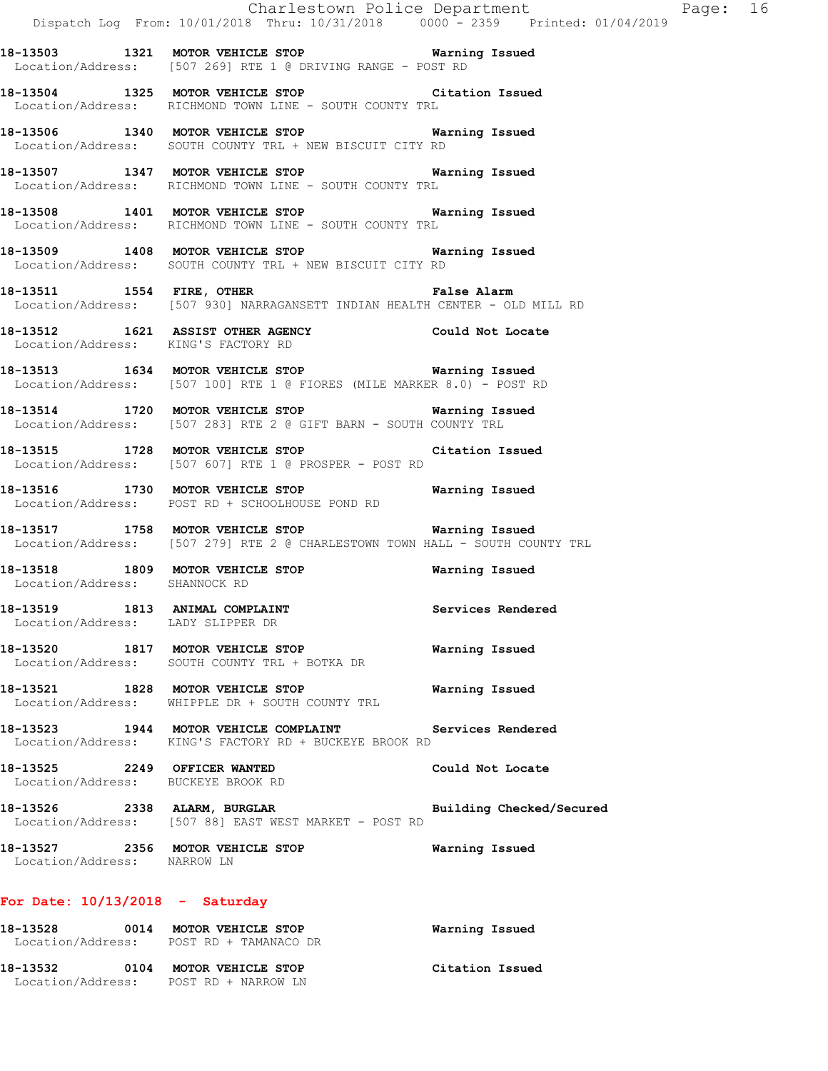**18-13503 1321 MOTOR VEHICLE STOP Warning Issued**
Location/Address: [507 269] RTE 1 @ DRIVING RANGE - POST RD

**18-13504 1325 MOTOR VEHICLE STOP Citation Issued**
Location/Address: RICHMOND TOWN LINE - SOUTH COUNTY TRL

**18-13506 1340 MOTOR VEHICLE STOP Warning Issued**
Location/Address: SOUTH COUNTY TRL + NEW BISCUIT CITY RD

**18-13507 1347 MOTOR VEHICLE STOP Warning Issued**
Location/Address: RICHMOND TOWN LINE - SOUTH COUNTY TRL

**18-13508 1401 MOTOR VEHICLE STOP Warning Issued**
Location/Address: RICHMOND TOWN LINE - SOUTH COUNTY TRL

**18-13509 1408 MOTOR VEHICLE STOP Warning Issued**
Location/Address: SOUTH COUNTY TRL + NEW BISCUIT CITY RD

**18-13511 1554 FIRE, OTHER False Alarm**
Location/Address: [507 930] NARRAGANSETT INDIAN HEALTH CENTER - OLD MILL RD

**18-13512 1621 ASSIST OTHER AGENCY Could Not Locate**
Location/Address: KING'S FACTORY RD

**18-13513 1634 MOTOR VEHICLE STOP Warning Issued**
Location/Address: [507 100] RTE 1 @ FIORES (MILE MARKER 8.0) - POST RD

**18-13514 1720 MOTOR VEHICLE STOP Warning Issued**
Location/Address: [507 283] RTE 2 @ GIFT BARN - SOUTH COUNTY TRL

**18-13515 1728 MOTOR VEHICLE STOP Citation Issued**
Location/Address: [507 607] RTE 1 @ PROSPER - POST RD

**18-13516 1730 MOTOR VEHICLE STOP Warning Issued**
Location/Address: POST RD + SCHOOLHOUSE POND RD

**18-13517 1758 MOTOR VEHICLE STOP Warning Issued**
Location/Address: [507 279] RTE 2 @ CHARLESTOWN TOWN HALL - SOUTH COUNTY TRL

**18-13518 1809 MOTOR VEHICLE STOP Warning Issued**
Location/Address: SHANNOCK RD

**18-13519 1813 ANIMAL COMPLAINT Services Rendered**
Location/Address: LADY SLIPPER DR

**18-13520 1817 MOTOR VEHICLE STOP Warning Issued**
Location/Address: SOUTH COUNTY TRL + BOTKA DR

**18-13521 1828 MOTOR VEHICLE STOP Warning Issued**
Location/Address: WHIPPLE DR + SOUTH COUNTY TRL

**18-13523 1944 MOTOR VEHICLE COMPLAINT Services Rendered**
Location/Address: KING'S FACTORY RD + BUCKEYE BROOK RD

**18-13525 2249 OFFICER WANTED Could Not Locate**
Location/Address: BUCKEYE BROOK RD

**18-13526 2338 ALARM, BURGLAR Building Checked/Secured**
Location/Address: [507 88] EAST WEST MARKET - POST RD

**18-13527 2356 MOTOR VEHICLE STOP Warning Issued**
Location/Address: NARROW LN

**For Date: 10/13/2018 - Saturday**

**18-13528 0014 MOTOR VEHICLE STOP Warning Issued**
Location/Address: POST RD + TAMANACO DR

**18-13532 0104 MOTOR VEHICLE STOP Citation Issued**
Location/Address: POST RD + NARROW LN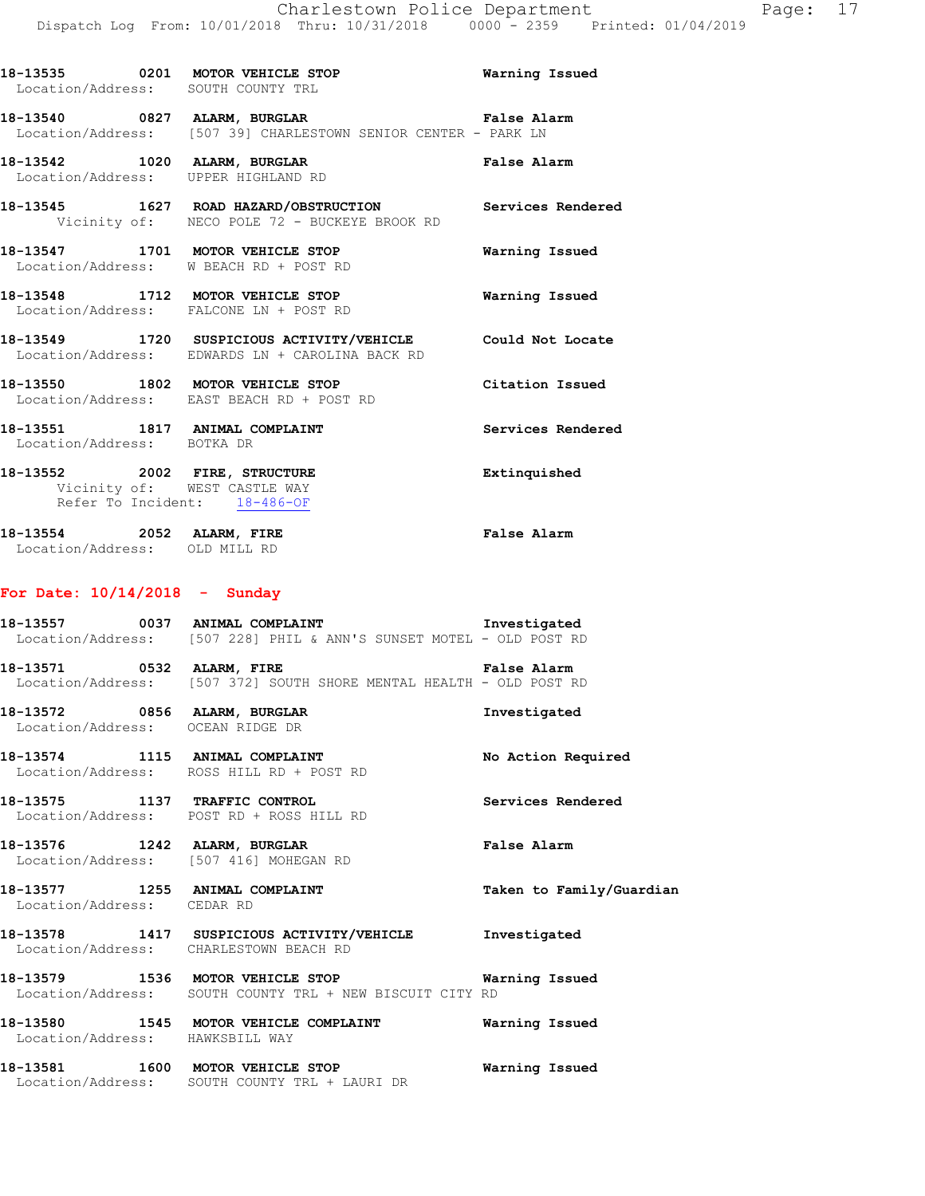18-13535 0201 **MOTOR VEHICLE STOP** **Warning Issued**
Location/Address: SOUTH COUNTY TRL

18-13540 0827 **ALARM, BURGLAR** **False Alarm**
Location/Address: [507 39] CHARLESTOWN SENIOR CENTER - PARK LN

18-13542 1020 **ALARM, BURGLAR** **False Alarm**
Location/Address: UPPER HIGHLAND RD

18-13545 1627 **ROAD HAZARD/OBSTRUCTION** **Services Rendered**
Vicinity of: NECO POLE 72 - BUCKEYE BROOK RD

18-13547 1701 **MOTOR VEHICLE STOP** **Warning Issued**
Location/Address: W BEACH RD + POST RD

18-13548 1712 **MOTOR VEHICLE STOP** **Warning Issued**
Location/Address: FALCONE LN + POST RD

18-13549 1720 **SUSPICIOUS ACTIVITY/VEHICLE** **Could Not Locate**
Location/Address: EDWARDS LN + CAROLINA BACK RD

18-13550 1802 **MOTOR VEHICLE STOP** **Citation Issued**
Location/Address: EAST BEACH RD + POST RD

18-13551 1817 **ANIMAL COMPLAINT** **Services Rendered**
Location/Address: BOTKA DR

18-13552 2002 **FIRE, STRUCTURE** **Extinquished**
Vicinity of: WEST CASTLE WAY
Refer To Incident: 18-486-OF

18-13554 2052 **ALARM, FIRE** **False Alarm**
Location/Address: OLD MILL RD

## For Date: 10/14/2018 - Sunday

18-13557 0037 **ANIMAL COMPLAINT** **Investigated**
Location/Address: [507 228] PHIL & ANN'S SUNSET MOTEL - OLD POST RD

18-13571 0532 **ALARM, FIRE** **False Alarm**
Location/Address: [507 372] SOUTH SHORE MENTAL HEALTH - OLD POST RD

18-13572 0856 **ALARM, BURGLAR** **Investigated**
Location/Address: OCEAN RIDGE DR

18-13574 1115 **ANIMAL COMPLAINT** **No Action Required**
Location/Address: ROSS HILL RD + POST RD

18-13575 1137 **TRAFFIC CONTROL** **Services Rendered**
Location/Address: POST RD + ROSS HILL RD

18-13576 1242 **ALARM, BURGLAR** **False Alarm**
Location/Address: [507 416] MOHEGAN RD

18-13577 1255 **ANIMAL COMPLAINT** **Taken to Family/Guardian**
Location/Address: CEDAR RD

18-13578 1417 **SUSPICIOUS ACTIVITY/VEHICLE** **Investigated**
Location/Address: CHARLESTOWN BEACH RD

18-13579 1536 **MOTOR VEHICLE STOP** **Warning Issued**
Location/Address: SOUTH COUNTY TRL + NEW BISCUIT CITY RD

18-13580 1545 **MOTOR VEHICLE COMPLAINT** **Warning Issued**
Location/Address: HAWKSBILL WAY

18-13581 1600 **MOTOR VEHICLE STOP** **Warning Issued**
Location/Address: SOUTH COUNTY TRL + LAURI DR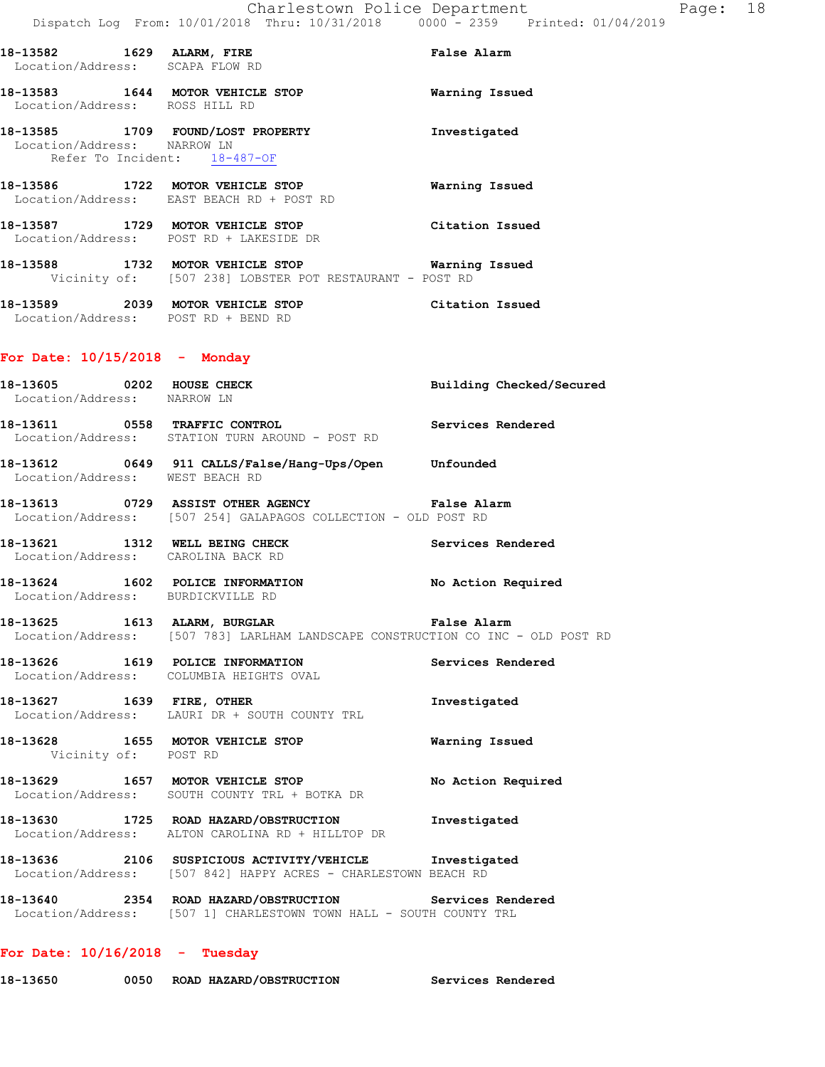18-13582 1629 **ALARM, FIRE** False Alarm
Location/Address: SCAPA FLOW RD

18-13583 1644 **MOTOR VEHICLE STOP** Warning Issued
Location/Address: ROSS HILL RD

18-13585 1709 **FOUND/LOST PROPERTY** Investigated
Location/Address: NARROW LN
Refer To Incident: 18-487-OF

18-13586 1722 **MOTOR VEHICLE STOP** Warning Issued
Location/Address: EAST BEACH RD + POST RD

18-13587 1729 **MOTOR VEHICLE STOP** Citation Issued
Location/Address: POST RD + LAKESIDE DR

18-13588 1732 **MOTOR VEHICLE STOP** Warning Issued
Vicinity of: [507 238] LOBSTER POT RESTAURANT - POST RD

18-13589 2039 **MOTOR VEHICLE STOP** Citation Issued
Location/Address: POST RD + BEND RD

## For Date: 10/15/2018 - Monday

18-13605 0202 **HOUSE CHECK** Building Checked/Secured
Location/Address: NARROW LN

18-13611 0558 **TRAFFIC CONTROL** Services Rendered
Location/Address: STATION TURN AROUND - POST RD

18-13612 0649 **911 CALLS/False/Hang-Ups/Open** Unfounded
Location/Address: WEST BEACH RD

18-13613 0729 **ASSIST OTHER AGENCY** False Alarm
Location/Address: [507 254] GALAPAGOS COLLECTION - OLD POST RD

18-13621 1312 **WELL BEING CHECK** Services Rendered
Location/Address: CAROLINA BACK RD

18-13624 1602 **POLICE INFORMATION** No Action Required
Location/Address: BURDICKVILLE RD

18-13625 1613 **ALARM, BURGLAR** False Alarm
Location/Address: [507 783] LARLHAM LANDSCAPE CONSTRUCTION CO INC - OLD POST RD

18-13626 1619 **POLICE INFORMATION** Services Rendered
Location/Address: COLUMBIA HEIGHTS OVAL

18-13627 1639 **FIRE, OTHER** Investigated
Location/Address: LAURI DR + SOUTH COUNTY TRL

18-13628 1655 **MOTOR VEHICLE STOP** Warning Issued
Vicinity of: POST RD

18-13629 1657 **MOTOR VEHICLE STOP** No Action Required
Location/Address: SOUTH COUNTY TRL + BOTKA DR

18-13630 1725 **ROAD HAZARD/OBSTRUCTION** Investigated
Location/Address: ALTON CAROLINA RD + HILLTOP DR

18-13636 2106 **SUSPICIOUS ACTIVITY/VEHICLE** Investigated
Location/Address: [507 842] HAPPY ACRES - CHARLESTOWN BEACH RD

18-13640 2354 **ROAD HAZARD/OBSTRUCTION** Services Rendered
Location/Address: [507 1] CHARLESTOWN TOWN HALL - SOUTH COUNTY TRL

## For Date: 10/16/2018 - Tuesday

18-13650 0050 **ROAD HAZARD/OBSTRUCTION** Services Rendered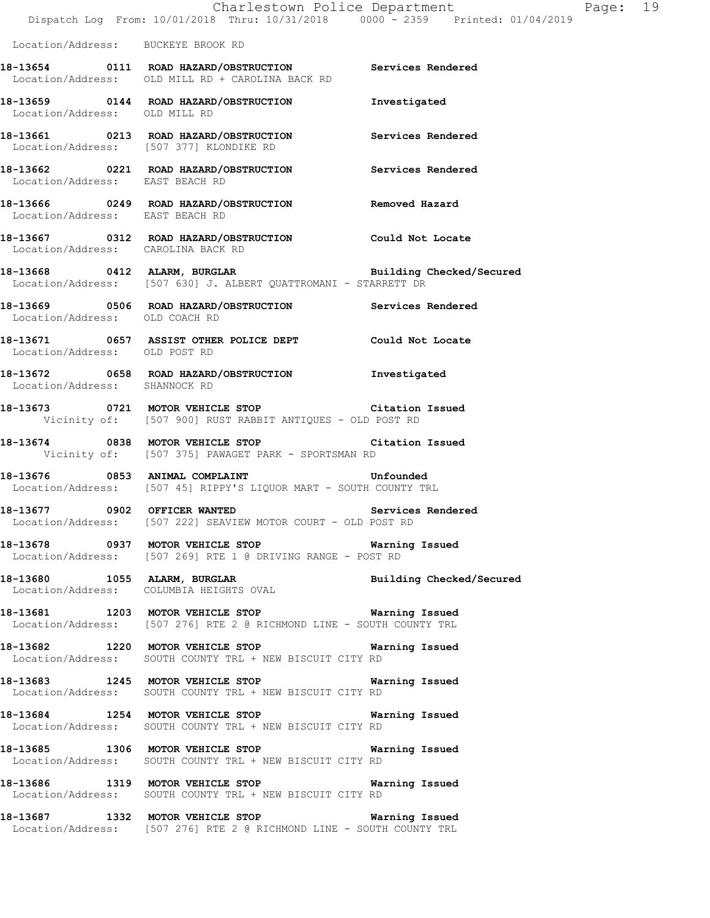Location/Address: BUCKEYE BROOK RD

**18-13654 0111 ROAD HAZARD/OBSTRUCTION** **Services Rendered**
Location/Address: OLD MILL RD + CAROLINA BACK RD

**18-13659 0144 ROAD HAZARD/OBSTRUCTION** **Investigated**
Location/Address: OLD MILL RD

**18-13661 0213 ROAD HAZARD/OBSTRUCTION** **Services Rendered**
Location/Address: [507 377] KLONDIKE RD

**18-13662 0221 ROAD HAZARD/OBSTRUCTION** **Services Rendered**
Location/Address: EAST BEACH RD

**18-13666 0249 ROAD HAZARD/OBSTRUCTION** **Removed Hazard**
Location/Address: EAST BEACH RD

**18-13667 0312 ROAD HAZARD/OBSTRUCTION** **Could Not Locate**
Location/Address: CAROLINA BACK RD

**18-13668 0412 ALARM, BURGLAR** **Building Checked/Secured**
Location/Address: [507 630] J. ALBERT QUATTROMANI - STARRETT DR

**18-13669 0506 ROAD HAZARD/OBSTRUCTION** **Services Rendered**
Location/Address: OLD COACH RD

**18-13671 0657 ASSIST OTHER POLICE DEPT** **Could Not Locate**
Location/Address: OLD POST RD

**18-13672 0658 ROAD HAZARD/OBSTRUCTION** **Investigated**
Location/Address: SHANNOCK RD

**18-13673 0721 MOTOR VEHICLE STOP** **Citation Issued**
Vicinity of: [507 900] RUST RABBIT ANTIQUES - OLD POST RD

**18-13674 0838 MOTOR VEHICLE STOP** **Citation Issued**
Vicinity of: [507 375] PAWAGET PARK - SPORTSMAN RD

**18-13676 0853 ANIMAL COMPLAINT** **Unfounded**
Location/Address: [507 45] RIPPY'S LIQUOR MART - SOUTH COUNTY TRL

**18-13677 0902 OFFICER WANTED** **Services Rendered**
Location/Address: [507 222] SEAVIEW MOTOR COURT - OLD POST RD

**18-13678 0937 MOTOR VEHICLE STOP** **Warning Issued**
Location/Address: [507 269] RTE 1 @ DRIVING RANGE - POST RD

**18-13680 1055 ALARM, BURGLAR** **Building Checked/Secured**
Location/Address: COLUMBIA HEIGHTS OVAL

**18-13681 1203 MOTOR VEHICLE STOP** **Warning Issued**
Location/Address: [507 276] RTE 2 @ RICHMOND LINE - SOUTH COUNTY TRL

**18-13682 1220 MOTOR VEHICLE STOP** **Warning Issued**
Location/Address: SOUTH COUNTY TRL + NEW BISCUIT CITY RD

**18-13683 1245 MOTOR VEHICLE STOP** **Warning Issued**
Location/Address: SOUTH COUNTY TRL + NEW BISCUIT CITY RD

**18-13684 1254 MOTOR VEHICLE STOP** **Warning Issued**
Location/Address: SOUTH COUNTY TRL + NEW BISCUIT CITY RD

**18-13685 1306 MOTOR VEHICLE STOP** **Warning Issued**
Location/Address: SOUTH COUNTY TRL + NEW BISCUIT CITY RD

**18-13686 1319 MOTOR VEHICLE STOP** **Warning Issued**
Location/Address: SOUTH COUNTY TRL + NEW BISCUIT CITY RD

**18-13687 1332 MOTOR VEHICLE STOP** **Warning Issued**
Location/Address: [507 276] RTE 2 @ RICHMOND LINE - SOUTH COUNTY TRL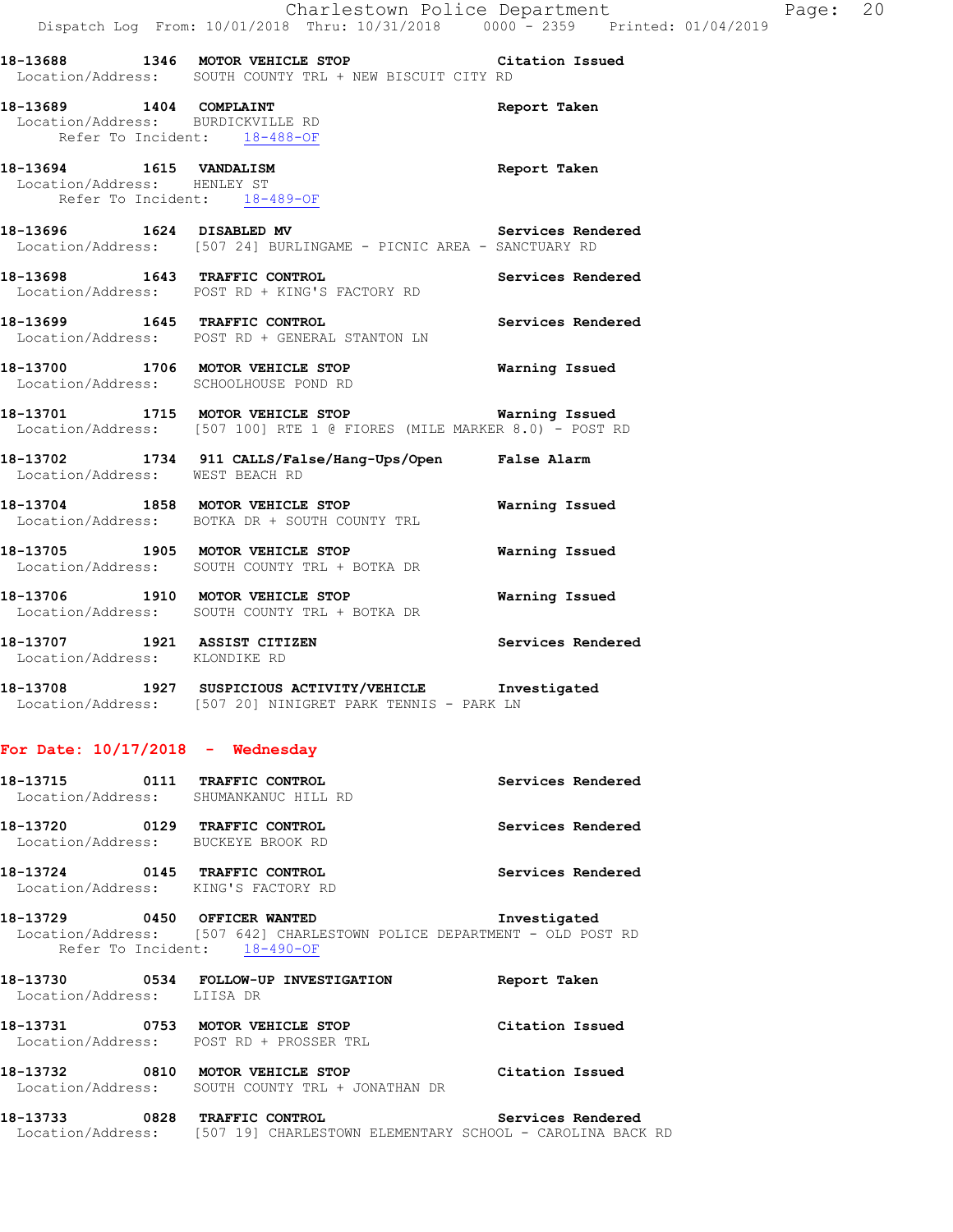**18-13688 1346 MOTOR VEHICLE STOP** **Citation Issued**
Location/Address: SOUTH COUNTY TRL + NEW BISCUIT CITY RD

**18-13689 1404 COMPLAINT** **Report Taken**
Location/Address: BURDICKVILLE RD
Refer To Incident: 18-488-OF

**18-13694 1615 VANDALISM** **Report Taken**
Location/Address: HENLEY ST
Refer To Incident: 18-489-OF

**18-13696 1624 DISABLED MV** **Services Rendered**
Location/Address: [507 24] BURLINGAME - PICNIC AREA - SANCTUARY RD

**18-13698 1643 TRAFFIC CONTROL** **Services Rendered**
Location/Address: POST RD + KING'S FACTORY RD

**18-13699 1645 TRAFFIC CONTROL** **Services Rendered**
Location/Address: POST RD + GENERAL STANTON LN

**18-13700 1706 MOTOR VEHICLE STOP** **Warning Issued**
Location/Address: SCHOOLHOUSE POND RD

**18-13701 1715 MOTOR VEHICLE STOP** **Warning Issued**
Location/Address: [507 100] RTE 1 @ FIORES (MILE MARKER 8.0) - POST RD

**18-13702 1734 911 CALLS/False/Hang-Ups/Open** **False Alarm**
Location/Address: WEST BEACH RD

**18-13704 1858 MOTOR VEHICLE STOP** **Warning Issued**
Location/Address: BOTKA DR + SOUTH COUNTY TRL

**18-13705 1905 MOTOR VEHICLE STOP** **Warning Issued**
Location/Address: SOUTH COUNTY TRL + BOTKA DR

**18-13706 1910 MOTOR VEHICLE STOP** **Warning Issued**
Location/Address: SOUTH COUNTY TRL + BOTKA DR

**18-13707 1921 ASSIST CITIZEN** **Services Rendered**
Location/Address: KLONDIKE RD

**18-13708 1927 SUSPICIOUS ACTIVITY/VEHICLE** **Investigated**
Location/Address: [507 20] NINIGRET PARK TENNIS - PARK LN

## For Date: 10/17/2018 - Wednesday

**18-13715 0111 TRAFFIC CONTROL** **Services Rendered**
Location/Address: SHUMANKANUC HILL RD

**18-13720 0129 TRAFFIC CONTROL** **Services Rendered**
Location/Address: BUCKEYE BROOK RD

**18-13724 0145 TRAFFIC CONTROL** **Services Rendered**
Location/Address: KING'S FACTORY RD

**18-13729 0450 OFFICER WANTED** **Investigated**
Location/Address: [507 642] CHARLESTOWN POLICE DEPARTMENT - OLD POST RD
Refer To Incident: 18-490-OF

**18-13730 0534 FOLLOW-UP INVESTIGATION** **Report Taken**
Location/Address: LIISA DR

**18-13731 0753 MOTOR VEHICLE STOP** **Citation Issued**
Location/Address: POST RD + PROSSER TRL

**18-13732 0810 MOTOR VEHICLE STOP** **Citation Issued**
Location/Address: SOUTH COUNTY TRL + JONATHAN DR

**18-13733 0828 TRAFFIC CONTROL** **Services Rendered**
Location/Address: [507 19] CHARLESTOWN ELEMENTARY SCHOOL - CAROLINA BACK RD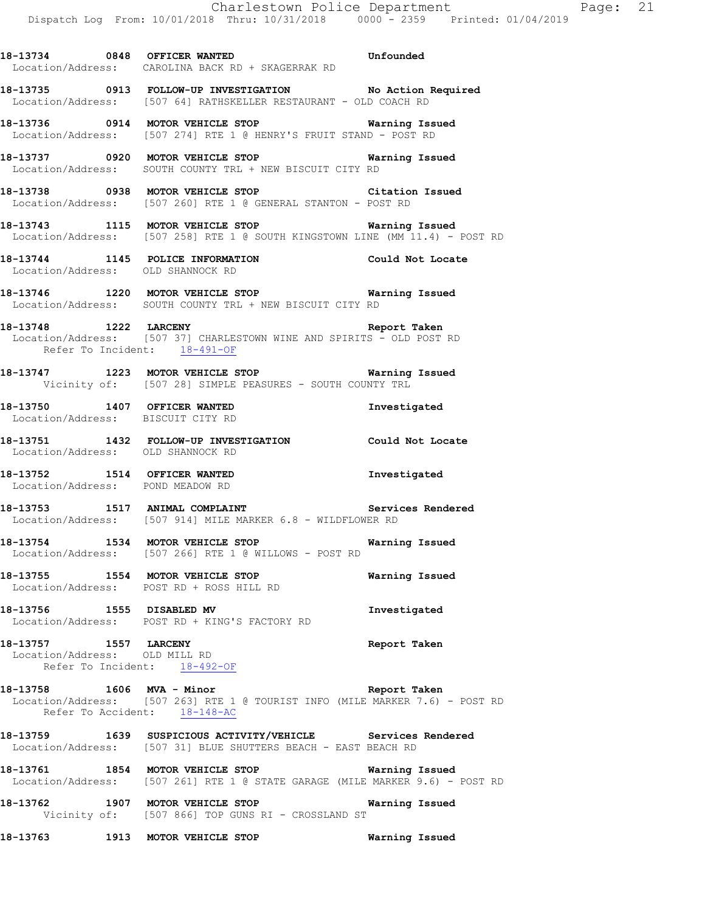**18-13734 0848 OFFICER WANTED** Unfounded
Location/Address: CAROLINA BACK RD + SKAGERRAK RD

**18-13735 0913 FOLLOW-UP INVESTIGATION** No Action Required
Location/Address: [507 64] RATHSKELLER RESTAURANT - OLD COACH RD

**18-13736 0914 MOTOR VEHICLE STOP** Warning Issued
Location/Address: [507 274] RTE 1 @ HENRY'S FRUIT STAND - POST RD

**18-13737 0920 MOTOR VEHICLE STOP** Warning Issued
Location/Address: SOUTH COUNTY TRL + NEW BISCUIT CITY RD

**18-13738 0938 MOTOR VEHICLE STOP** Citation Issued
Location/Address: [507 260] RTE 1 @ GENERAL STANTON - POST RD

**18-13743 1115 MOTOR VEHICLE STOP** Warning Issued
Location/Address: [507 258] RTE 1 @ SOUTH KINGSTOWN LINE (MM 11.4) - POST RD

**18-13744 1145 POLICE INFORMATION** Could Not Locate
Location/Address: OLD SHANNOCK RD

**18-13746 1220 MOTOR VEHICLE STOP** Warning Issued
Location/Address: SOUTH COUNTY TRL + NEW BISCUIT CITY RD

**18-13748 1222 LARCENY** Report Taken
Location/Address: [507 37] CHARLESTOWN WINE AND SPIRITS - OLD POST RD
Refer To Incident: 18-491-OF

**18-13747 1223 MOTOR VEHICLE STOP** Warning Issued
Vicinity of: [507 28] SIMPLE PEASURES - SOUTH COUNTY TRL

**18-13750 1407 OFFICER WANTED** Investigated
Location/Address: BISCUIT CITY RD

**18-13751 1432 FOLLOW-UP INVESTIGATION** Could Not Locate
Location/Address: OLD SHANNOCK RD

**18-13752 1514 OFFICER WANTED** Investigated
Location/Address: POND MEADOW RD

**18-13753 1517 ANIMAL COMPLAINT** Services Rendered
Location/Address: [507 914] MILE MARKER 6.8 - WILDFLOWER RD

**18-13754 1534 MOTOR VEHICLE STOP** Warning Issued
Location/Address: [507 266] RTE 1 @ WILLOWS - POST RD

**18-13755 1554 MOTOR VEHICLE STOP** Warning Issued
Location/Address: POST RD + ROSS HILL RD

**18-13756 1555 DISABLED MV** Investigated
Location/Address: POST RD + KING'S FACTORY RD

**18-13757 1557 LARCENY** Report Taken
Location/Address: OLD MILL RD
Refer To Incident: 18-492-OF

**18-13758 1606 MVA - Minor** Report Taken
Location/Address: [507 263] RTE 1 @ TOURIST INFO (MILE MARKER 7.6) - POST RD
Refer To Accident: 18-148-AC

**18-13759 1639 SUSPICIOUS ACTIVITY/VEHICLE** Services Rendered
Location/Address: [507 31] BLUE SHUTTERS BEACH - EAST BEACH RD

**18-13761 1854 MOTOR VEHICLE STOP** Warning Issued
Location/Address: [507 261] RTE 1 @ STATE GARAGE (MILE MARKER 9.6) - POST RD

**18-13762 1907 MOTOR VEHICLE STOP** Warning Issued
Vicinity of: [507 866] TOP GUNS RI - CROSSLAND ST

**18-13763 1913 MOTOR VEHICLE STOP** Warning Issued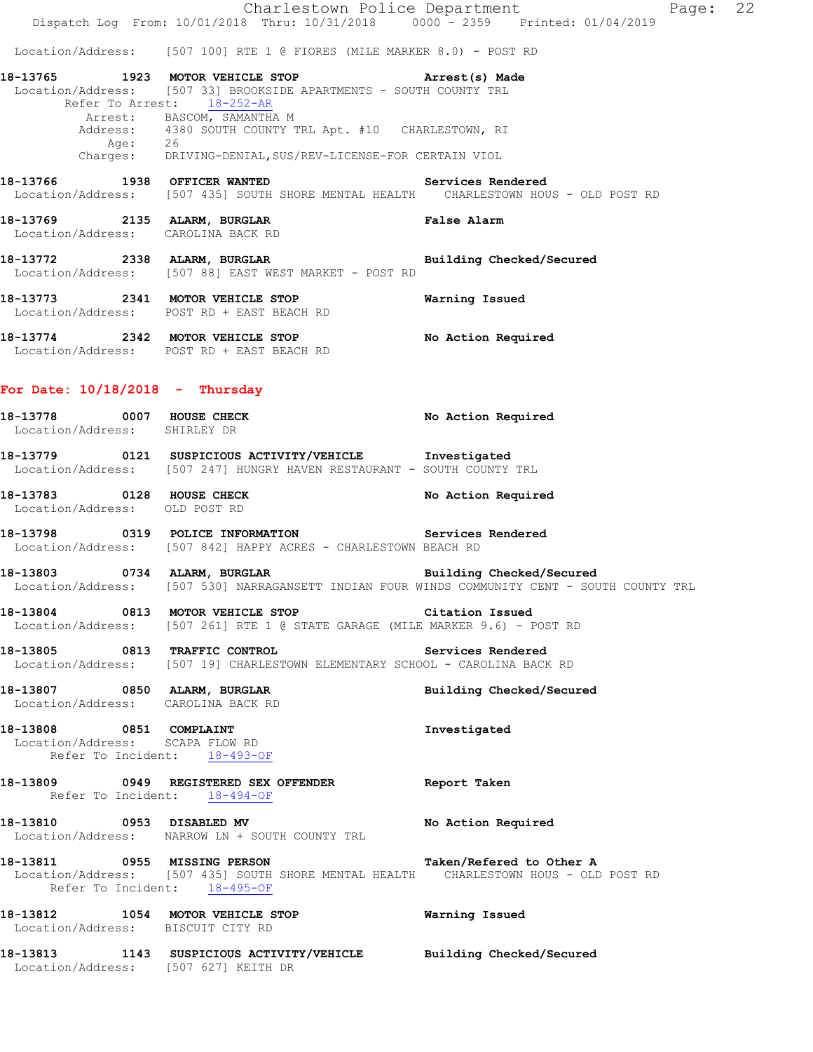Location/Address: [507 100] RTE 1 @ FIORES (MILE MARKER 8.0) - POST RD

**18-13765 1923 MOTOR VEHICLE STOP** — **Arrest(s) Made**
Location/Address: [507 33] BROOKSIDE APARTMENTS - SOUTH COUNTY TRL
Refer To Arrest: 18-252-AR
Arrest: BASCOM, SAMANTHA M
Address: 4380 SOUTH COUNTY TRL Apt. #10 CHARLESTOWN, RI
Age: 26
Charges: DRIVING-DENIAL,SUS/REV-LICENSE-FOR CERTAIN VIOL

**18-13766 1938 OFFICER WANTED** — **Services Rendered**
Location/Address: [507 435] SOUTH SHORE MENTAL HEALTH CHARLESTOWN HOUS - OLD POST RD

**18-13769 2135 ALARM, BURGLAR** — **False Alarm**
Location/Address: CAROLINA BACK RD

**18-13772 2338 ALARM, BURGLAR** — **Building Checked/Secured**
Location/Address: [507 88] EAST WEST MARKET - POST RD

**18-13773 2341 MOTOR VEHICLE STOP** — **Warning Issued**
Location/Address: POST RD + EAST BEACH RD

**18-13774 2342 MOTOR VEHICLE STOP** — **No Action Required**
Location/Address: POST RD + EAST BEACH RD

## For Date: 10/18/2018 - Thursday

**18-13778 0007 HOUSE CHECK** — **No Action Required**
Location/Address: SHIRLEY DR

**18-13779 0121 SUSPICIOUS ACTIVITY/VEHICLE** — **Investigated**
Location/Address: [507 247] HUNGRY HAVEN RESTAURANT - SOUTH COUNTY TRL

**18-13783 0128 HOUSE CHECK** — **No Action Required**
Location/Address: OLD POST RD

**18-13798 0319 POLICE INFORMATION** — **Services Rendered**
Location/Address: [507 842] HAPPY ACRES - CHARLESTOWN BEACH RD

**18-13803 0734 ALARM, BURGLAR** — **Building Checked/Secured**
Location/Address: [507 530] NARRAGANSETT INDIAN FOUR WINDS COMMUNITY CENT - SOUTH COUNTY TRL

**18-13804 0813 MOTOR VEHICLE STOP** — **Citation Issued**
Location/Address: [507 261] RTE 1 @ STATE GARAGE (MILE MARKER 9.6) - POST RD

**18-13805 0813 TRAFFIC CONTROL** — **Services Rendered**
Location/Address: [507 19] CHARLESTOWN ELEMENTARY SCHOOL - CAROLINA BACK RD

**18-13807 0850 ALARM, BURGLAR** — **Building Checked/Secured**
Location/Address: CAROLINA BACK RD

**18-13808 0851 COMPLAINT** — **Investigated**
Location/Address: SCAPA FLOW RD
Refer To Incident: 18-493-OF

**18-13809 0949 REGISTERED SEX OFFENDER** — **Report Taken**
Refer To Incident: 18-494-OF

**18-13810 0953 DISABLED MV** — **No Action Required**
Location/Address: NARROW LN + SOUTH COUNTY TRL

**18-13811 0955 MISSING PERSON** — **Taken/Refered to Other A**
Location/Address: [507 435] SOUTH SHORE MENTAL HEALTH CHARLESTOWN HOUS - OLD POST RD
Refer To Incident: 18-495-OF

**18-13812 1054 MOTOR VEHICLE STOP** — **Warning Issued**
Location/Address: BISCUIT CITY RD

**18-13813 1143 SUSPICIOUS ACTIVITY/VEHICLE** — **Building Checked/Secured**
Location/Address: [507 627] KEITH DR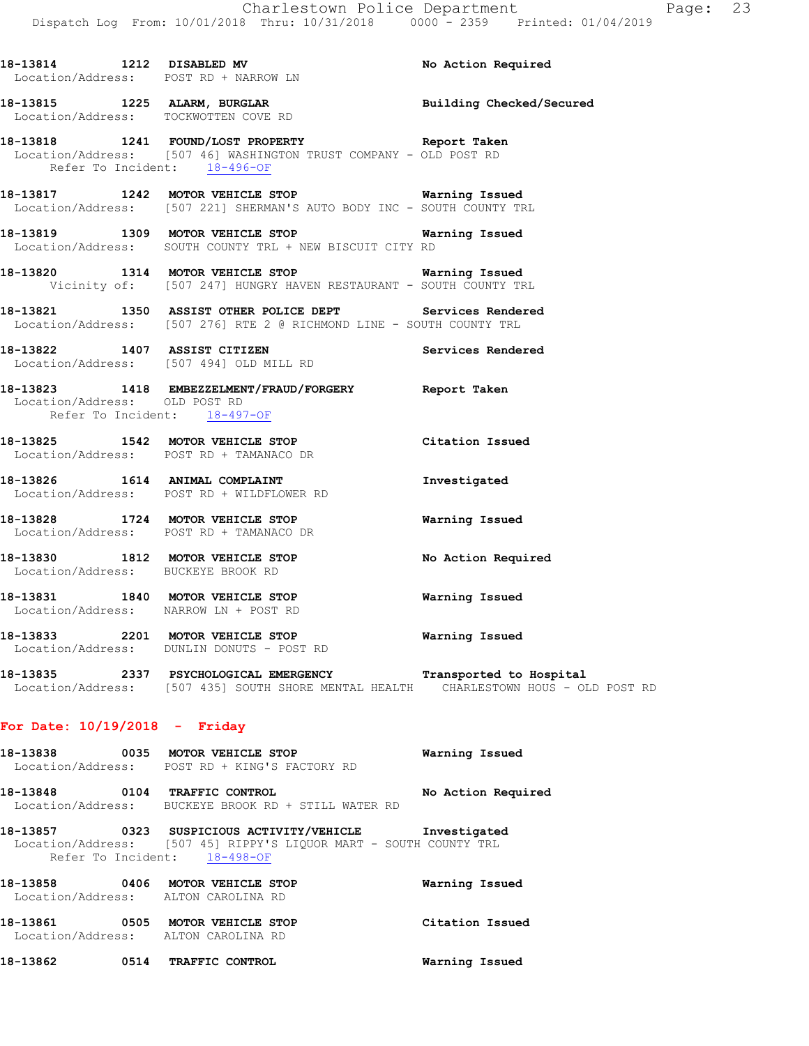18-13814 1212 **DISABLED MV** **No Action Required**
Location/Address: POST RD + NARROW LN

18-13815 1225 **ALARM, BURGLAR** **Building Checked/Secured**
Location/Address: TOCKWOTTEN COVE RD

18-13818 1241 **FOUND/LOST PROPERTY** **Report Taken**
Location/Address: [507 46] WASHINGTON TRUST COMPANY - OLD POST RD
Refer To Incident: 18-496-OF

18-13817 1242 **MOTOR VEHICLE STOP** **Warning Issued**
Location/Address: [507 221] SHERMAN'S AUTO BODY INC - SOUTH COUNTY TRL

18-13819 1309 **MOTOR VEHICLE STOP** **Warning Issued**
Location/Address: SOUTH COUNTY TRL + NEW BISCUIT CITY RD

18-13820 1314 **MOTOR VEHICLE STOP** **Warning Issued**
Vicinity of: [507 247] HUNGRY HAVEN RESTAURANT - SOUTH COUNTY TRL

18-13821 1350 **ASSIST OTHER POLICE DEPT** **Services Rendered**
Location/Address: [507 276] RTE 2 @ RICHMOND LINE - SOUTH COUNTY TRL

18-13822 1407 **ASSIST CITIZEN** **Services Rendered**
Location/Address: [507 494] OLD MILL RD

18-13823 1418 **EMBEZZELMENT/FRAUD/FORGERY** **Report Taken**
Location/Address: OLD POST RD
Refer To Incident: 18-497-OF

18-13825 1542 **MOTOR VEHICLE STOP** **Citation Issued**
Location/Address: POST RD + TAMANACO DR

18-13826 1614 **ANIMAL COMPLAINT** **Investigated**
Location/Address: POST RD + WILDFLOWER RD

18-13828 1724 **MOTOR VEHICLE STOP** **Warning Issued**
Location/Address: POST RD + TAMANACO DR

18-13830 1812 **MOTOR VEHICLE STOP** **No Action Required**
Location/Address: BUCKEYE BROOK RD

18-13831 1840 **MOTOR VEHICLE STOP** **Warning Issued**
Location/Address: NARROW LN + POST RD

18-13833 2201 **MOTOR VEHICLE STOP** **Warning Issued**
Location/Address: DUNLIN DONUTS - POST RD

18-13835 2337 **PSYCHOLOGICAL EMERGENCY** **Transported to Hospital**
Location/Address: [507 435] SOUTH SHORE MENTAL HEALTH CHARLESTOWN HOUS - OLD POST RD

## For Date: 10/19/2018 - Friday

18-13838 0035 **MOTOR VEHICLE STOP** **Warning Issued**
Location/Address: POST RD + KING'S FACTORY RD

18-13848 0104 **TRAFFIC CONTROL** **No Action Required**
Location/Address: BUCKEYE BROOK RD + STILL WATER RD

18-13857 0323 **SUSPICIOUS ACTIVITY/VEHICLE** **Investigated**
Location/Address: [507 45] RIPPY'S LIQUOR MART - SOUTH COUNTY TRL
Refer To Incident: 18-498-OF

18-13858 0406 **MOTOR VEHICLE STOP** **Warning Issued**
Location/Address: ALTON CAROLINA RD

18-13861 0505 **MOTOR VEHICLE STOP** **Citation Issued**
Location/Address: ALTON CAROLINA RD

18-13862 0514 **TRAFFIC CONTROL** **Warning Issued**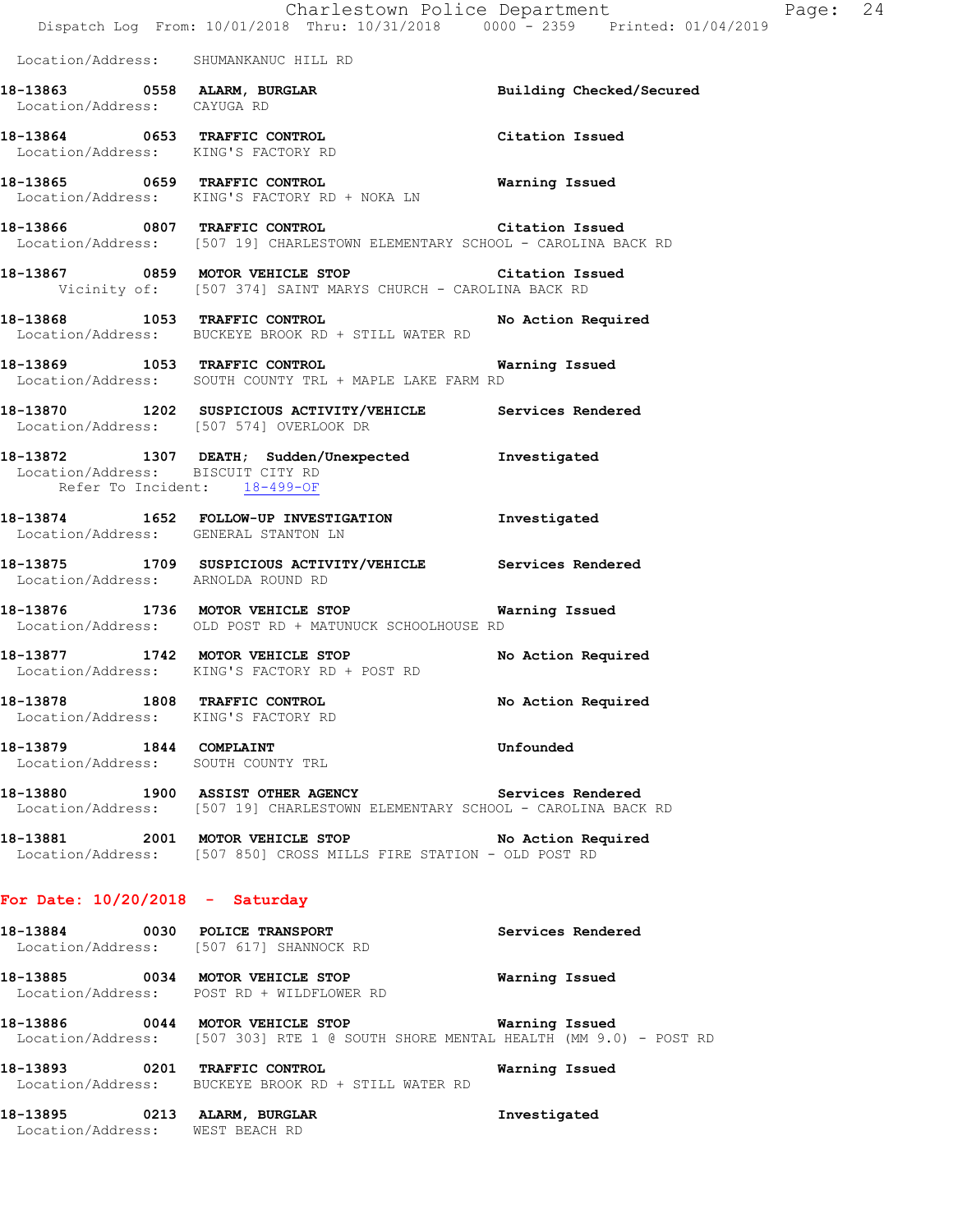Location/Address: SHUMANKANUC HILL RD

**18-13863 0558 ALARM, BURGLAR** Building Checked/Secured
Location/Address: CAYUGA RD

**18-13864 0653 TRAFFIC CONTROL** Citation Issued
Location/Address: KING'S FACTORY RD

**18-13865 0659 TRAFFIC CONTROL** Warning Issued
Location/Address: KING'S FACTORY RD + NOKA LN

**18-13866 0807 TRAFFIC CONTROL** Citation Issued
Location/Address: [507 19] CHARLESTOWN ELEMENTARY SCHOOL - CAROLINA BACK RD

**18-13867 0859 MOTOR VEHICLE STOP** Citation Issued
Vicinity of: [507 374] SAINT MARYS CHURCH - CAROLINA BACK RD

**18-13868 1053 TRAFFIC CONTROL** No Action Required
Location/Address: BUCKEYE BROOK RD + STILL WATER RD

**18-13869 1053 TRAFFIC CONTROL** Warning Issued
Location/Address: SOUTH COUNTY TRL + MAPLE LAKE FARM RD

**18-13870 1202 SUSPICIOUS ACTIVITY/VEHICLE** Services Rendered
Location/Address: [507 574] OVERLOOK DR

**18-13872 1307 DEATH; Sudden/Unexpected** Investigated
Location/Address: BISCUIT CITY RD
Refer To Incident: 18-499-OF

**18-13874 1652 FOLLOW-UP INVESTIGATION** Investigated
Location/Address: GENERAL STANTON LN

**18-13875 1709 SUSPICIOUS ACTIVITY/VEHICLE** Services Rendered
Location/Address: ARNOLDA ROUND RD

**18-13876 1736 MOTOR VEHICLE STOP** Warning Issued
Location/Address: OLD POST RD + MATUNUCK SCHOOLHOUSE RD

**18-13877 1742 MOTOR VEHICLE STOP** No Action Required
Location/Address: KING'S FACTORY RD + POST RD

**18-13878 1808 TRAFFIC CONTROL** No Action Required
Location/Address: KING'S FACTORY RD

**18-13879 1844 COMPLAINT** Unfounded
Location/Address: SOUTH COUNTY TRL

**18-13880 1900 ASSIST OTHER AGENCY** Services Rendered
Location/Address: [507 19] CHARLESTOWN ELEMENTARY SCHOOL - CAROLINA BACK RD

**18-13881 2001 MOTOR VEHICLE STOP** No Action Required
Location/Address: [507 850] CROSS MILLS FIRE STATION - OLD POST RD

## For Date: 10/20/2018 - Saturday

**18-13884 0030 POLICE TRANSPORT** Services Rendered
Location/Address: [507 617] SHANNOCK RD

**18-13885 0034 MOTOR VEHICLE STOP** Warning Issued
Location/Address: POST RD + WILDFLOWER RD

**18-13886 0044 MOTOR VEHICLE STOP** Warning Issued
Location/Address: [507 303] RTE 1 @ SOUTH SHORE MENTAL HEALTH (MM 9.0) - POST RD

**18-13893 0201 TRAFFIC CONTROL** Warning Issued
Location/Address: BUCKEYE BROOK RD + STILL WATER RD

**18-13895 0213 ALARM, BURGLAR** Investigated
Location/Address: WEST BEACH RD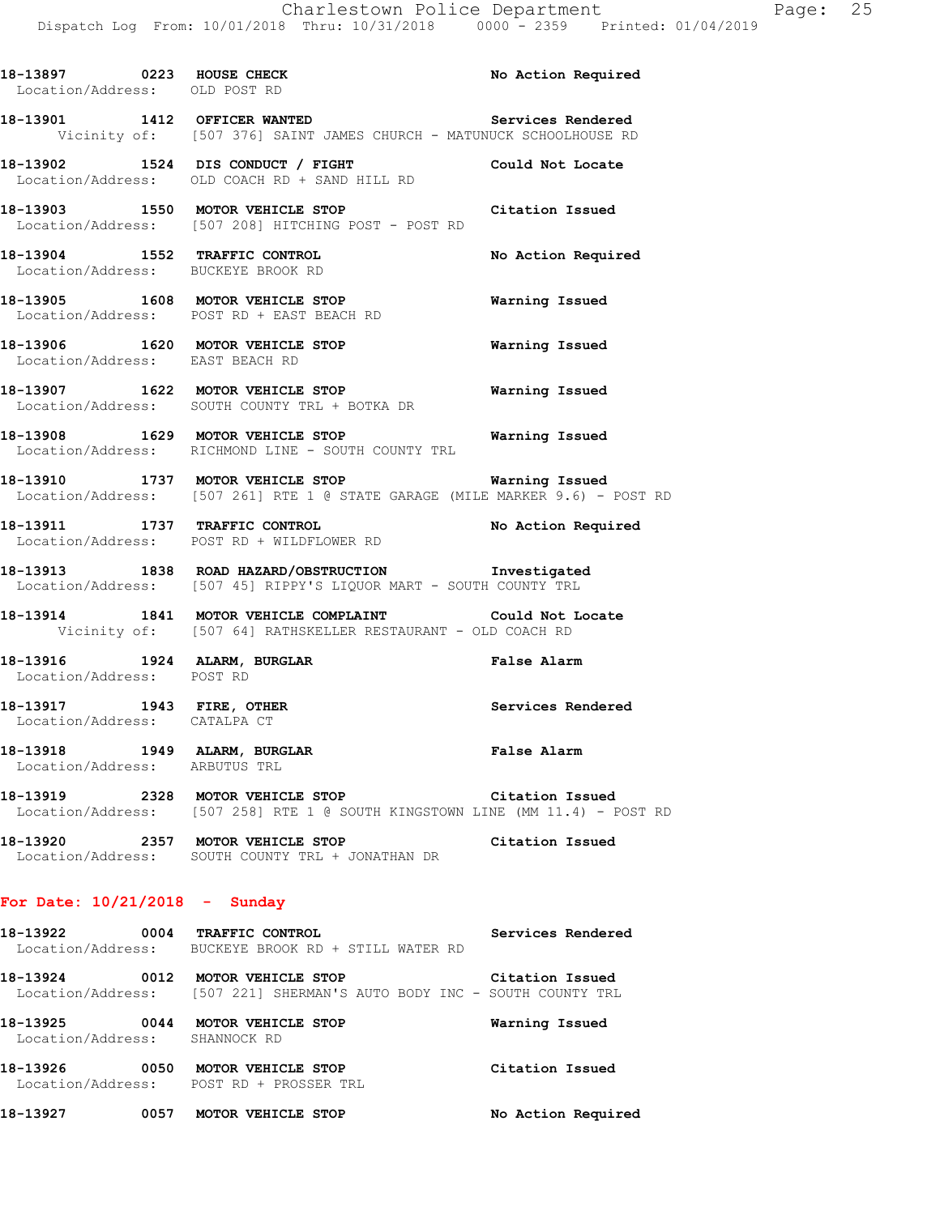18-13897 0223 **HOUSE CHECK** No Action Required
Location/Address: OLD POST RD

18-13901 1412 **OFFICER WANTED** Services Rendered
Vicinity of: [507 376] SAINT JAMES CHURCH - MATUNUCK SCHOOLHOUSE RD

18-13902 1524 **DIS CONDUCT / FIGHT** Could Not Locate
Location/Address: OLD COACH RD + SAND HILL RD

18-13903 1550 **MOTOR VEHICLE STOP** Citation Issued
Location/Address: [507 208] HITCHING POST - POST RD

18-13904 1552 **TRAFFIC CONTROL** No Action Required
Location/Address: BUCKEYE BROOK RD

18-13905 1608 **MOTOR VEHICLE STOP** Warning Issued
Location/Address: POST RD + EAST BEACH RD

18-13906 1620 **MOTOR VEHICLE STOP** Warning Issued
Location/Address: EAST BEACH RD

18-13907 1622 **MOTOR VEHICLE STOP** Warning Issued
Location/Address: SOUTH COUNTY TRL + BOTKA DR

18-13908 1629 **MOTOR VEHICLE STOP** Warning Issued
Location/Address: RICHMOND LINE - SOUTH COUNTY TRL

18-13910 1737 **MOTOR VEHICLE STOP** Warning Issued
Location/Address: [507 261] RTE 1 @ STATE GARAGE (MILE MARKER 9.6) - POST RD

18-13911 1737 **TRAFFIC CONTROL** No Action Required
Location/Address: POST RD + WILDFLOWER RD

18-13913 1838 **ROAD HAZARD/OBSTRUCTION** Investigated
Location/Address: [507 45] RIPPY'S LIQUOR MART - SOUTH COUNTY TRL

18-13914 1841 **MOTOR VEHICLE COMPLAINT** Could Not Locate
Vicinity of: [507 64] RATHSKELLER RESTAURANT - OLD COACH RD

18-13916 1924 **ALARM, BURGLAR** False Alarm
Location/Address: POST RD

18-13917 1943 **FIRE, OTHER** Services Rendered
Location/Address: CATALPA CT

18-13918 1949 **ALARM, BURGLAR** False Alarm
Location/Address: ARBUTUS TRL

18-13919 2328 **MOTOR VEHICLE STOP** Citation Issued
Location/Address: [507 258] RTE 1 @ SOUTH KINGSTOWN LINE (MM 11.4) - POST RD

18-13920 2357 **MOTOR VEHICLE STOP** Citation Issued
Location/Address: SOUTH COUNTY TRL + JONATHAN DR

**For Date: 10/21/2018 - Sunday**

18-13922 0004 **TRAFFIC CONTROL** Services Rendered
Location/Address: BUCKEYE BROOK RD + STILL WATER RD

18-13924 0012 **MOTOR VEHICLE STOP** Citation Issued
Location/Address: [507 221] SHERMAN'S AUTO BODY INC - SOUTH COUNTY TRL

18-13925 0044 **MOTOR VEHICLE STOP** Warning Issued
Location/Address: SHANNOCK RD

18-13926 0050 **MOTOR VEHICLE STOP** Citation Issued
Location/Address: POST RD + PROSSER TRL

18-13927 0057 **MOTOR VEHICLE STOP** No Action Required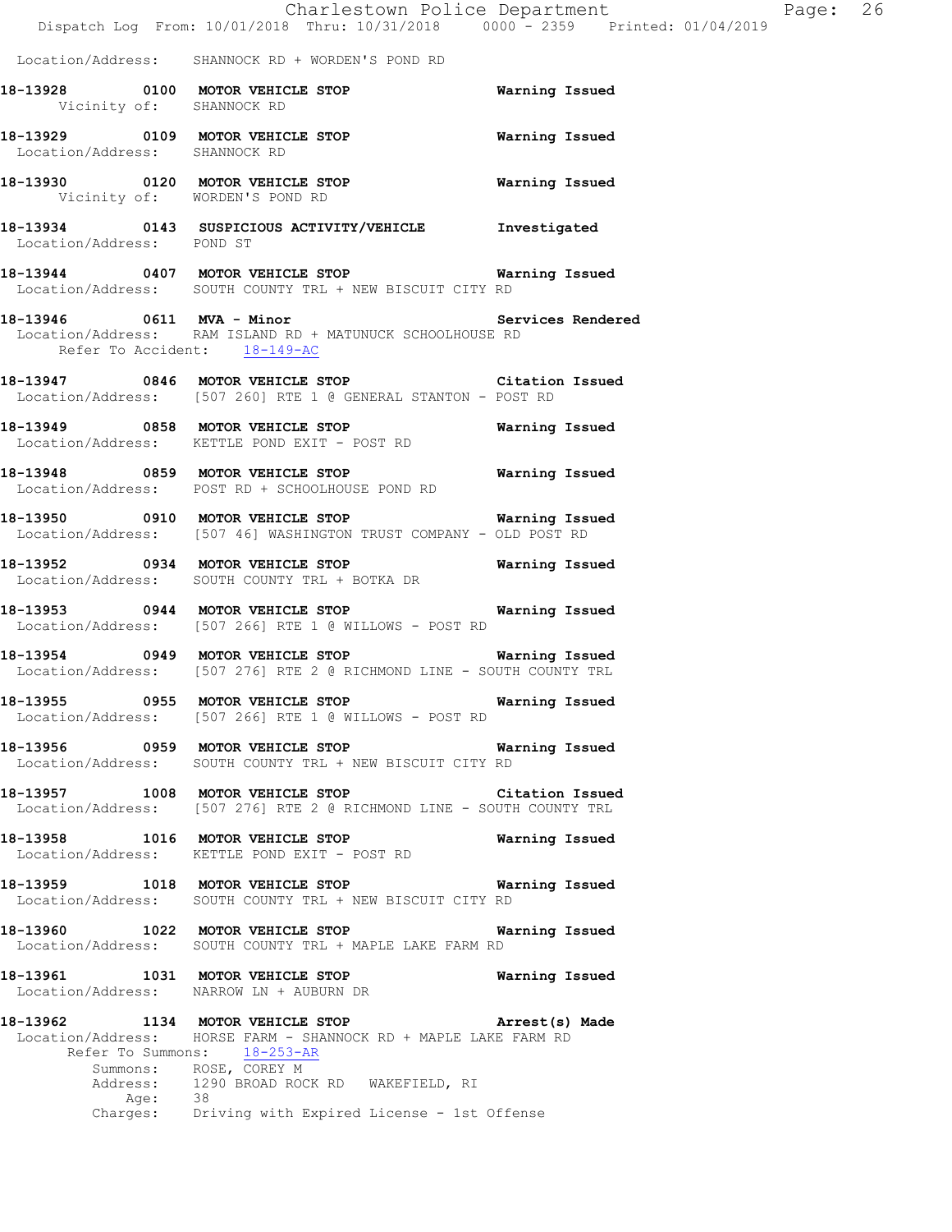Location/Address: SHANNOCK RD + WORDEN'S POND RD

**18-13928 0100 MOTOR VEHICLE STOP** **Warning Issued**
Vicinity of: SHANNOCK RD

**18-13929 0109 MOTOR VEHICLE STOP** **Warning Issued**
Location/Address: SHANNOCK RD

**18-13930 0120 MOTOR VEHICLE STOP** **Warning Issued**
Vicinity of: WORDEN'S POND RD

**18-13934 0143 SUSPICIOUS ACTIVITY/VEHICLE** **Investigated**
Location/Address: POND ST

**18-13944 0407 MOTOR VEHICLE STOP** **Warning Issued**
Location/Address: SOUTH COUNTY TRL + NEW BISCUIT CITY RD

**18-13946 0611 MVA - Minor** **Services Rendered**
Location/Address: RAM ISLAND RD + MATUNUCK SCHOOLHOUSE RD
Refer To Accident: 18-149-AC

**18-13947 0846 MOTOR VEHICLE STOP** **Citation Issued**
Location/Address: [507 260] RTE 1 @ GENERAL STANTON - POST RD

**18-13949 0858 MOTOR VEHICLE STOP** **Warning Issued**
Location/Address: KETTLE POND EXIT - POST RD

**18-13948 0859 MOTOR VEHICLE STOP** **Warning Issued**
Location/Address: POST RD + SCHOOLHOUSE POND RD

**18-13950 0910 MOTOR VEHICLE STOP** **Warning Issued**
Location/Address: [507 46] WASHINGTON TRUST COMPANY - OLD POST RD

**18-13952 0934 MOTOR VEHICLE STOP** **Warning Issued**
Location/Address: SOUTH COUNTY TRL + BOTKA DR

**18-13953 0944 MOTOR VEHICLE STOP** **Warning Issued**
Location/Address: [507 266] RTE 1 @ WILLOWS - POST RD

**18-13954 0949 MOTOR VEHICLE STOP** **Warning Issued**
Location/Address: [507 276] RTE 2 @ RICHMOND LINE - SOUTH COUNTY TRL

**18-13955 0955 MOTOR VEHICLE STOP** **Warning Issued**
Location/Address: [507 266] RTE 1 @ WILLOWS - POST RD

**18-13956 0959 MOTOR VEHICLE STOP** **Warning Issued**
Location/Address: SOUTH COUNTY TRL + NEW BISCUIT CITY RD

**18-13957 1008 MOTOR VEHICLE STOP** **Citation Issued**
Location/Address: [507 276] RTE 2 @ RICHMOND LINE - SOUTH COUNTY TRL

**18-13958 1016 MOTOR VEHICLE STOP** **Warning Issued**
Location/Address: KETTLE POND EXIT - POST RD

**18-13959 1018 MOTOR VEHICLE STOP** **Warning Issued**
Location/Address: SOUTH COUNTY TRL + NEW BISCUIT CITY RD

**18-13960 1022 MOTOR VEHICLE STOP** **Warning Issued**
Location/Address: SOUTH COUNTY TRL + MAPLE LAKE FARM RD

**18-13961 1031 MOTOR VEHICLE STOP** **Warning Issued**
Location/Address: NARROW LN + AUBURN DR

**18-13962 1134 MOTOR VEHICLE STOP** **Arrest(s) Made**
Location/Address: HORSE FARM - SHANNOCK RD + MAPLE LAKE FARM RD
Refer To Summons: 18-253-AR
Summons: ROSE, COREY M
Address: 1290 BROAD ROCK RD WAKEFIELD, RI
Age: 38
Charges: Driving with Expired License - 1st Offense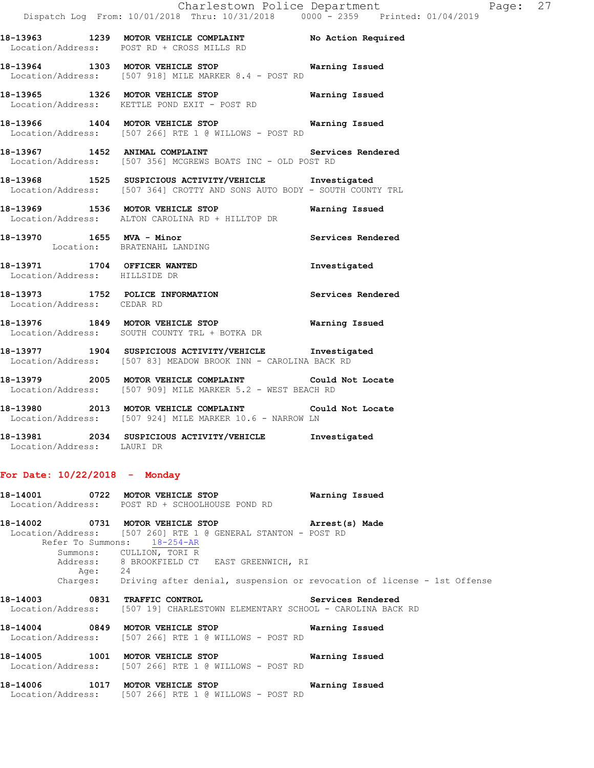**18-13963 1239 MOTOR VEHICLE COMPLAINT** **No Action Required**
Location/Address: POST RD + CROSS MILLS RD

**18-13964 1303 MOTOR VEHICLE STOP** **Warning Issued**
Location/Address: [507 918] MILE MARKER 8.4 - POST RD

**18-13965 1326 MOTOR VEHICLE STOP** **Warning Issued**
Location/Address: KETTLE POND EXIT - POST RD

**18-13966 1404 MOTOR VEHICLE STOP** **Warning Issued**
Location/Address: [507 266] RTE 1 @ WILLOWS - POST RD

**18-13967 1452 ANIMAL COMPLAINT** **Services Rendered**
Location/Address: [507 356] MCGREWS BOATS INC - OLD POST RD

**18-13968 1525 SUSPICIOUS ACTIVITY/VEHICLE** **Investigated**
Location/Address: [507 364] CROTTY AND SONS AUTO BODY - SOUTH COUNTY TRL

**18-13969 1536 MOTOR VEHICLE STOP** **Warning Issued**
Location/Address: ALTON CAROLINA RD + HILLTOP DR

**18-13970 1655 MVA - Minor** **Services Rendered**
Location: BRATENAHL LANDING

**18-13971 1704 OFFICER WANTED** **Investigated**
Location/Address: HILLSIDE DR

**18-13973 1752 POLICE INFORMATION** **Services Rendered**
Location/Address: CEDAR RD

**18-13976 1849 MOTOR VEHICLE STOP** **Warning Issued**
Location/Address: SOUTH COUNTY TRL + BOTKA DR

**18-13977 1904 SUSPICIOUS ACTIVITY/VEHICLE** **Investigated**
Location/Address: [507 83] MEADOW BROOK INN - CAROLINA BACK RD

**18-13979 2005 MOTOR VEHICLE COMPLAINT** **Could Not Locate**
Location/Address: [507 909] MILE MARKER 5.2 - WEST BEACH RD

**18-13980 2013 MOTOR VEHICLE COMPLAINT** **Could Not Locate**
Location/Address: [507 924] MILE MARKER 10.6 - NARROW LN

**18-13981 2034 SUSPICIOUS ACTIVITY/VEHICLE** **Investigated**
Location/Address: LAURI DR

## For Date: 10/22/2018 - Monday

**18-14001 0722 MOTOR VEHICLE STOP** **Warning Issued**
Location/Address: POST RD + SCHOOLHOUSE POND RD

**18-14002 0731 MOTOR VEHICLE STOP** **Arrest(s) Made**
Location/Address: [507 260] RTE 1 @ GENERAL STANTON - POST RD
Refer To Summons: 18-254-AR
Summons: CULLION, TORI R
Address: 8 BROOKFIELD CT EAST GREENWICH, RI
Age: 24
Charges: Driving after denial, suspension or revocation of license - 1st Offense

**18-14003 0831 TRAFFIC CONTROL** **Services Rendered**
Location/Address: [507 19] CHARLESTOWN ELEMENTARY SCHOOL - CAROLINA BACK RD

**18-14004 0849 MOTOR VEHICLE STOP** **Warning Issued**
Location/Address: [507 266] RTE 1 @ WILLOWS - POST RD

**18-14005 1001 MOTOR VEHICLE STOP** **Warning Issued**
Location/Address: [507 266] RTE 1 @ WILLOWS - POST RD

**18-14006 1017 MOTOR VEHICLE STOP** **Warning Issued**
Location/Address: [507 266] RTE 1 @ WILLOWS - POST RD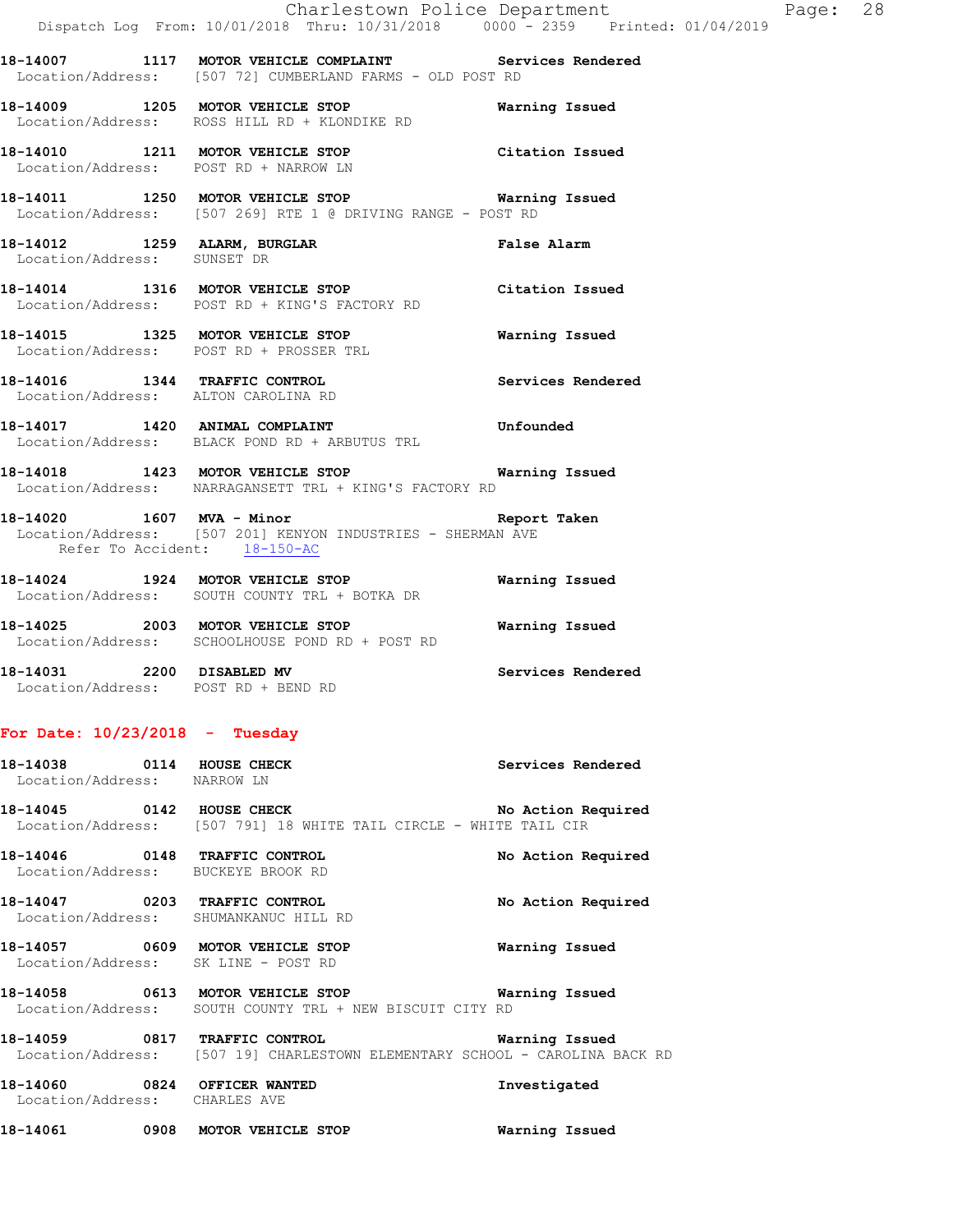**18-14007 1117 MOTOR VEHICLE COMPLAINT** — **Services Rendered**
Location/Address: [507 72] CUMBERLAND FARMS - OLD POST RD

**18-14009 1205 MOTOR VEHICLE STOP** — **Warning Issued**
Location/Address: ROSS HILL RD + KLONDIKE RD

**18-14010 1211 MOTOR VEHICLE STOP** — **Citation Issued**
Location/Address: POST RD + NARROW LN

**18-14011 1250 MOTOR VEHICLE STOP** — **Warning Issued**
Location/Address: [507 269] RTE 1 @ DRIVING RANGE - POST RD

**18-14012 1259 ALARM, BURGLAR** — **False Alarm**
Location/Address: SUNSET DR

**18-14014 1316 MOTOR VEHICLE STOP** — **Citation Issued**
Location/Address: POST RD + KING'S FACTORY RD

**18-14015 1325 MOTOR VEHICLE STOP** — **Warning Issued**
Location/Address: POST RD + PROSSER TRL

**18-14016 1344 TRAFFIC CONTROL** — **Services Rendered**
Location/Address: ALTON CAROLINA RD

**18-14017 1420 ANIMAL COMPLAINT** — **Unfounded**
Location/Address: BLACK POND RD + ARBUTUS TRL

**18-14018 1423 MOTOR VEHICLE STOP** — **Warning Issued**
Location/Address: NARRAGANSETT TRL + KING'S FACTORY RD

**18-14020 1607 MVA - Minor** — **Report Taken**
Location/Address: [507 201] KENYON INDUSTRIES - SHERMAN AVE
Refer To Accident: 18-150-AC

**18-14024 1924 MOTOR VEHICLE STOP** — **Warning Issued**
Location/Address: SOUTH COUNTY TRL + BOTKA DR

**18-14025 2003 MOTOR VEHICLE STOP** — **Warning Issued**
Location/Address: SCHOOLHOUSE POND RD + POST RD

**18-14031 2200 DISABLED MV** — **Services Rendered**
Location/Address: POST RD + BEND RD

## For Date: 10/23/2018 - Tuesday

**18-14038 0114 HOUSE CHECK** — **Services Rendered**
Location/Address: NARROW LN

**18-14045 0142 HOUSE CHECK** — **No Action Required**
Location/Address: [507 791] 18 WHITE TAIL CIRCLE - WHITE TAIL CIR

**18-14046 0148 TRAFFIC CONTROL** — **No Action Required**
Location/Address: BUCKEYE BROOK RD

**18-14047 0203 TRAFFIC CONTROL** — **No Action Required**
Location/Address: SHUMANKANUC HILL RD

**18-14057 0609 MOTOR VEHICLE STOP** — **Warning Issued**
Location/Address: SK LINE - POST RD

**18-14058 0613 MOTOR VEHICLE STOP** — **Warning Issued**
Location/Address: SOUTH COUNTY TRL + NEW BISCUIT CITY RD

**18-14059 0817 TRAFFIC CONTROL** — **Warning Issued**
Location/Address: [507 19] CHARLESTOWN ELEMENTARY SCHOOL - CAROLINA BACK RD

**18-14060 0824 OFFICER WANTED** — **Investigated**
Location/Address: CHARLES AVE

**18-14061 0908 MOTOR VEHICLE STOP** — **Warning Issued**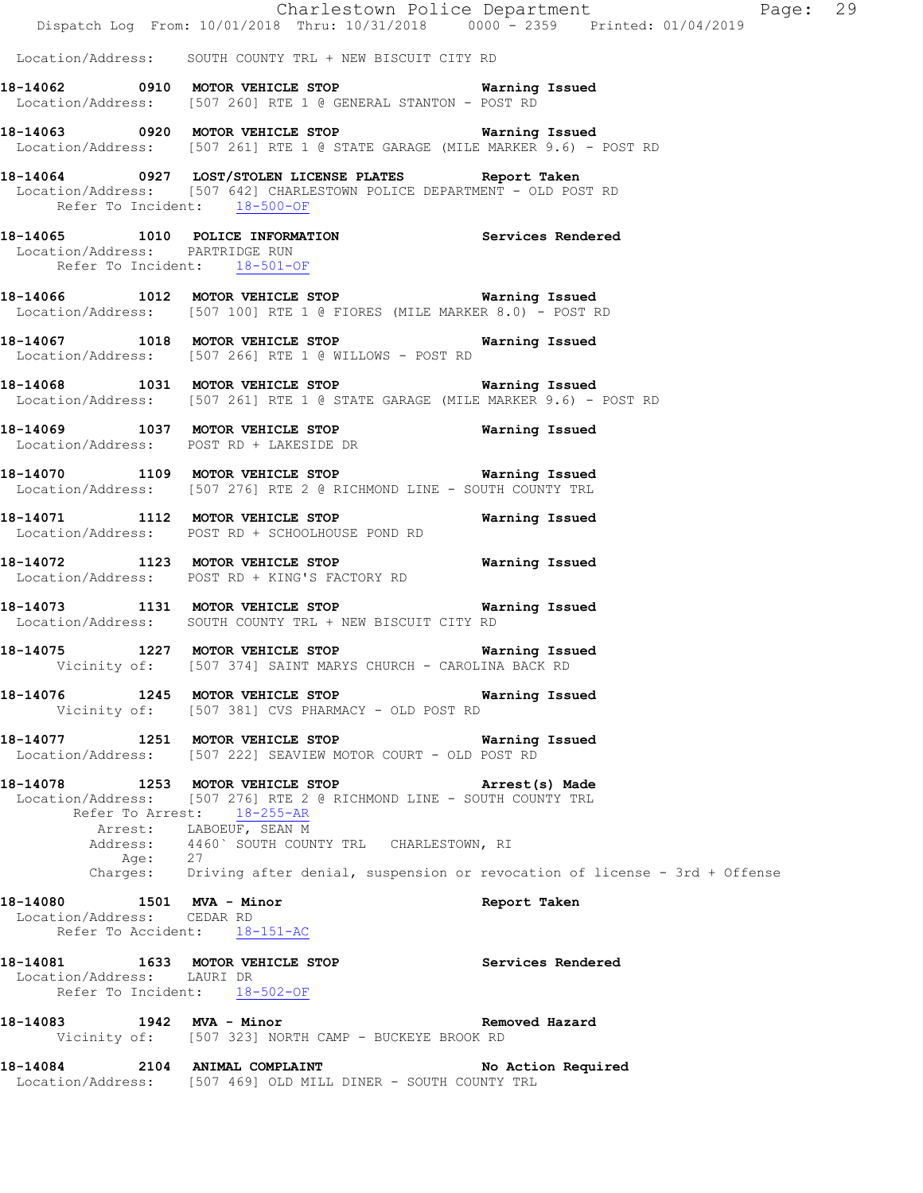Location/Address: SOUTH COUNTY TRL + NEW BISCUIT CITY RD

**18-14062 0910 MOTOR VEHICLE STOP** Warning Issued
Location/Address: [507 260] RTE 1 @ GENERAL STANTON - POST RD

**18-14063 0920 MOTOR VEHICLE STOP** Warning Issued
Location/Address: [507 261] RTE 1 @ STATE GARAGE (MILE MARKER 9.6) - POST RD

**18-14064 0927 LOST/STOLEN LICENSE PLATES** Report Taken
Location/Address: [507 642] CHARLESTOWN POLICE DEPARTMENT - OLD POST RD
Refer To Incident: 18-500-OF

**18-14065 1010 POLICE INFORMATION** Services Rendered
Location/Address: PARTRIDGE RUN
Refer To Incident: 18-501-OF

**18-14066 1012 MOTOR VEHICLE STOP** Warning Issued
Location/Address: [507 100] RTE 1 @ FIORES (MILE MARKER 8.0) - POST RD

**18-14067 1018 MOTOR VEHICLE STOP** Warning Issued
Location/Address: [507 266] RTE 1 @ WILLOWS - POST RD

**18-14068 1031 MOTOR VEHICLE STOP** Warning Issued
Location/Address: [507 261] RTE 1 @ STATE GARAGE (MILE MARKER 9.6) - POST RD

**18-14069 1037 MOTOR VEHICLE STOP** Warning Issued
Location/Address: POST RD + LAKESIDE DR

**18-14070 1109 MOTOR VEHICLE STOP** Warning Issued
Location/Address: [507 276] RTE 2 @ RICHMOND LINE - SOUTH COUNTY TRL

**18-14071 1112 MOTOR VEHICLE STOP** Warning Issued
Location/Address: POST RD + SCHOOLHOUSE POND RD

**18-14072 1123 MOTOR VEHICLE STOP** Warning Issued
Location/Address: POST RD + KING'S FACTORY RD

**18-14073 1131 MOTOR VEHICLE STOP** Warning Issued
Location/Address: SOUTH COUNTY TRL + NEW BISCUIT CITY RD

**18-14075 1227 MOTOR VEHICLE STOP** Warning Issued
Vicinity of: [507 374] SAINT MARYS CHURCH - CAROLINA BACK RD

**18-14076 1245 MOTOR VEHICLE STOP** Warning Issued
Vicinity of: [507 381] CVS PHARMACY - OLD POST RD

**18-14077 1251 MOTOR VEHICLE STOP** Warning Issued
Location/Address: [507 222] SEAVIEW MOTOR COURT - OLD POST RD

**18-14078 1253 MOTOR VEHICLE STOP** Arrest(s) Made
Location/Address: [507 276] RTE 2 @ RICHMOND LINE - SOUTH COUNTY TRL
Refer To Arrest: 18-255-AR
Arrest: LABOEUF, SEAN M
Address: 4460` SOUTH COUNTY TRL CHARLESTOWN, RI
Age: 27
Charges: Driving after denial, suspension or revocation of license - 3rd + Offense

**18-14080 1501 MVA - Minor** Report Taken
Location/Address: CEDAR RD
Refer To Accident: 18-151-AC

**18-14081 1633 MOTOR VEHICLE STOP** Services Rendered
Location/Address: LAURI DR
Refer To Incident: 18-502-OF

**18-14083 1942 MVA - Minor** Removed Hazard
Vicinity of: [507 323] NORTH CAMP - BUCKEYE BROOK RD

**18-14084 2104 ANIMAL COMPLAINT** No Action Required
Location/Address: [507 469] OLD MILL DINER - SOUTH COUNTY TRL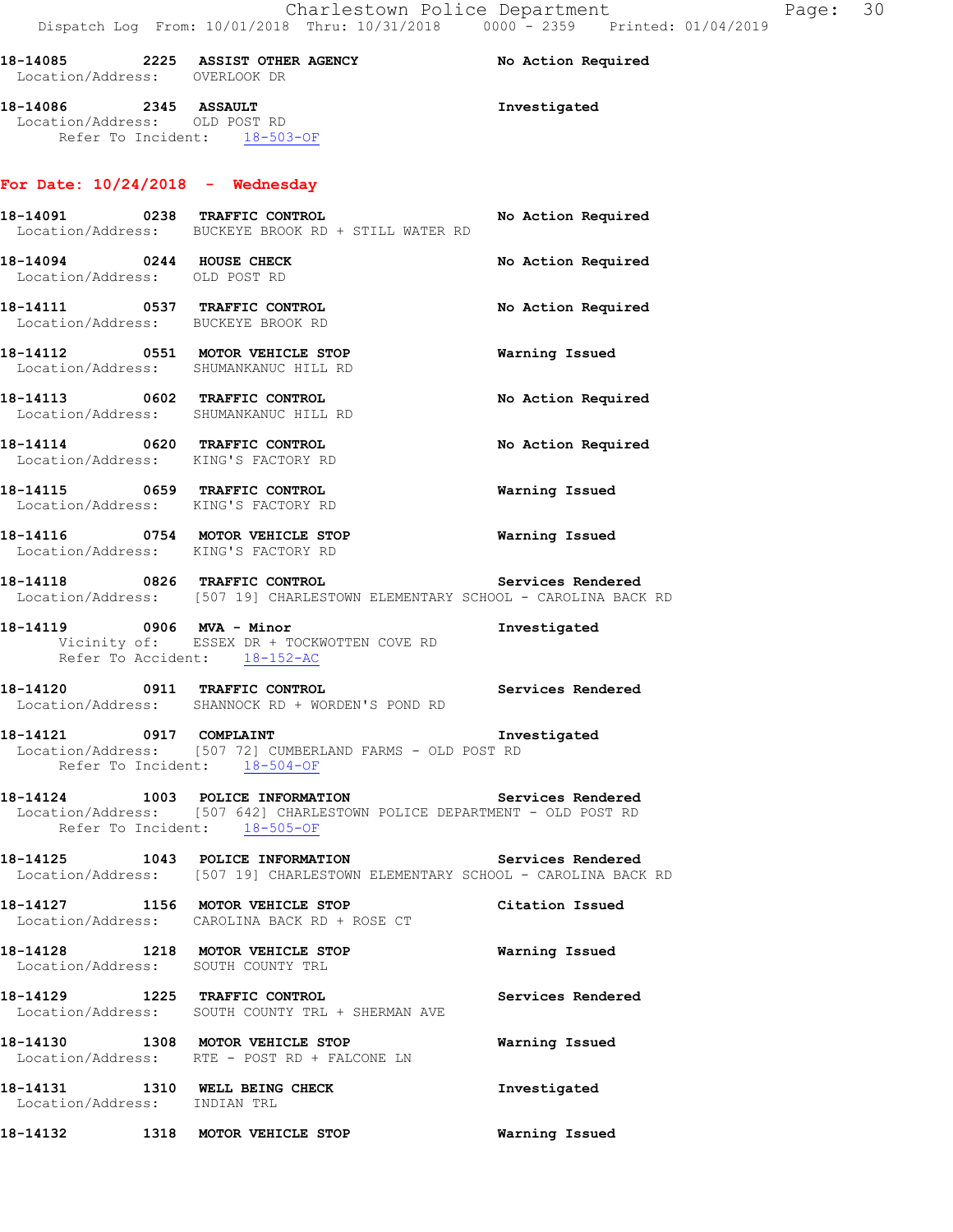18-14085 2225 ASSIST OTHER AGENCY No Action Required
Location/Address: OVERLOOK DR

18-14086 2345 ASSAULT Investigated
Location/Address: OLD POST RD
Refer To Incident: 18-503-OF

## For Date: 10/24/2018 - Wednesday

18-14091 0238 TRAFFIC CONTROL No Action Required
Location/Address: BUCKEYE BROOK RD + STILL WATER RD

18-14094 0244 HOUSE CHECK No Action Required
Location/Address: OLD POST RD

18-14111 0537 TRAFFIC CONTROL No Action Required
Location/Address: BUCKEYE BROOK RD

18-14112 0551 MOTOR VEHICLE STOP Warning Issued
Location/Address: SHUMANKANUC HILL RD

18-14113 0602 TRAFFIC CONTROL No Action Required
Location/Address: SHUMANKANUC HILL RD

18-14114 0620 TRAFFIC CONTROL No Action Required
Location/Address: KING'S FACTORY RD

18-14115 0659 TRAFFIC CONTROL Warning Issued
Location/Address: KING'S FACTORY RD

18-14116 0754 MOTOR VEHICLE STOP Warning Issued
Location/Address: KING'S FACTORY RD

18-14118 0826 TRAFFIC CONTROL Services Rendered
Location/Address: [507 19] CHARLESTOWN ELEMENTARY SCHOOL - CAROLINA BACK RD

18-14119 0906 MVA - Minor Investigated
Vicinity of: ESSEX DR + TOCKWOTTEN COVE RD
Refer To Accident: 18-152-AC

18-14120 0911 TRAFFIC CONTROL Services Rendered
Location/Address: SHANNOCK RD + WORDEN'S POND RD

18-14121 0917 COMPLAINT Investigated
Location/Address: [507 72] CUMBERLAND FARMS - OLD POST RD
Refer To Incident: 18-504-OF

18-14124 1003 POLICE INFORMATION Services Rendered
Location/Address: [507 642] CHARLESTOWN POLICE DEPARTMENT - OLD POST RD
Refer To Incident: 18-505-OF

18-14125 1043 POLICE INFORMATION Services Rendered
Location/Address: [507 19] CHARLESTOWN ELEMENTARY SCHOOL - CAROLINA BACK RD

18-14127 1156 MOTOR VEHICLE STOP Citation Issued
Location/Address: CAROLINA BACK RD + ROSE CT

18-14128 1218 MOTOR VEHICLE STOP Warning Issued
Location/Address: SOUTH COUNTY TRL

18-14129 1225 TRAFFIC CONTROL Services Rendered
Location/Address: SOUTH COUNTY TRL + SHERMAN AVE

18-14130 1308 MOTOR VEHICLE STOP Warning Issued
Location/Address: RTE - POST RD + FALCONE LN

18-14131 1310 WELL BEING CHECK Investigated
Location/Address: INDIAN TRL

18-14132 1318 MOTOR VEHICLE STOP Warning Issued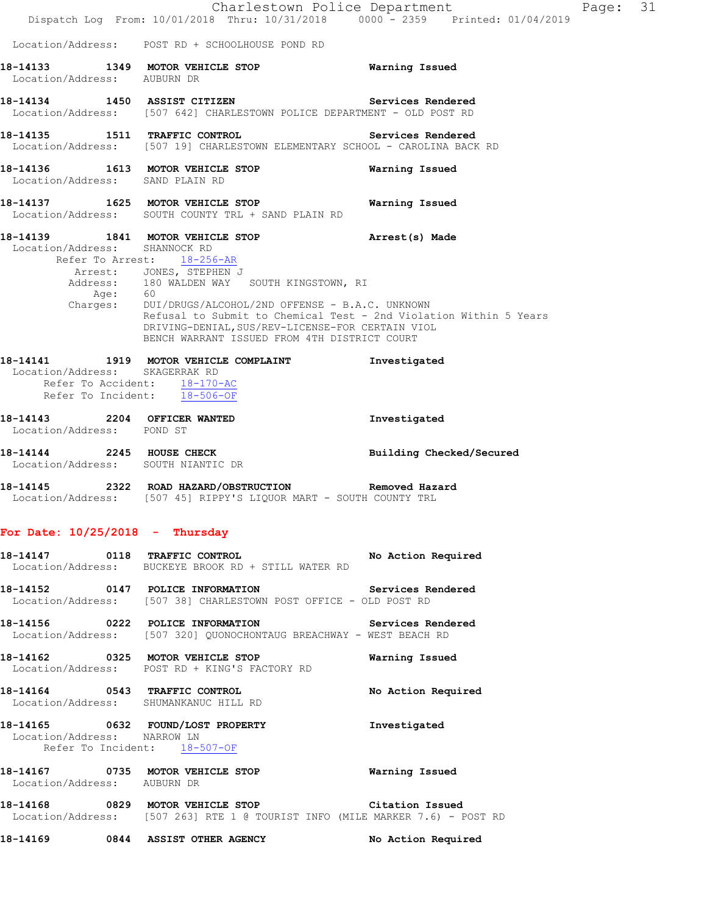Location/Address: POST RD + SCHOOLHOUSE POND RD

**18-14133 1349 MOTOR VEHICLE STOP** Warning Issued
Location/Address: AUBURN DR

**18-14134 1450 ASSIST CITIZEN** Services Rendered
Location/Address: [507 642] CHARLESTOWN POLICE DEPARTMENT - OLD POST RD

**18-14135 1511 TRAFFIC CONTROL** Services Rendered
Location/Address: [507 19] CHARLESTOWN ELEMENTARY SCHOOL - CAROLINA BACK RD

**18-14136 1613 MOTOR VEHICLE STOP** Warning Issued
Location/Address: SAND PLAIN RD

**18-14137 1625 MOTOR VEHICLE STOP** Warning Issued
Location/Address: SOUTH COUNTY TRL + SAND PLAIN RD

**18-14139 1841 MOTOR VEHICLE STOP** Arrest(s) Made
Location/Address: SHANNOCK RD
Refer To Arrest: 18-256-AR
Arrest: JONES, STEPHEN J
Address: 180 WALDEN WAY SOUTH KINGSTOWN, RI
Age: 60
Charges: DUI/DRUGS/ALCOHOL/2ND OFFENSE - B.A.C. UNKNOWN
Refusal to Submit to Chemical Test - 2nd Violation Within 5 Years
DRIVING-DENIAL,SUS/REV-LICENSE-FOR CERTAIN VIOL
BENCH WARRANT ISSUED FROM 4TH DISTRICT COURT

**18-14141 1919 MOTOR VEHICLE COMPLAINT** Investigated
Location/Address: SKAGERRAK RD
Refer To Accident: 18-170-AC
Refer To Incident: 18-506-OF

**18-14143 2204 OFFICER WANTED** Investigated
Location/Address: POND ST

**18-14144 2245 HOUSE CHECK** Building Checked/Secured
Location/Address: SOUTH NIANTIC DR

**18-14145 2322 ROAD HAZARD/OBSTRUCTION** Removed Hazard
Location/Address: [507 45] RIPPY'S LIQUOR MART - SOUTH COUNTY TRL

## For Date: 10/25/2018 - Thursday

**18-14147 0118 TRAFFIC CONTROL** No Action Required
Location/Address: BUCKEYE BROOK RD + STILL WATER RD

**18-14152 0147 POLICE INFORMATION** Services Rendered
Location/Address: [507 38] CHARLESTOWN POST OFFICE - OLD POST RD

**18-14156 0222 POLICE INFORMATION** Services Rendered
Location/Address: [507 320] QUONOCHONTAUG BREACHWAY - WEST BEACH RD

**18-14162 0325 MOTOR VEHICLE STOP** Warning Issued
Location/Address: POST RD + KING'S FACTORY RD

**18-14164 0543 TRAFFIC CONTROL** No Action Required
Location/Address: SHUMANKANUC HILL RD

**18-14165 0632 FOUND/LOST PROPERTY** Investigated
Location/Address: NARROW LN
Refer To Incident: 18-507-OF

**18-14167 0735 MOTOR VEHICLE STOP** Warning Issued
Location/Address: AUBURN DR

**18-14168 0829 MOTOR VEHICLE STOP** Citation Issued
Location/Address: [507 263] RTE 1 @ TOURIST INFO (MILE MARKER 7.6) - POST RD

**18-14169 0844 ASSIST OTHER AGENCY** No Action Required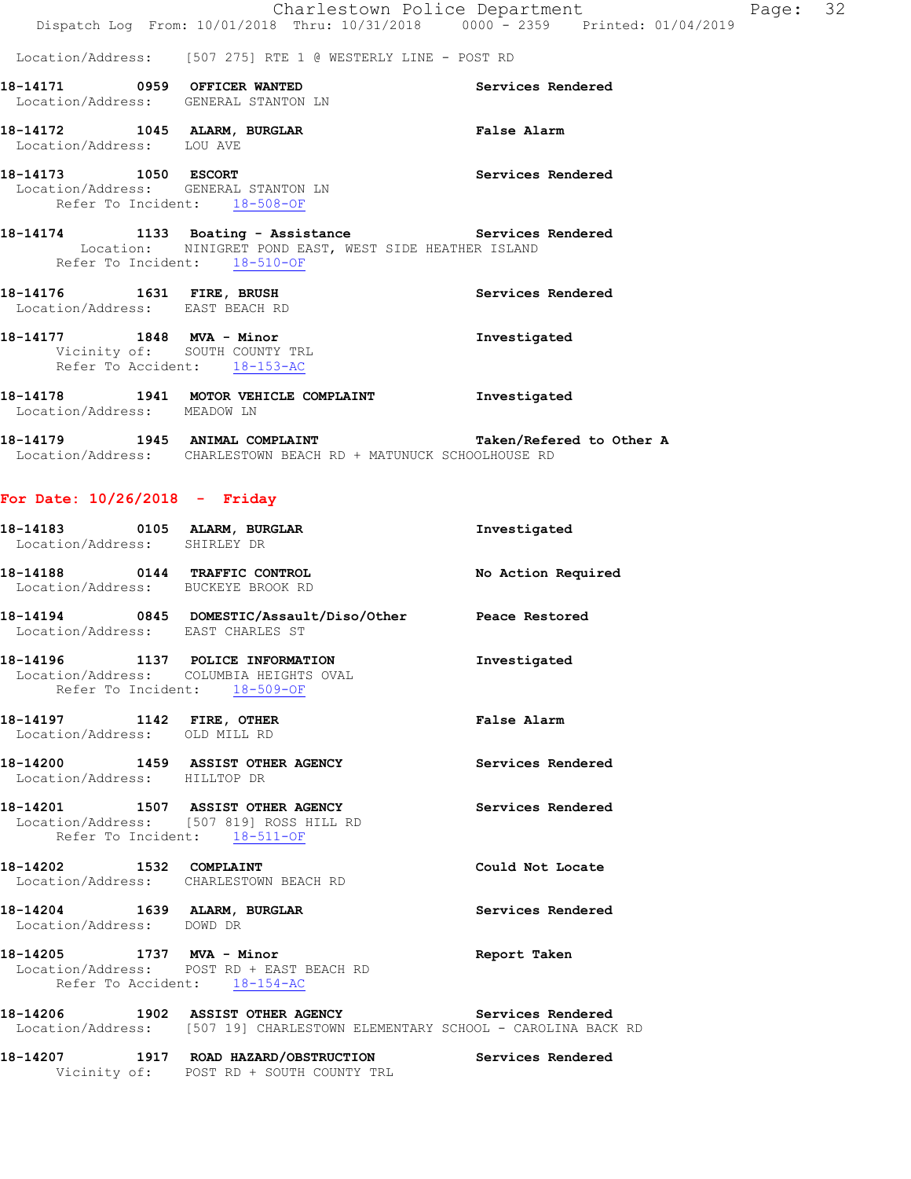Location/Address: [507 275] RTE 1 @ WESTERLY LINE - POST RD

**18-14171** 0959 **OFFICER WANTED** Services Rendered
Location/Address: GENERAL STANTON LN

**18-14172** 1045 **ALARM, BURGLAR** False Alarm
Location/Address: LOU AVE

**18-14173** 1050 **ESCORT** Services Rendered
Location/Address: GENERAL STANTON LN
Refer To Incident: 18-508-OF

**18-14174** 1133 **Boating - Assistance** Services Rendered
Location: NINIGRET POND EAST, WEST SIDE HEATHER ISLAND
Refer To Incident: 18-510-OF

**18-14176** 1631 **FIRE, BRUSH** Services Rendered
Location/Address: EAST BEACH RD

**18-14177** 1848 **MVA - Minor** Investigated
Vicinity of: SOUTH COUNTY TRL
Refer To Accident: 18-153-AC

**18-14178** 1941 **MOTOR VEHICLE COMPLAINT** Investigated
Location/Address: MEADOW LN

**18-14179** 1945 **ANIMAL COMPLAINT** Taken/Refered to Other A
Location/Address: CHARLESTOWN BEACH RD + MATUNUCK SCHOOLHOUSE RD

## For Date: 10/26/2018 - Friday

**18-14183** 0105 **ALARM, BURGLAR** Investigated
Location/Address: SHIRLEY DR

**18-14188** 0144 **TRAFFIC CONTROL** No Action Required
Location/Address: BUCKEYE BROOK RD

**18-14194** 0845 **DOMESTIC/Assault/Diso/Other** Peace Restored
Location/Address: EAST CHARLES ST

**18-14196** 1137 **POLICE INFORMATION** Investigated
Location/Address: COLUMBIA HEIGHTS OVAL
Refer To Incident: 18-509-OF

**18-14197** 1142 **FIRE, OTHER** False Alarm
Location/Address: OLD MILL RD

**18-14200** 1459 **ASSIST OTHER AGENCY** Services Rendered
Location/Address: HILLTOP DR

**18-14201** 1507 **ASSIST OTHER AGENCY** Services Rendered
Location/Address: [507 819] ROSS HILL RD
Refer To Incident: 18-511-OF

**18-14202** 1532 **COMPLAINT** Could Not Locate
Location/Address: CHARLESTOWN BEACH RD

**18-14204** 1639 **ALARM, BURGLAR** Services Rendered
Location/Address: DOWD DR

**18-14205** 1737 **MVA - Minor** Report Taken
Location/Address: POST RD + EAST BEACH RD
Refer To Accident: 18-154-AC

**18-14206** 1902 **ASSIST OTHER AGENCY** Services Rendered
Location/Address: [507 19] CHARLESTOWN ELEMENTARY SCHOOL - CAROLINA BACK RD

**18-14207** 1917 **ROAD HAZARD/OBSTRUCTION** Services Rendered
Vicinity of: POST RD + SOUTH COUNTY TRL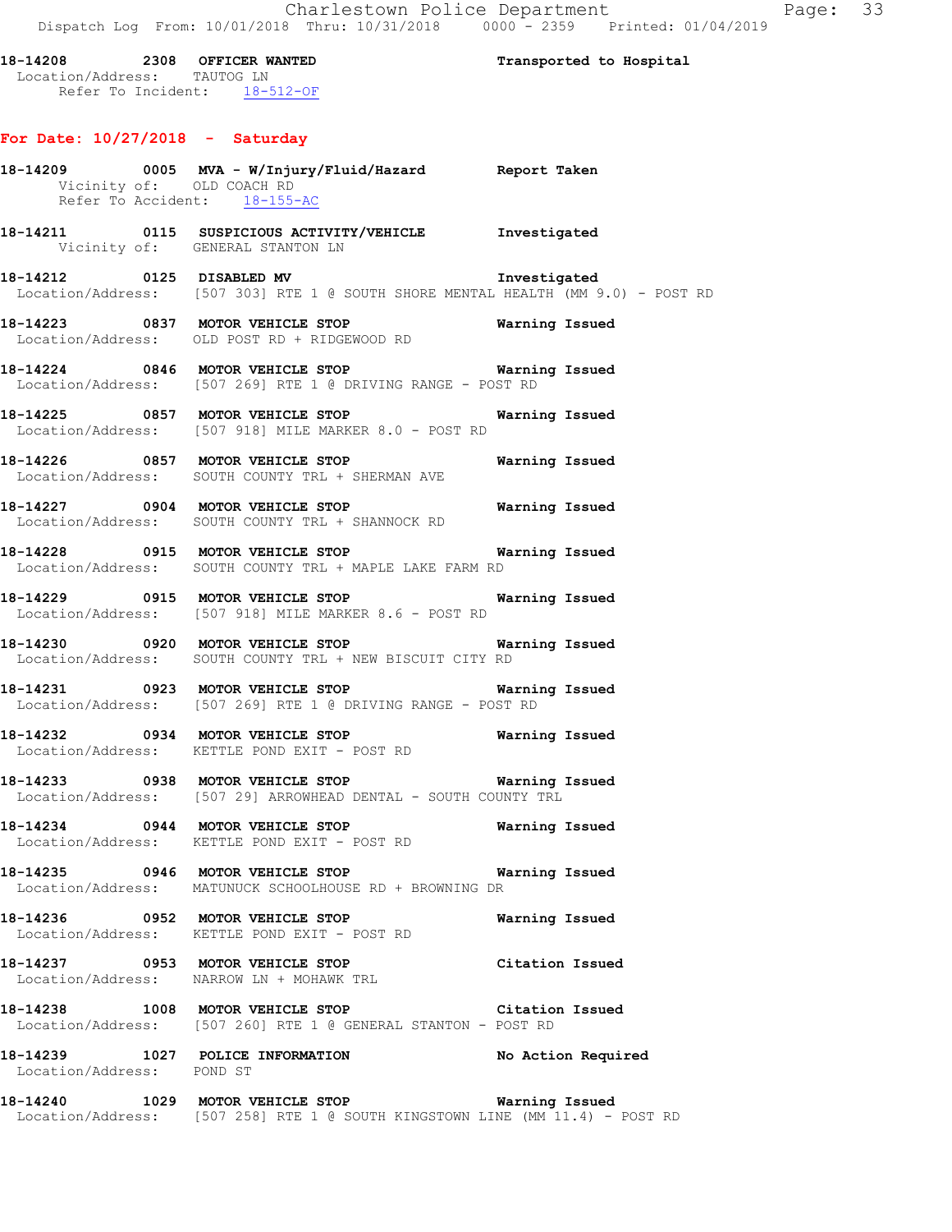**18-14208 2308 OFFICER WANTED** **Transported to Hospital**
Location/Address: TAUTOG LN
Refer To Incident: 18-512-OF

## For Date: 10/27/2018 - Saturday

**18-14209 0005 MVA - W/Injury/Fluid/Hazard** **Report Taken**
Vicinity of: OLD COACH RD
Refer To Accident: 18-155-AC

**18-14211 0115 SUSPICIOUS ACTIVITY/VEHICLE** **Investigated**
Vicinity of: GENERAL STANTON LN

**18-14212 0125 DISABLED MV** **Investigated**
Location/Address: [507 303] RTE 1 @ SOUTH SHORE MENTAL HEALTH (MM 9.0) - POST RD

**18-14223 0837 MOTOR VEHICLE STOP** **Warning Issued**
Location/Address: OLD POST RD + RIDGEWOOD RD

**18-14224 0846 MOTOR VEHICLE STOP** **Warning Issued**
Location/Address: [507 269] RTE 1 @ DRIVING RANGE - POST RD

**18-14225 0857 MOTOR VEHICLE STOP** **Warning Issued**
Location/Address: [507 918] MILE MARKER 8.0 - POST RD

**18-14226 0857 MOTOR VEHICLE STOP** **Warning Issued**
Location/Address: SOUTH COUNTY TRL + SHERMAN AVE

**18-14227 0904 MOTOR VEHICLE STOP** **Warning Issued**
Location/Address: SOUTH COUNTY TRL + SHANNOCK RD

**18-14228 0915 MOTOR VEHICLE STOP** **Warning Issued**
Location/Address: SOUTH COUNTY TRL + MAPLE LAKE FARM RD

**18-14229 0915 MOTOR VEHICLE STOP** **Warning Issued**
Location/Address: [507 918] MILE MARKER 8.6 - POST RD

**18-14230 0920 MOTOR VEHICLE STOP** **Warning Issued**
Location/Address: SOUTH COUNTY TRL + NEW BISCUIT CITY RD

**18-14231 0923 MOTOR VEHICLE STOP** **Warning Issued**
Location/Address: [507 269] RTE 1 @ DRIVING RANGE - POST RD

**18-14232 0934 MOTOR VEHICLE STOP** **Warning Issued**
Location/Address: KETTLE POND EXIT - POST RD

**18-14233 0938 MOTOR VEHICLE STOP** **Warning Issued**
Location/Address: [507 29] ARROWHEAD DENTAL - SOUTH COUNTY TRL

**18-14234 0944 MOTOR VEHICLE STOP** **Warning Issued**
Location/Address: KETTLE POND EXIT - POST RD

**18-14235 0946 MOTOR VEHICLE STOP** **Warning Issued**
Location/Address: MATUNUCK SCHOOLHOUSE RD + BROWNING DR

**18-14236 0952 MOTOR VEHICLE STOP** **Warning Issued**
Location/Address: KETTLE POND EXIT - POST RD

**18-14237 0953 MOTOR VEHICLE STOP** **Citation Issued**
Location/Address: NARROW LN + MOHAWK TRL

**18-14238 1008 MOTOR VEHICLE STOP** **Citation Issued**
Location/Address: [507 260] RTE 1 @ GENERAL STANTON - POST RD

**18-14239 1027 POLICE INFORMATION** **No Action Required**
Location/Address: POND ST

**18-14240 1029 MOTOR VEHICLE STOP** **Warning Issued**
Location/Address: [507 258] RTE 1 @ SOUTH KINGSTOWN LINE (MM 11.4) - POST RD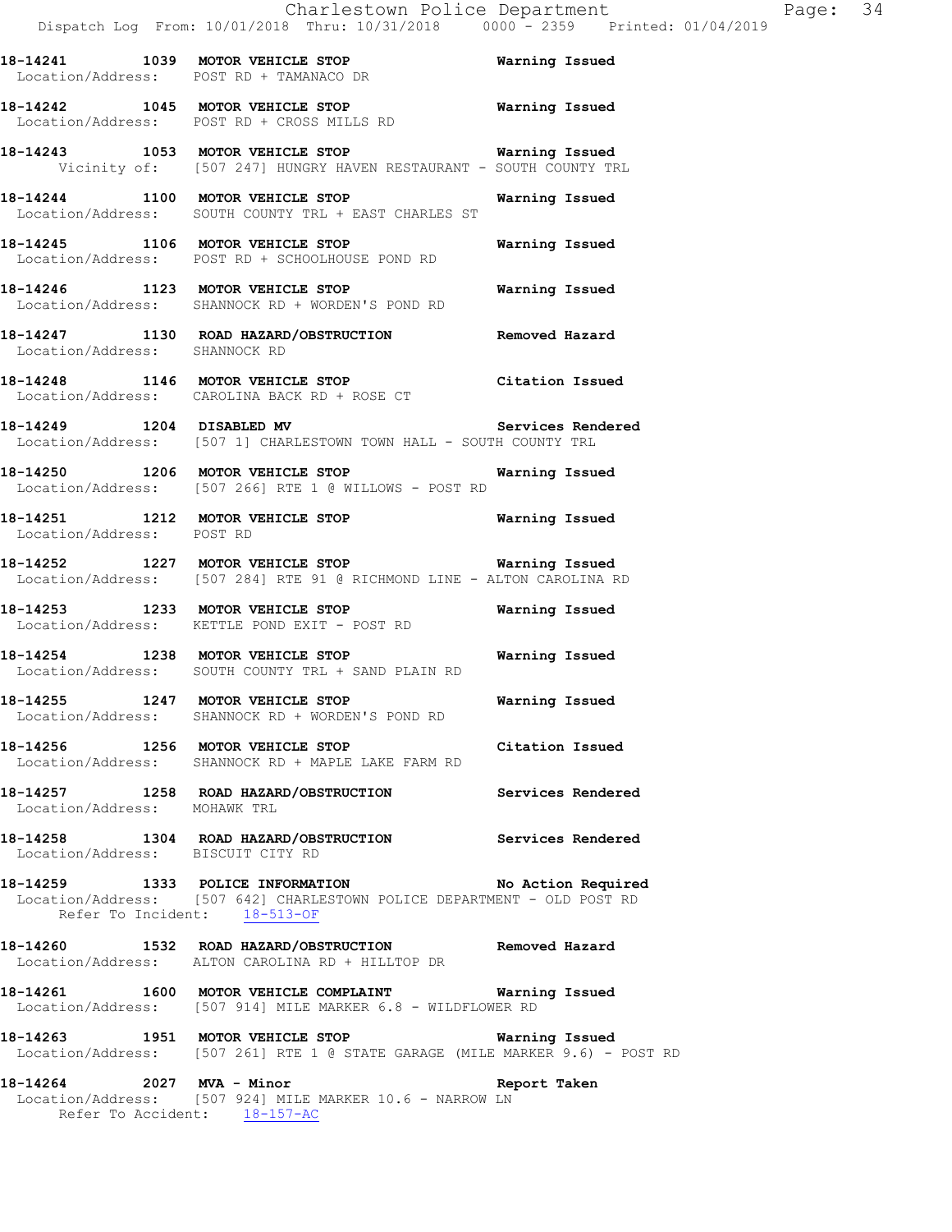18-14241 1039 MOTOR VEHICLE STOP Warning Issued
Location/Address: POST RD + TAMANACO DR

18-14242 1045 MOTOR VEHICLE STOP Warning Issued
Location/Address: POST RD + CROSS MILLS RD

18-14243 1053 MOTOR VEHICLE STOP Warning Issued
Vicinity of: [507 247] HUNGRY HAVEN RESTAURANT - SOUTH COUNTY TRL

18-14244 1100 MOTOR VEHICLE STOP Warning Issued
Location/Address: SOUTH COUNTY TRL + EAST CHARLES ST

18-14245 1106 MOTOR VEHICLE STOP Warning Issued
Location/Address: POST RD + SCHOOLHOUSE POND RD

18-14246 1123 MOTOR VEHICLE STOP Warning Issued
Location/Address: SHANNOCK RD + WORDEN'S POND RD

18-14247 1130 ROAD HAZARD/OBSTRUCTION Removed Hazard
Location/Address: SHANNOCK RD

18-14248 1146 MOTOR VEHICLE STOP Citation Issued
Location/Address: CAROLINA BACK RD + ROSE CT

18-14249 1204 DISABLED MV Services Rendered
Location/Address: [507 1] CHARLESTOWN TOWN HALL - SOUTH COUNTY TRL

18-14250 1206 MOTOR VEHICLE STOP Warning Issued
Location/Address: [507 266] RTE 1 @ WILLOWS - POST RD

18-14251 1212 MOTOR VEHICLE STOP Warning Issued
Location/Address: POST RD

18-14252 1227 MOTOR VEHICLE STOP Warning Issued
Location/Address: [507 284] RTE 91 @ RICHMOND LINE - ALTON CAROLINA RD

18-14253 1233 MOTOR VEHICLE STOP Warning Issued
Location/Address: KETTLE POND EXIT - POST RD

18-14254 1238 MOTOR VEHICLE STOP Warning Issued
Location/Address: SOUTH COUNTY TRL + SAND PLAIN RD

18-14255 1247 MOTOR VEHICLE STOP Warning Issued
Location/Address: SHANNOCK RD + WORDEN'S POND RD

18-14256 1256 MOTOR VEHICLE STOP Citation Issued
Location/Address: SHANNOCK RD + MAPLE LAKE FARM RD

18-14257 1258 ROAD HAZARD/OBSTRUCTION Services Rendered
Location/Address: MOHAWK TRL

18-14258 1304 ROAD HAZARD/OBSTRUCTION Services Rendered
Location/Address: BISCUIT CITY RD

18-14259 1333 POLICE INFORMATION No Action Required
Location/Address: [507 642] CHARLESTOWN POLICE DEPARTMENT - OLD POST RD
Refer To Incident: 18-513-OF

18-14260 1532 ROAD HAZARD/OBSTRUCTION Removed Hazard
Location/Address: ALTON CAROLINA RD + HILLTOP DR

18-14261 1600 MOTOR VEHICLE COMPLAINT Warning Issued
Location/Address: [507 914] MILE MARKER 6.8 - WILDFLOWER RD

18-14263 1951 MOTOR VEHICLE STOP Warning Issued
Location/Address: [507 261] RTE 1 @ STATE GARAGE (MILE MARKER 9.6) - POST RD

18-14264 2027 MVA - Minor Report Taken
Location/Address: [507 924] MILE MARKER 10.6 - NARROW LN
Refer To Accident: 18-157-AC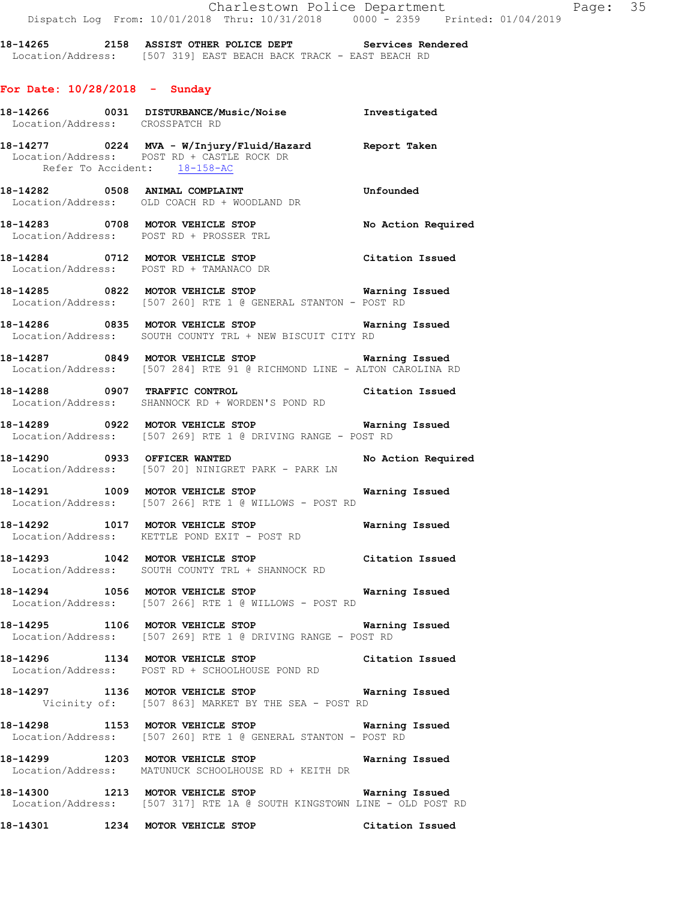**18-14265 2158 ASSIST OTHER POLICE DEPT Services Rendered**
Location/Address: [507 319] EAST BEACH BACK TRACK - EAST BEACH RD

## For Date: 10/28/2018 - Sunday

**18-14266 0031 DISTURBANCE/Music/Noise Investigated**
Location/Address: CROSSPATCH RD

**18-14277 0224 MVA - W/Injury/Fluid/Hazard Report Taken**
Location/Address: POST RD + CASTLE ROCK DR
Refer To Accident: 18-158-AC

**18-14282 0508 ANIMAL COMPLAINT Unfounded**
Location/Address: OLD COACH RD + WOODLAND DR

**18-14283 0708 MOTOR VEHICLE STOP No Action Required**
Location/Address: POST RD + PROSSER TRL

**18-14284 0712 MOTOR VEHICLE STOP Citation Issued**
Location/Address: POST RD + TAMANACO DR

**18-14285 0822 MOTOR VEHICLE STOP Warning Issued**
Location/Address: [507 260] RTE 1 @ GENERAL STANTON - POST RD

**18-14286 0835 MOTOR VEHICLE STOP Warning Issued**
Location/Address: SOUTH COUNTY TRL + NEW BISCUIT CITY RD

**18-14287 0849 MOTOR VEHICLE STOP Warning Issued**
Location/Address: [507 284] RTE 91 @ RICHMOND LINE - ALTON CAROLINA RD

**18-14288 0907 TRAFFIC CONTROL Citation Issued**
Location/Address: SHANNOCK RD + WORDEN'S POND RD

**18-14289 0922 MOTOR VEHICLE STOP Warning Issued**
Location/Address: [507 269] RTE 1 @ DRIVING RANGE - POST RD

**18-14290 0933 OFFICER WANTED No Action Required**
Location/Address: [507 20] NINIGRET PARK - PARK LN

**18-14291 1009 MOTOR VEHICLE STOP Warning Issued**
Location/Address: [507 266] RTE 1 @ WILLOWS - POST RD

**18-14292 1017 MOTOR VEHICLE STOP Warning Issued**
Location/Address: KETTLE POND EXIT - POST RD

**18-14293 1042 MOTOR VEHICLE STOP Citation Issued**
Location/Address: SOUTH COUNTY TRL + SHANNOCK RD

**18-14294 1056 MOTOR VEHICLE STOP Warning Issued**
Location/Address: [507 266] RTE 1 @ WILLOWS - POST RD

**18-14295 1106 MOTOR VEHICLE STOP Warning Issued**
Location/Address: [507 269] RTE 1 @ DRIVING RANGE - POST RD

**18-14296 1134 MOTOR VEHICLE STOP Citation Issued**
Location/Address: POST RD + SCHOOLHOUSE POND RD

**18-14297 1136 MOTOR VEHICLE STOP Warning Issued**
Vicinity of: [507 863] MARKET BY THE SEA - POST RD

**18-14298 1153 MOTOR VEHICLE STOP Warning Issued**
Location/Address: [507 260] RTE 1 @ GENERAL STANTON - POST RD

**18-14299 1203 MOTOR VEHICLE STOP Warning Issued**
Location/Address: MATUNUCK SCHOOLHOUSE RD + KEITH DR

**18-14300 1213 MOTOR VEHICLE STOP Warning Issued**
Location/Address: [507 317] RTE 1A @ SOUTH KINGSTOWN LINE - OLD POST RD

**18-14301 1234 MOTOR VEHICLE STOP Citation Issued**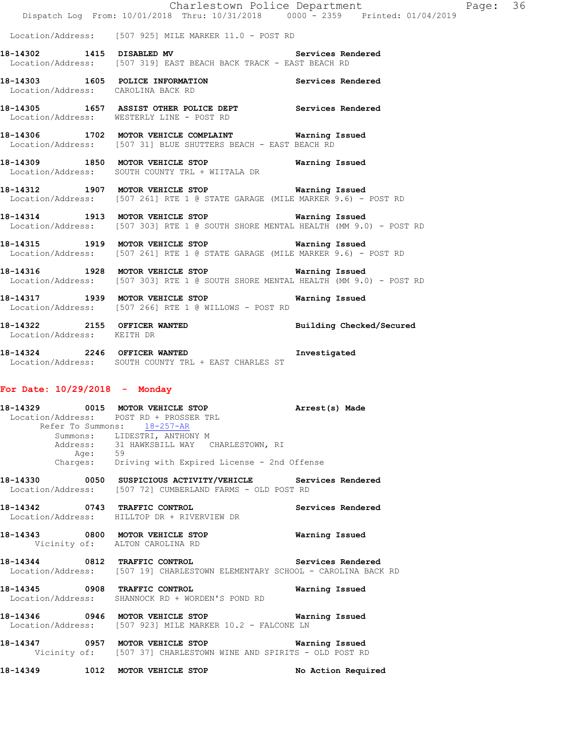Location/Address: [507 925] MILE MARKER 11.0 - POST RD

**18-14302 1415 DISABLED MV** Services Rendered
Location/Address: [507 319] EAST BEACH BACK TRACK - EAST BEACH RD

**18-14303 1605 POLICE INFORMATION** Services Rendered
Location/Address: CAROLINA BACK RD

**18-14305 1657 ASSIST OTHER POLICE DEPT** Services Rendered
Location/Address: WESTERLY LINE - POST RD

**18-14306 1702 MOTOR VEHICLE COMPLAINT** Warning Issued
Location/Address: [507 31] BLUE SHUTTERS BEACH - EAST BEACH RD

**18-14309 1850 MOTOR VEHICLE STOP** Warning Issued
Location/Address: SOUTH COUNTY TRL + WIITALA DR

**18-14312 1907 MOTOR VEHICLE STOP** Warning Issued
Location/Address: [507 261] RTE 1 @ STATE GARAGE (MILE MARKER 9.6) - POST RD

**18-14314 1913 MOTOR VEHICLE STOP** Warning Issued
Location/Address: [507 303] RTE 1 @ SOUTH SHORE MENTAL HEALTH (MM 9.0) - POST RD

**18-14315 1919 MOTOR VEHICLE STOP** Warning Issued
Location/Address: [507 261] RTE 1 @ STATE GARAGE (MILE MARKER 9.6) - POST RD

**18-14316 1928 MOTOR VEHICLE STOP** Warning Issued
Location/Address: [507 303] RTE 1 @ SOUTH SHORE MENTAL HEALTH (MM 9.0) - POST RD

**18-14317 1939 MOTOR VEHICLE STOP** Warning Issued
Location/Address: [507 266] RTE 1 @ WILLOWS - POST RD

**18-14322 2155 OFFICER WANTED** Building Checked/Secured
Location/Address: KEITH DR

**18-14324 2246 OFFICER WANTED** Investigated
Location/Address: SOUTH COUNTY TRL + EAST CHARLES ST

## For Date: 10/29/2018 - Monday

**18-14329 0015 MOTOR VEHICLE STOP** Arrest(s) Made
Location/Address: POST RD + PROSSER TRL
Refer To Summons: 18-257-AR
Summons: LIDESTRI, ANTHONY M
Address: 31 HAWKSBILL WAY CHARLESTOWN, RI
Age: 59
Charges: Driving with Expired License - 2nd Offense

**18-14330 0050 SUSPICIOUS ACTIVITY/VEHICLE** Services Rendered
Location/Address: [507 72] CUMBERLAND FARMS - OLD POST RD

**18-14342 0743 TRAFFIC CONTROL** Services Rendered
Location/Address: HILLTOP DR + RIVERVIEW DR

**18-14343 0800 MOTOR VEHICLE STOP** Warning Issued
Vicinity of: ALTON CAROLINA RD

**18-14344 0812 TRAFFIC CONTROL** Services Rendered
Location/Address: [507 19] CHARLESTOWN ELEMENTARY SCHOOL - CAROLINA BACK RD

**18-14345 0908 TRAFFIC CONTROL** Warning Issued
Location/Address: SHANNOCK RD + WORDEN'S POND RD

**18-14346 0946 MOTOR VEHICLE STOP** Warning Issued
Location/Address: [507 923] MILE MARKER 10.2 - FALCONE LN

**18-14347 0957 MOTOR VEHICLE STOP** Warning Issued
Vicinity of: [507 37] CHARLESTOWN WINE AND SPIRITS - OLD POST RD

**18-14349 1012 MOTOR VEHICLE STOP** No Action Required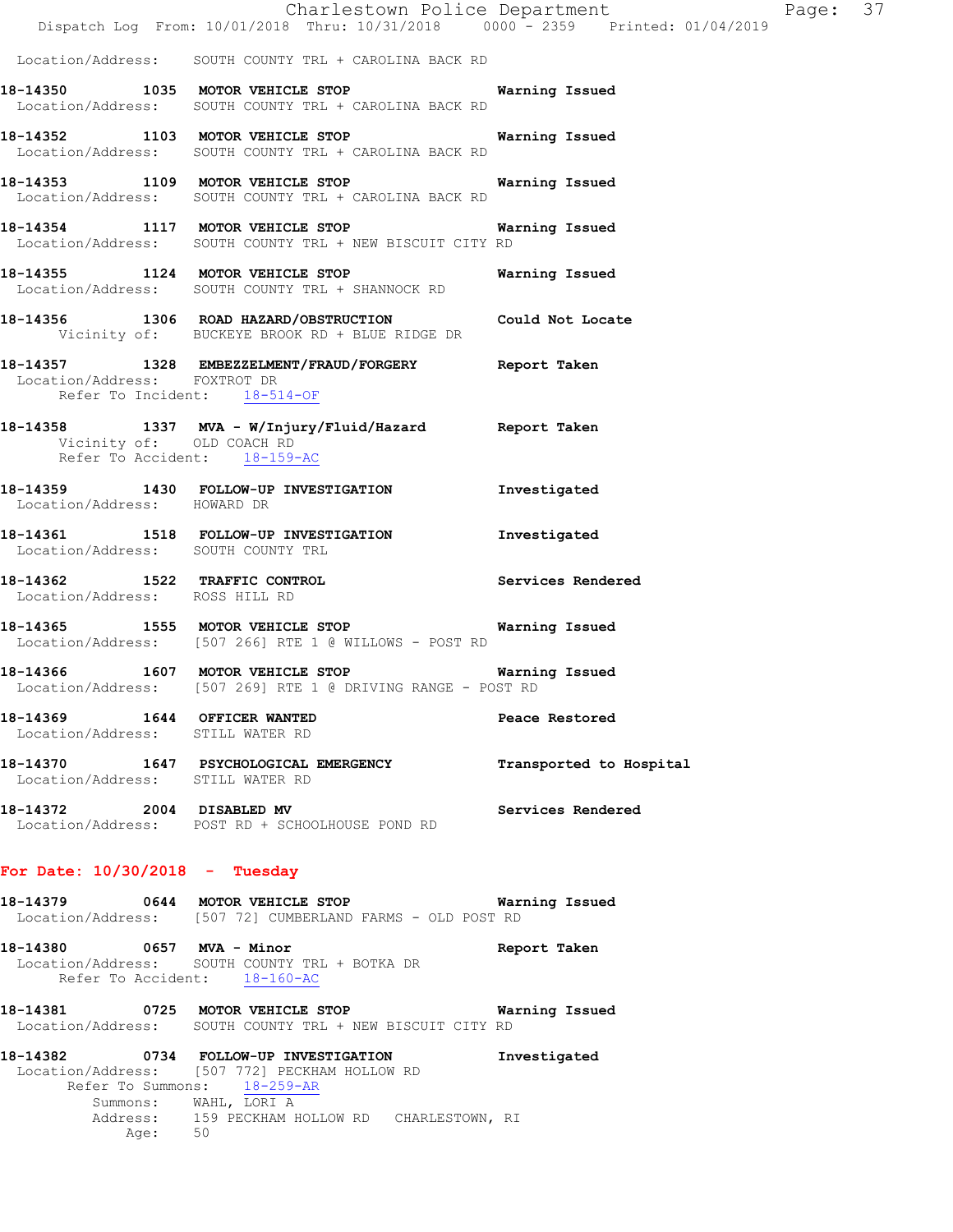Location/Address: SOUTH COUNTY TRL + CAROLINA BACK RD

**18-14350 1035 MOTOR VEHICLE STOP** **Warning Issued**
Location/Address: SOUTH COUNTY TRL + CAROLINA BACK RD

**18-14352 1103 MOTOR VEHICLE STOP** **Warning Issued**
Location/Address: SOUTH COUNTY TRL + CAROLINA BACK RD

**18-14353 1109 MOTOR VEHICLE STOP** **Warning Issued**
Location/Address: SOUTH COUNTY TRL + CAROLINA BACK RD

**18-14354 1117 MOTOR VEHICLE STOP** **Warning Issued**
Location/Address: SOUTH COUNTY TRL + NEW BISCUIT CITY RD

**18-14355 1124 MOTOR VEHICLE STOP** **Warning Issued**
Location/Address: SOUTH COUNTY TRL + SHANNOCK RD

**18-14356 1306 ROAD HAZARD/OBSTRUCTION** **Could Not Locate**
Vicinity of: BUCKEYE BROOK RD + BLUE RIDGE DR

**18-14357 1328 EMBEZZELMENT/FRAUD/FORGERY** **Report Taken**
Location/Address: FOXTROT DR
Refer To Incident: 18-514-OF

**18-14358 1337 MVA - W/Injury/Fluid/Hazard** **Report Taken**
Vicinity of: OLD COACH RD
Refer To Accident: 18-159-AC

**18-14359 1430 FOLLOW-UP INVESTIGATION** **Investigated**
Location/Address: HOWARD DR

**18-14361 1518 FOLLOW-UP INVESTIGATION** **Investigated**
Location/Address: SOUTH COUNTY TRL

**18-14362 1522 TRAFFIC CONTROL** **Services Rendered**
Location/Address: ROSS HILL RD

**18-14365 1555 MOTOR VEHICLE STOP** **Warning Issued**
Location/Address: [507 266] RTE 1 @ WILLOWS - POST RD

**18-14366 1607 MOTOR VEHICLE STOP** **Warning Issued**
Location/Address: [507 269] RTE 1 @ DRIVING RANGE - POST RD

**18-14369 1644 OFFICER WANTED** **Peace Restored**
Location/Address: STILL WATER RD

**18-14370 1647 PSYCHOLOGICAL EMERGENCY** **Transported to Hospital**
Location/Address: STILL WATER RD

**18-14372 2004 DISABLED MV** **Services Rendered**
Location/Address: POST RD + SCHOOLHOUSE POND RD

## For Date: 10/30/2018 - Tuesday

**18-14379 0644 MOTOR VEHICLE STOP** **Warning Issued**
Location/Address: [507 72] CUMBERLAND FARMS - OLD POST RD

**18-14380 0657 MVA - Minor** **Report Taken**
Location/Address: SOUTH COUNTY TRL + BOTKA DR
Refer To Accident: 18-160-AC

**18-14381 0725 MOTOR VEHICLE STOP** **Warning Issued**
Location/Address: SOUTH COUNTY TRL + NEW BISCUIT CITY RD

**18-14382 0734 FOLLOW-UP INVESTIGATION** **Investigated**
Location/Address: [507 772] PECKHAM HOLLOW RD
Refer To Summons: 18-259-AR
Summons: WAHL, LORI A
Address: 159 PECKHAM HOLLOW RD CHARLESTOWN, RI
Age: 50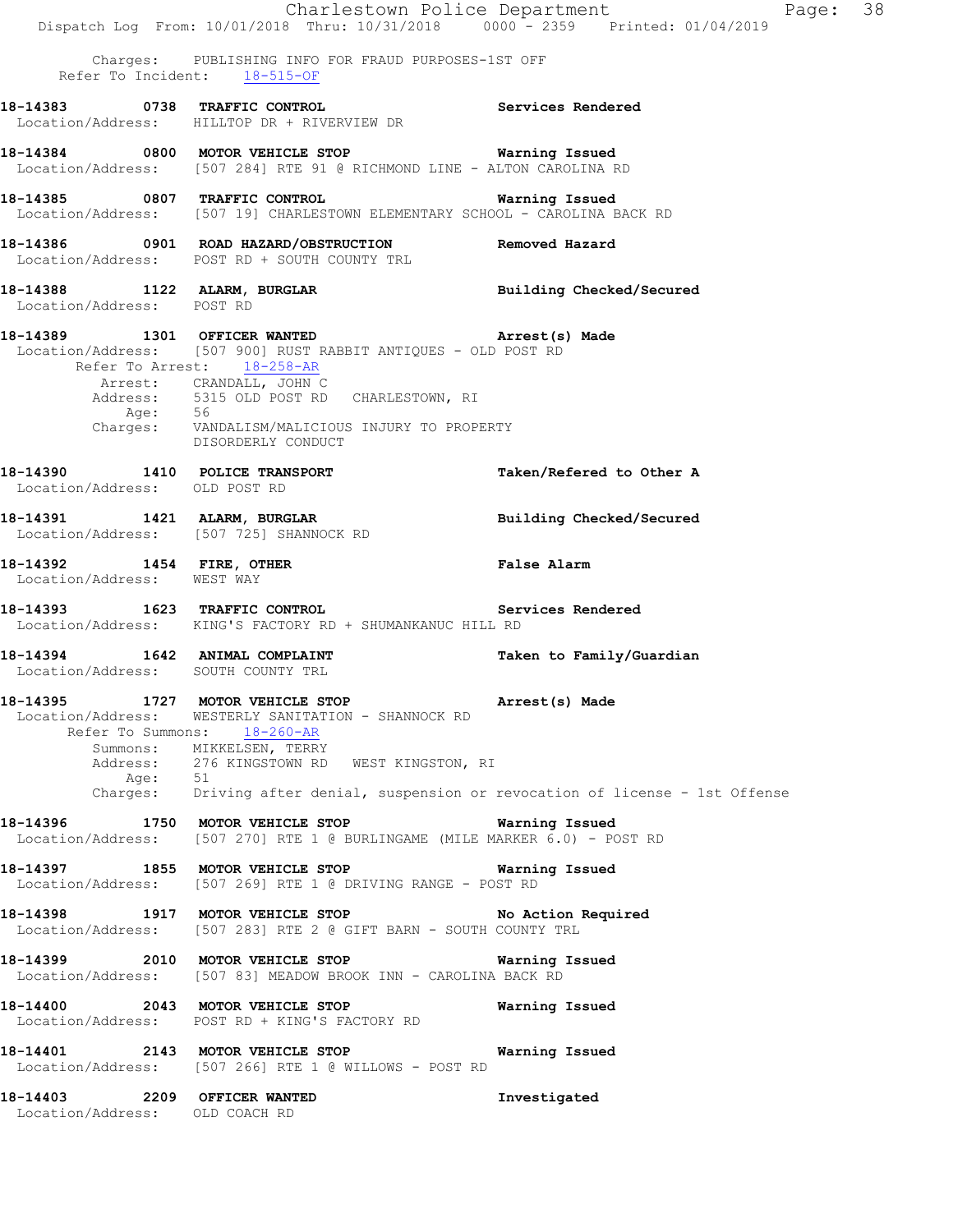Charges: PUBLISHING INFO FOR FRAUD PURPOSES-1ST OFF
Refer To Incident: 18-515-OF

**18-14383 0738 TRAFFIC CONTROL** — **Services Rendered**
Location/Address: HILLTOP DR + RIVERVIEW DR

**18-14384 0800 MOTOR VEHICLE STOP** — **Warning Issued**
Location/Address: [507 284] RTE 91 @ RICHMOND LINE - ALTON CAROLINA RD

**18-14385 0807 TRAFFIC CONTROL** — **Warning Issued**
Location/Address: [507 19] CHARLESTOWN ELEMENTARY SCHOOL - CAROLINA BACK RD

**18-14386 0901 ROAD HAZARD/OBSTRUCTION** — **Removed Hazard**
Location/Address: POST RD + SOUTH COUNTY TRL

**18-14388 1122 ALARM, BURGLAR** — **Building Checked/Secured**
Location/Address: POST RD

**18-14389 1301 OFFICER WANTED** — **Arrest(s) Made**
Location/Address: [507 900] RUST RABBIT ANTIQUES - OLD POST RD
Refer To Arrest: 18-258-AR
Arrest: CRANDALL, JOHN C
Address: 5315 OLD POST RD CHARLESTOWN, RI
Age: 56
Charges: VANDALISM/MALICIOUS INJURY TO PROPERTY
DISORDERLY CONDUCT

**18-14390 1410 POLICE TRANSPORT** — **Taken/Refered to Other A**
Location/Address: OLD POST RD

**18-14391 1421 ALARM, BURGLAR** — **Building Checked/Secured**
Location/Address: [507 725] SHANNOCK RD

**18-14392 1454 FIRE, OTHER** — **False Alarm**
Location/Address: WEST WAY

**18-14393 1623 TRAFFIC CONTROL** — **Services Rendered**
Location/Address: KING'S FACTORY RD + SHUMANKANUC HILL RD

**18-14394 1642 ANIMAL COMPLAINT** — **Taken to Family/Guardian**
Location/Address: SOUTH COUNTY TRL

**18-14395 1727 MOTOR VEHICLE STOP** — **Arrest(s) Made**
Location/Address: WESTERLY SANITATION - SHANNOCK RD
Refer To Summons: 18-260-AR
Summons: MIKKELSEN, TERRY
Address: 276 KINGSTOWN RD WEST KINGSTON, RI
Age: 51
Charges: Driving after denial, suspension or revocation of license - 1st Offense

**18-14396 1750 MOTOR VEHICLE STOP** — **Warning Issued**
Location/Address: [507 270] RTE 1 @ BURLINGAME (MILE MARKER 6.0) - POST RD

**18-14397 1855 MOTOR VEHICLE STOP** — **Warning Issued**
Location/Address: [507 269] RTE 1 @ DRIVING RANGE - POST RD

**18-14398 1917 MOTOR VEHICLE STOP** — **No Action Required**
Location/Address: [507 283] RTE 2 @ GIFT BARN - SOUTH COUNTY TRL

**18-14399 2010 MOTOR VEHICLE STOP** — **Warning Issued**
Location/Address: [507 83] MEADOW BROOK INN - CAROLINA BACK RD

**18-14400 2043 MOTOR VEHICLE STOP** — **Warning Issued**
Location/Address: POST RD + KING'S FACTORY RD

**18-14401 2143 MOTOR VEHICLE STOP** — **Warning Issued**
Location/Address: [507 266] RTE 1 @ WILLOWS - POST RD

**18-14403 2209 OFFICER WANTED** — **Investigated**
Location/Address: OLD COACH RD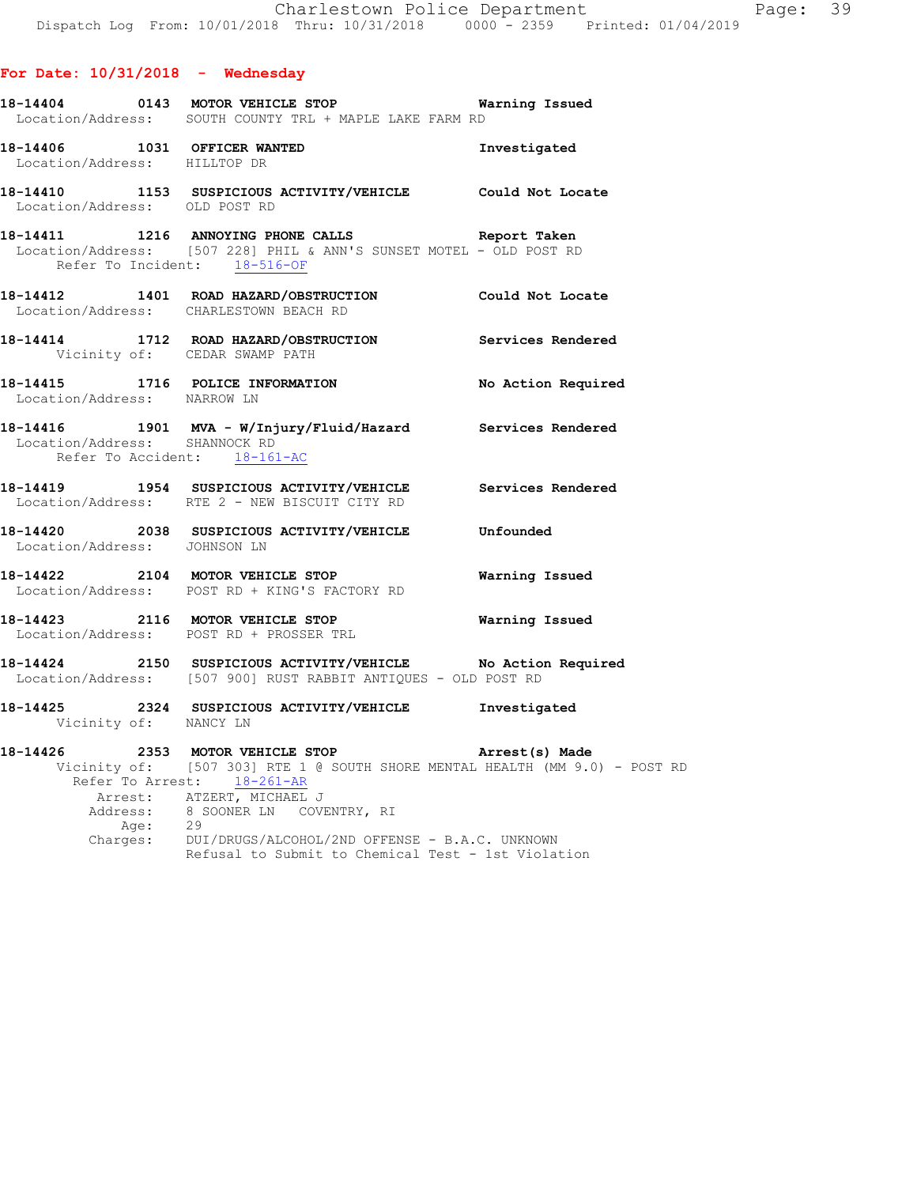## For Date: 10/31/2018 - Wednesday

**18-14404 0143 MOTOR VEHICLE STOP** Warning Issued
Location/Address: SOUTH COUNTY TRL + MAPLE LAKE FARM RD

**18-14406 1031 OFFICER WANTED** Investigated
Location/Address: HILLTOP DR

**18-14410 1153 SUSPICIOUS ACTIVITY/VEHICLE** Could Not Locate
Location/Address: OLD POST RD

**18-14411 1216 ANNOYING PHONE CALLS** Report Taken
Location/Address: [507 228] PHIL & ANN'S SUNSET MOTEL - OLD POST RD
Refer To Incident: 18-516-OF

**18-14412 1401 ROAD HAZARD/OBSTRUCTION** Could Not Locate
Location/Address: CHARLESTOWN BEACH RD

**18-14414 1712 ROAD HAZARD/OBSTRUCTION** Services Rendered
Vicinity of: CEDAR SWAMP PATH

**18-14415 1716 POLICE INFORMATION** No Action Required
Location/Address: NARROW LN

**18-14416 1901 MVA - W/Injury/Fluid/Hazard** Services Rendered
Location/Address: SHANNOCK RD
Refer To Accident: 18-161-AC

**18-14419 1954 SUSPICIOUS ACTIVITY/VEHICLE** Services Rendered
Location/Address: RTE 2 - NEW BISCUIT CITY RD

**18-14420 2038 SUSPICIOUS ACTIVITY/VEHICLE** Unfounded
Location/Address: JOHNSON LN

**18-14422 2104 MOTOR VEHICLE STOP** Warning Issued
Location/Address: POST RD + KING'S FACTORY RD

**18-14423 2116 MOTOR VEHICLE STOP** Warning Issued
Location/Address: POST RD + PROSSER TRL

**18-14424 2150 SUSPICIOUS ACTIVITY/VEHICLE** No Action Required
Location/Address: [507 900] RUST RABBIT ANTIQUES - OLD POST RD

**18-14425 2324 SUSPICIOUS ACTIVITY/VEHICLE** Investigated
Vicinity of: NANCY LN

**18-14426 2353 MOTOR VEHICLE STOP** Arrest(s) Made
Vicinity of: [507 303] RTE 1 @ SOUTH SHORE MENTAL HEALTH (MM 9.0) - POST RD
Refer To Arrest: 18-261-AR
Arrest: ATZERT, MICHAEL J
Address: 8 SOONER LN COVENTRY, RI
Age: 29
Charges: DUI/DRUGS/ALCOHOL/2ND OFFENSE - B.A.C. UNKNOWN
Refusal to Submit to Chemical Test - 1st Violation